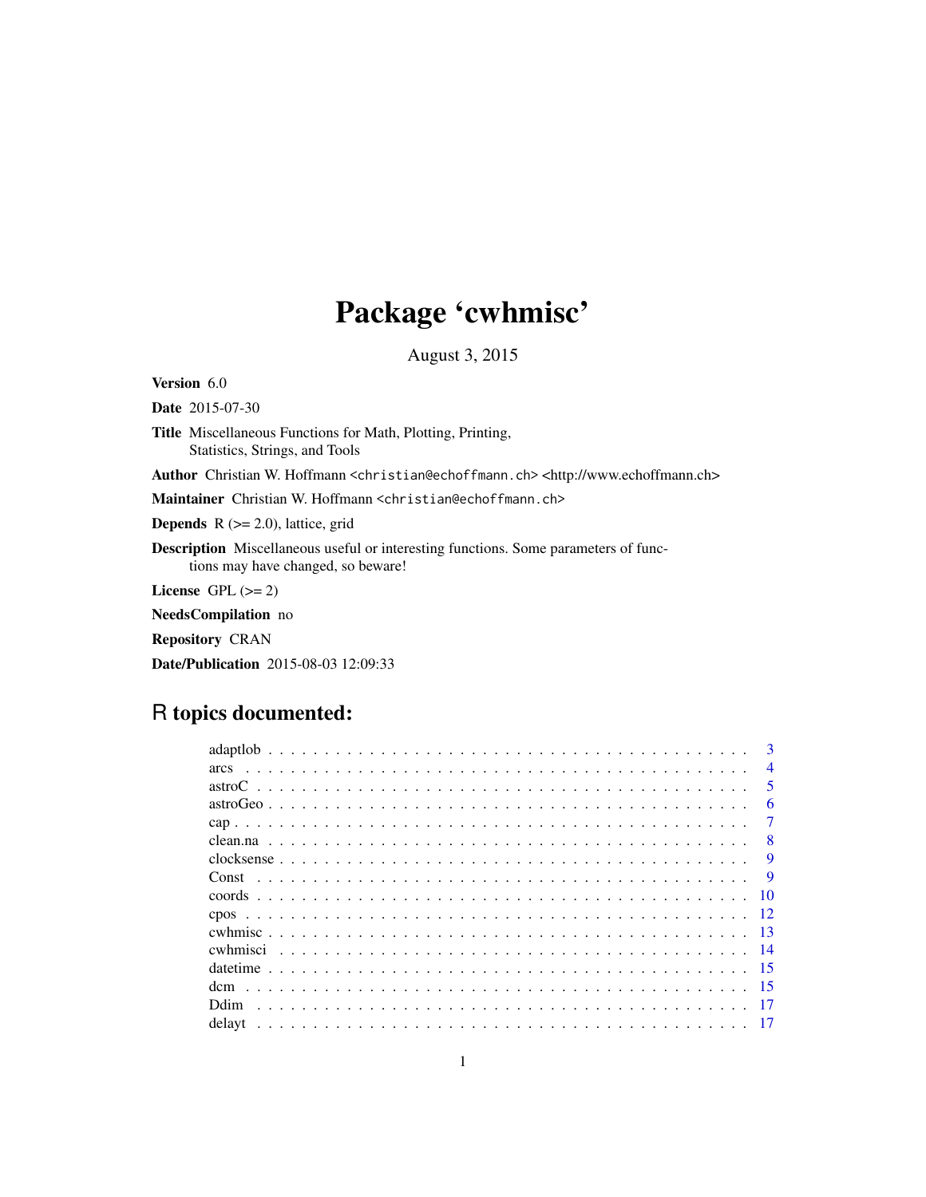# Package 'cwhmisc'

August 3, 2015

**Version** 6.0

**Date** 2015-07-30

**Title** Miscellaneous Functions for Math, Plotting, Printing, Statistics, Strings, and Tools

**Author** Christian W. Hoffmann <christian@echoffmann.ch> <http://www.echoffmann.ch>

**Maintainer** Christian W. Hoffmann <christian@echoffmann.ch>

**Depends** R (>= 2.0), lattice, grid

**Description** Miscellaneous useful or interesting functions. Some parameters of functions may have changed, so beware!

**License** GPL (>= 2)

**NeedsCompilation** no

**Repository** CRAN

**Date/Publication** 2015-08-03 12:09:33

## R topics documented:

| | |
|---|---|
| adaptlob | 3 |
| arcs | 4 |
| astroC | 5 |
| astroGeo | 6 |
| cap | 7 |
| clean.na | 8 |
| clocksense | 9 |
| Const | 9 |
| coords | 10 |
| cpos | 12 |
| cwhmisc | 13 |
| cwhmisci | 14 |
| datetime | 15 |
| dcm | 15 |
| Ddim | 17 |
| delayt | 17 |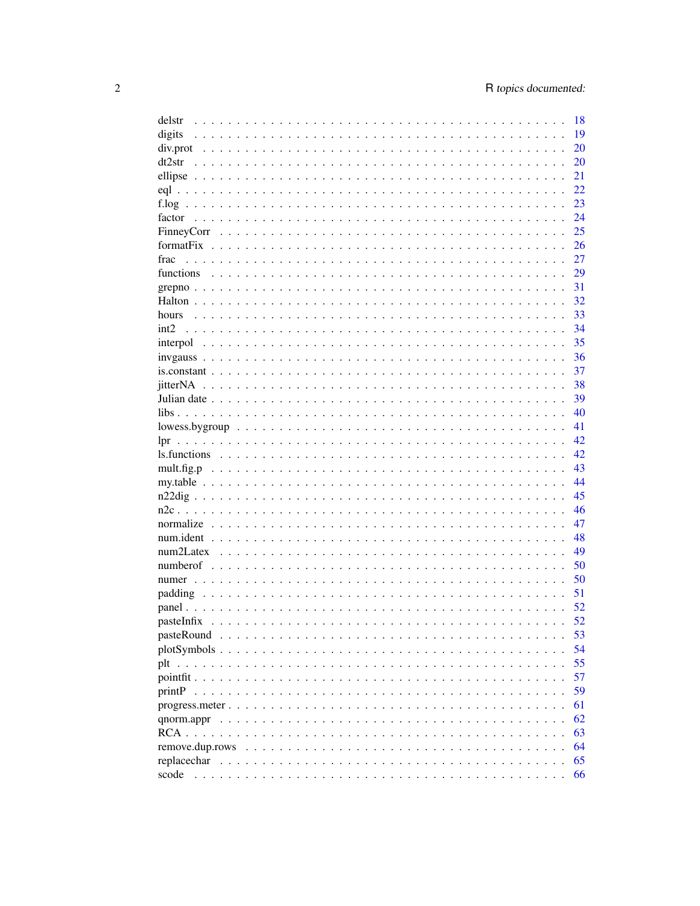| | |
|---|---|
| delstr | 18 |
| digits | 19 |
| div.prot | 20 |
| dt2str | 20 |
| ellipse | 21 |
| eql | 22 |
| f.log | 23 |
| factor | 24 |
| FinneyCorr | 25 |
| formatFix | 26 |
| frac | 27 |
| functions | 29 |
| grepno | 31 |
| Halton | 32 |
| hours | 33 |
| int2 | 34 |
| interpol | 35 |
| invgauss | 36 |
| is.constant | 37 |
| jitterNA | 38 |
| Julian date | 39 |
| libs | 40 |
| lowess.bygroup | 41 |
| lpr | 42 |
| ls.functions | 42 |
| mult.fig.p | 43 |
| my.table | 44 |
| n22dig | 45 |
| n2c | 46 |
| normalize | 47 |
| num.ident | 48 |
| num2Latex | 49 |
| numberof | 50 |
| numer | 50 |
| padding | 51 |
| panel | 52 |
| pasteInfix | 52 |
| pasteRound | 53 |
| plotSymbols | 54 |
| plt | 55 |
| pointfit | 57 |
| printP | 59 |
| progress.meter | 61 |
| qnorm.appr | 62 |
| RCA | 63 |
| remove.dup.rows | 64 |
| replacechar | 65 |
| scode | 66 |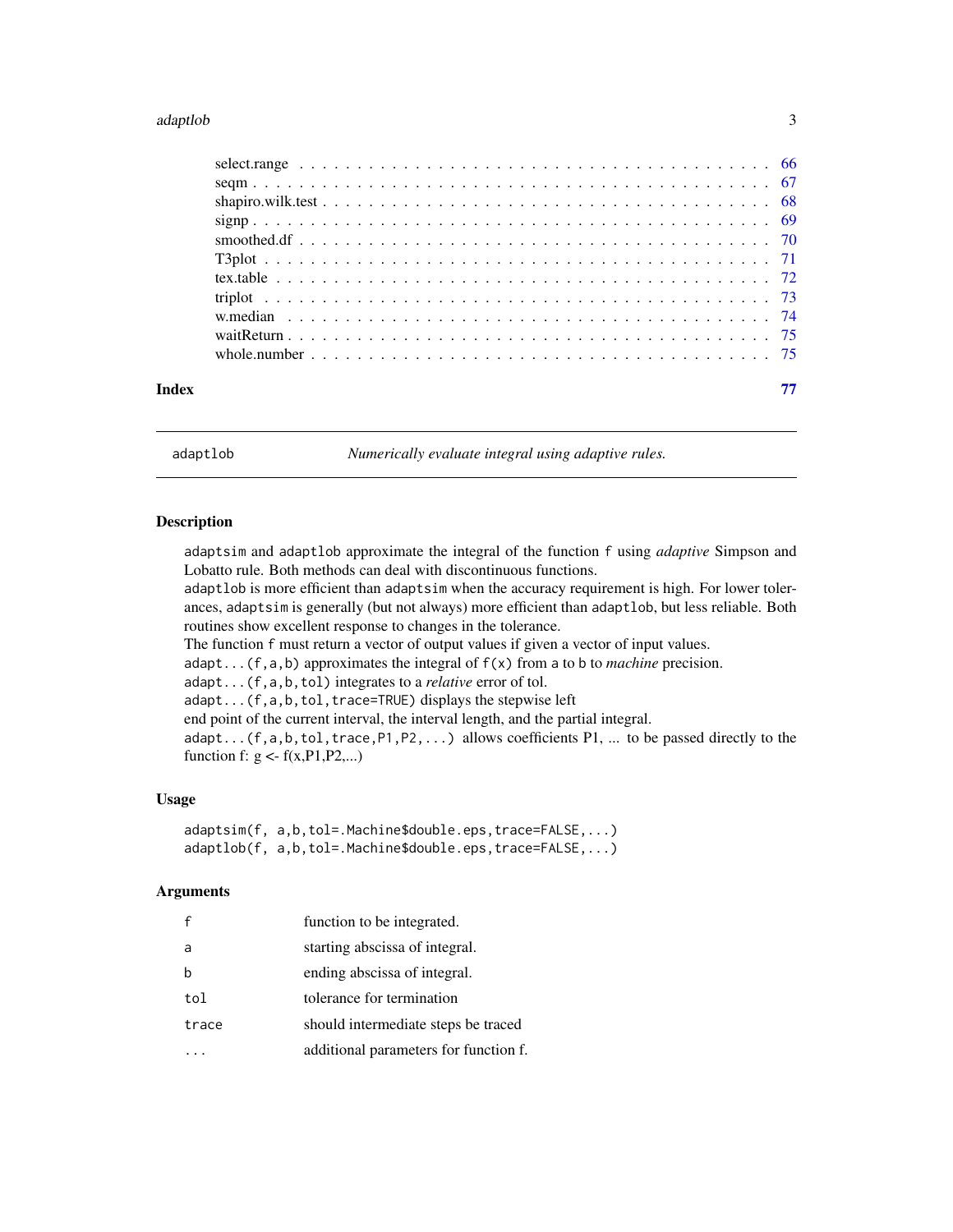| | |
|---|---|
| select.range | 66 |
| seqm | 67 |
| shapiro.wilk.test | 68 |
| signp | 69 |
| smoothed.df | 70 |
| T3plot | 71 |
| tex.table | 72 |
| triplot | 73 |
| w.median | 74 |
| waitReturn | 75 |
| whole.number | 75 |

**Index** **77**

## adaptlob — *Numerically evaluate integral using adaptive rules.*

### Description

`adaptsim` and `adaptlob` approximate the integral of the function `f` using *adaptive* Simpson and Lobatto rule. Both methods can deal with discontinuous functions.
`adaptlob` is more efficient than `adaptsim` when the accuracy requirement is high. For lower tolerances, `adaptsim` is generally (but not always) more efficient than `adaptlob`, but less reliable. Both routines show excellent response to changes in the tolerance.
The function `f` must return a vector of output values if given a vector of input values.
`adapt...(f,a,b)` approximates the integral of `f(x)` from `a` to `b` to *machine* precision.
`adapt...(f,a,b,tol)` integrates to a *relative* error of tol.
`adapt...(f,a,b,tol,trace=TRUE)` displays the stepwise left
end point of the current interval, the interval length, and the partial integral.
`adapt...(f,a,b,tol,trace,P1,P2,...)` allows coefficients P1, ... to be passed directly to the function f: g <- f(x,P1,P2,...)

### Usage

```
adaptsim(f, a,b,tol=.Machine$double.eps,trace=FALSE,...)
adaptlob(f, a,b,tol=.Machine$double.eps,trace=FALSE,...)
```

### Arguments

| | |
|---|---|
| `f` | function to be integrated. |
| `a` | starting abscissa of integral. |
| `b` | ending abscissa of integral. |
| `tol` | tolerance for termination |
| `trace` | should intermediate steps be traced |
| `...` | additional parameters for function f. |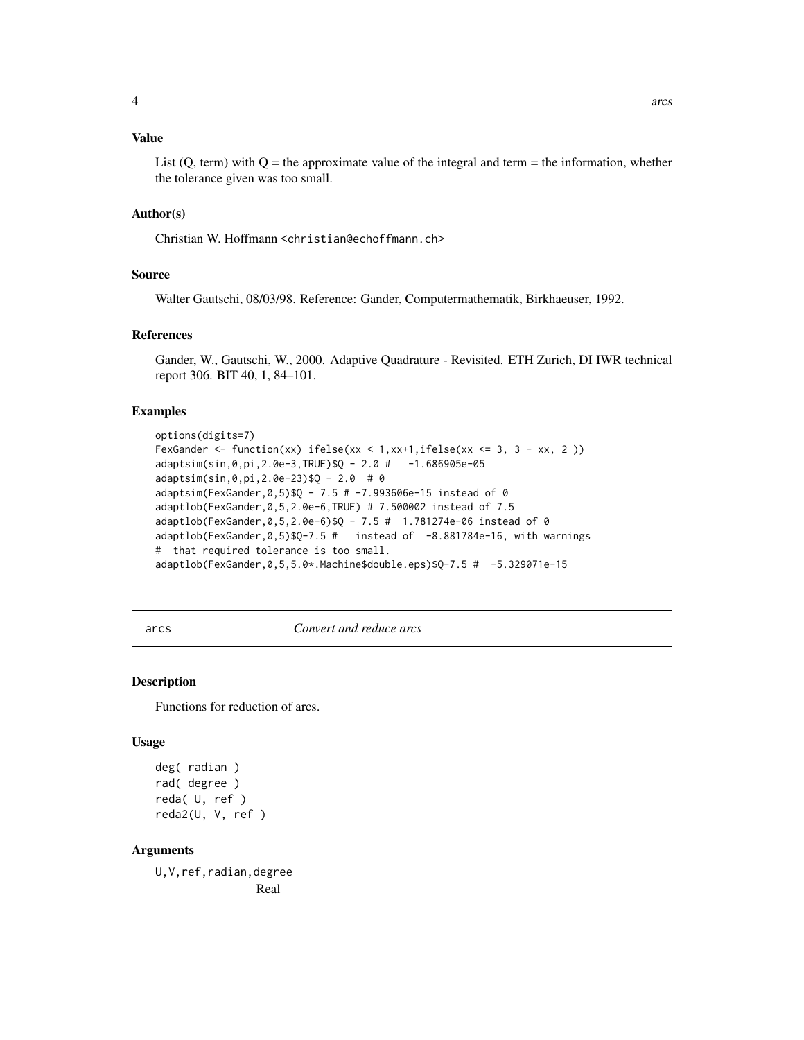### Value

List (Q, term) with Q = the approximate value of the integral and term = the information, whether the tolerance given was too small.

### Author(s)

Christian W. Hoffmann <christian@echoffmann.ch>

### Source

Walter Gautschi, 08/03/98. Reference: Gander, Computermathematik, Birkhaeuser, 1992.

### References

Gander, W., Gautschi, W., 2000. Adaptive Quadrature - Revisited. ETH Zurich, DI IWR technical report 306. BIT 40, 1, 84–101.

### Examples

```
options(digits=7)
FexGander <- function(xx) ifelse(xx < 1,xx+1,ifelse(xx <= 3, 3 - xx, 2 ))
adaptsim(sin,0,pi,2.0e-3,TRUE)$Q - 2.0 #   -1.686905e-05
adaptsim(sin,0,pi,2.0e-23)$Q - 2.0  # 0
adaptsim(FexGander,0,5)$Q - 7.5 # -7.993606e-15 instead of 0
adaptlob(FexGander,0,5,2.0e-6,TRUE) # 7.500002 instead of 7.5
adaptlob(FexGander,0,5,2.0e-6)$Q - 7.5 #  1.781274e-06 instead of 0
adaptlob(FexGander,0,5)$Q-7.5 #   instead of  -8.881784e-16, with warnings
#  that required tolerance is too small.
adaptlob(FexGander,0,5,5.0*.Machine$double.eps)$Q-7.5 #  -5.329071e-15
```

---

## arcs — *Convert and reduce arcs*

### Description

Functions for reduction of arcs.

### Usage

```
deg( radian )
rad( degree )
reda( U, ref )
reda2(U, V, ref )
```

### Arguments

`U,V,ref,radian,degree`
Real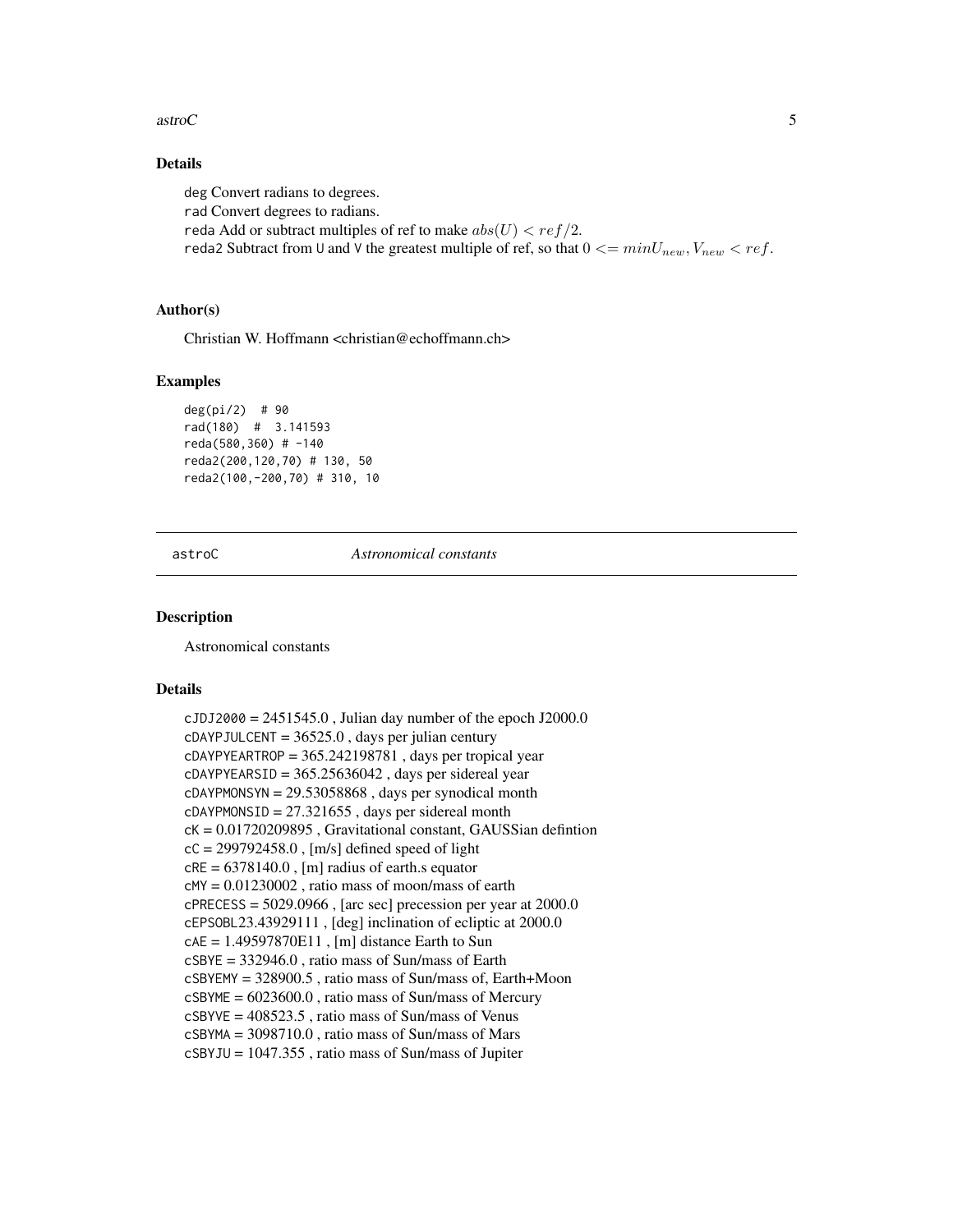## Details

deg Convert radians to degrees.
rad Convert degrees to radians.
reda Add or subtract multiples of ref to make $abs(U) < ref/2$.
reda2 Subtract from U and V the greatest multiple of ref, so that $0 <= minU_{new}, V_{new} < ref$.

## Author(s)

Christian W. Hoffmann <christian@echoffmann.ch>

## Examples

```
deg(pi/2)  # 90
rad(180)  #  3.141593
reda(580,360) # -140
reda2(200,120,70) # 130, 50
reda2(100,-200,70) # 310, 10
```

---

astroC *Astronomical constants*

---

## Description

Astronomical constants

## Details

cJDJ2000 = 2451545.0 , Julian day number of the epoch J2000.0
cDAYPJULCENT = 36525.0 , days per julian century
cDAYPYEARTROP = 365.242198781 , days per tropical year
cDAYPYEARSID = 365.25636042 , days per sidereal year
cDAYPMONSYN = 29.53058868 , days per synodical month
cDAYPMONSID = 27.321655 , days per sidereal month
cK = 0.01720209895 , Gravitational constant, GAUSSian defintion
cC = 299792458.0 , [m/s] defined speed of light
cRE = 6378140.0 , [m] radius of earth.s equator
cMY = 0.01230002 , ratio mass of moon/mass of earth
cPRECESS = 5029.0966 , [arc sec] precession per year at 2000.0
cEPSOBL23.43929111 , [deg] inclination of ecliptic at 2000.0
cAE = 1.49597870E11 , [m] distance Earth to Sun
cSBYE = 332946.0 , ratio mass of Sun/mass of Earth
cSBYEMY = 328900.5 , ratio mass of Sun/mass of, Earth+Moon
cSBYME = 6023600.0 , ratio mass of Sun/mass of Mercury
cSBYVE = 408523.5 , ratio mass of Sun/mass of Venus
cSBYMA = 3098710.0 , ratio mass of Sun/mass of Mars
cSBYJU = 1047.355 , ratio mass of Sun/mass of Jupiter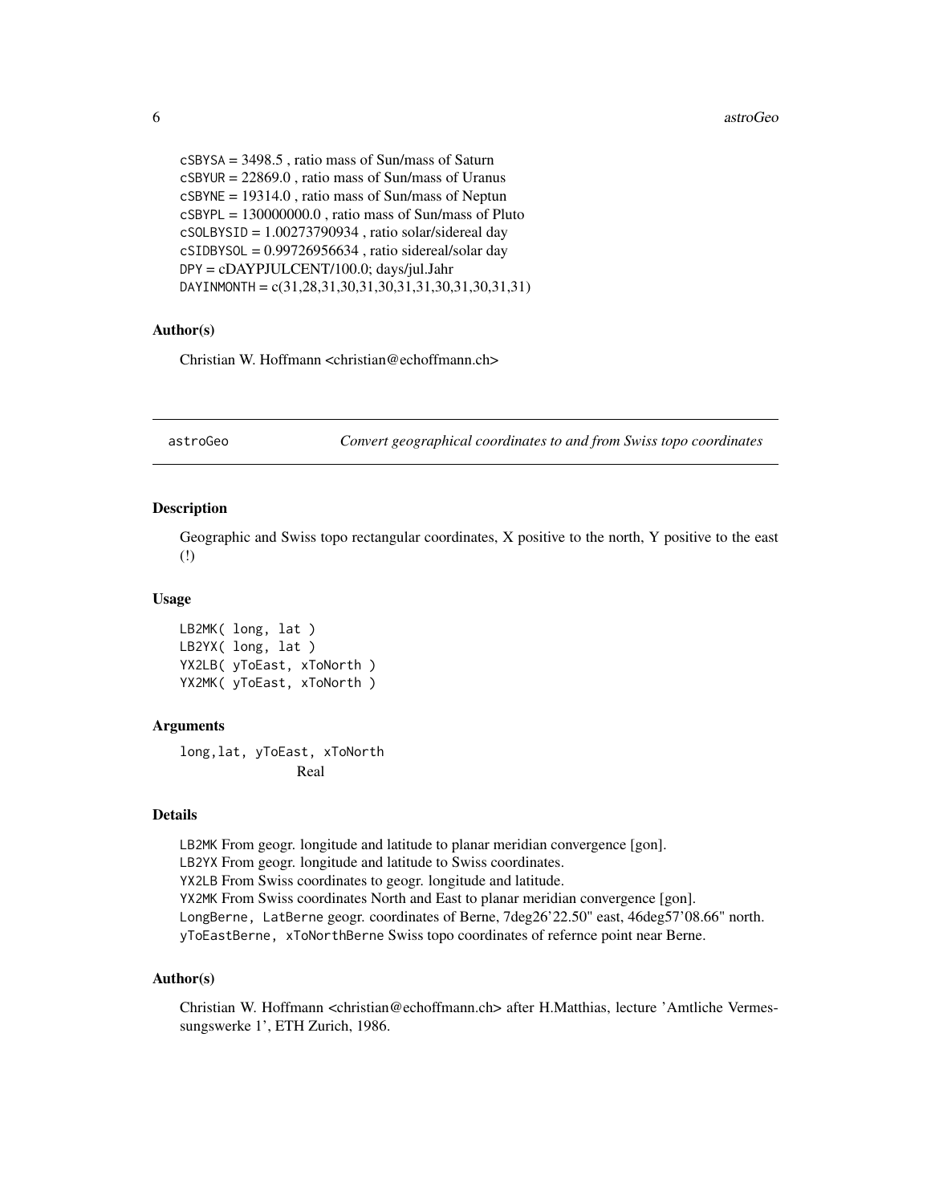`cSBYSA` = 3498.5 , ratio mass of Sun/mass of Saturn
`cSBYUR` = 22869.0 , ratio mass of Sun/mass of Uranus
`cSBYNE` = 19314.0 , ratio mass of Sun/mass of Neptun
`cSBYPL` = 130000000.0 , ratio mass of Sun/mass of Pluto
`cSOLBYSID` = 1.00273790934 , ratio solar/sidereal day
`cSIDBYSOL` = 0.99726956634 , ratio sidereal/solar day
`DPY` = cDAYPJULCENT/100.0; days/jul.Jahr
`DAYINMONTH` = c(31,28,31,30,31,30,31,31,30,31,30,31,31)

### Author(s)

Christian W. Hoffmann <christian@echoffmann.ch>

---

## astroGeo — *Convert geographical coordinates to and from Swiss topo coordinates*

### Description

Geographic and Swiss topo rectangular coordinates, X positive to the north, Y positive to the east (!)

### Usage

```
LB2MK( long, lat )
LB2YX( long, lat )
YX2LB( yToEast, xToNorth )
YX2MK( yToEast, xToNorth )
```

### Arguments

`long,lat, yToEast, xToNorth`
Real

### Details

`LB2MK` From geogr. longitude and latitude to planar meridian convergence [gon].
`LB2YX` From geogr. longitude and latitude to Swiss coordinates.
`YX2LB` From Swiss coordinates to geogr. longitude and latitude.
`YX2MK` From Swiss coordinates North and East to planar meridian convergence [gon].
`LongBerne, LatBerne` geogr. coordinates of Berne, 7deg26'22.50" east, 46deg57'08.66" north.
`yToEastBerne, xToNorthBerne` Swiss topo coordinates of refernce point near Berne.

### Author(s)

Christian W. Hoffmann <christian@echoffmann.ch> after H.Matthias, lecture 'Amtliche Vermessungswerke 1', ETH Zurich, 1986.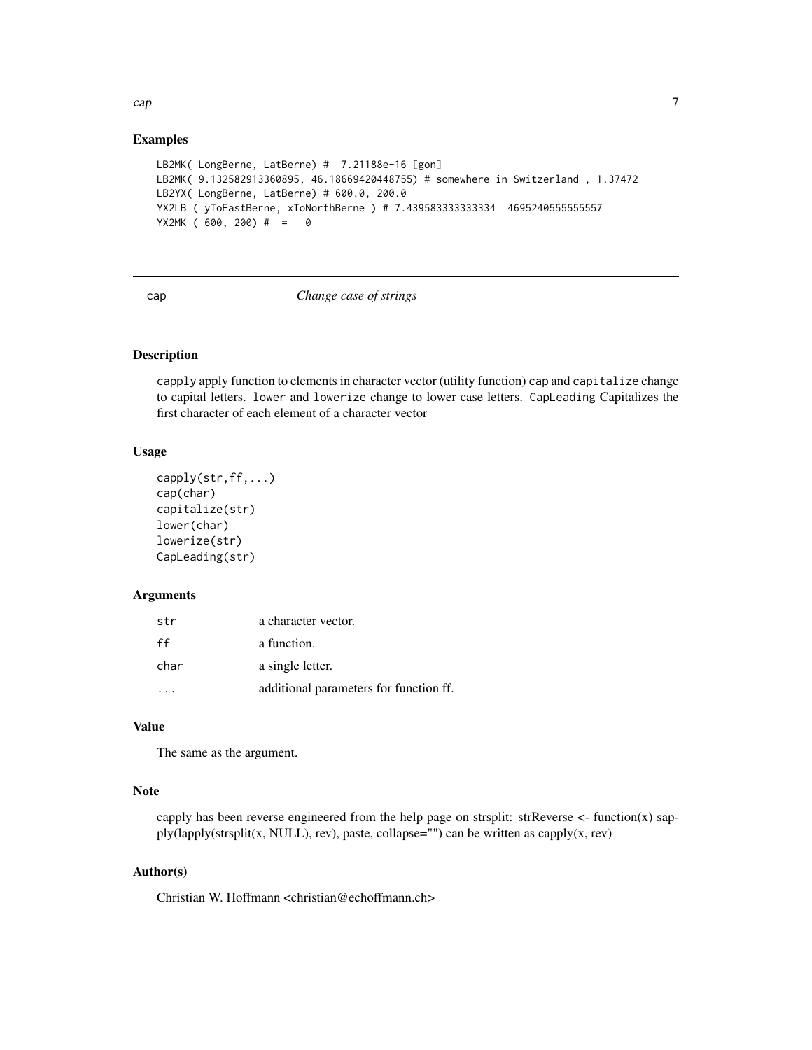## Examples

```
LB2MK( LongBerne, LatBerne) #  7.21188e-16 [gon]
LB2MK( 9.132582913360895, 46.18669420448755) # somewhere in Switzerland , 1.37472
LB2YX( LongBerne, LatBerne) # 600.0, 200.0
YX2LB ( yToEastBerne, xToNorthBerne ) # 7.439583333333334  4695240555555557
YX2MK ( 600, 200) #  =   0
```

---

# cap — *Change case of strings*

---

## Description

capply apply function to elements in character vector (utility function) cap and capitalize change to capital letters. lower and lowerize change to lower case letters. CapLeading Capitalizes the first character of each element of a character vector

## Usage

```
capply(str,ff,...)
cap(char)
capitalize(str)
lower(char)
lowerize(str)
CapLeading(str)
```

## Arguments

| | |
|---|---|
| str | a character vector. |
| ff | a function. |
| char | a single letter. |
| ... | additional parameters for function ff. |

## Value

The same as the argument.

## Note

capply has been reverse engineered from the help page on strsplit: strReverse <- function(x) sapply(lapply(strsplit(x, NULL), rev), paste, collapse="") can be written as capply(x, rev)

## Author(s)

Christian W. Hoffmann <christian@echoffmann.ch>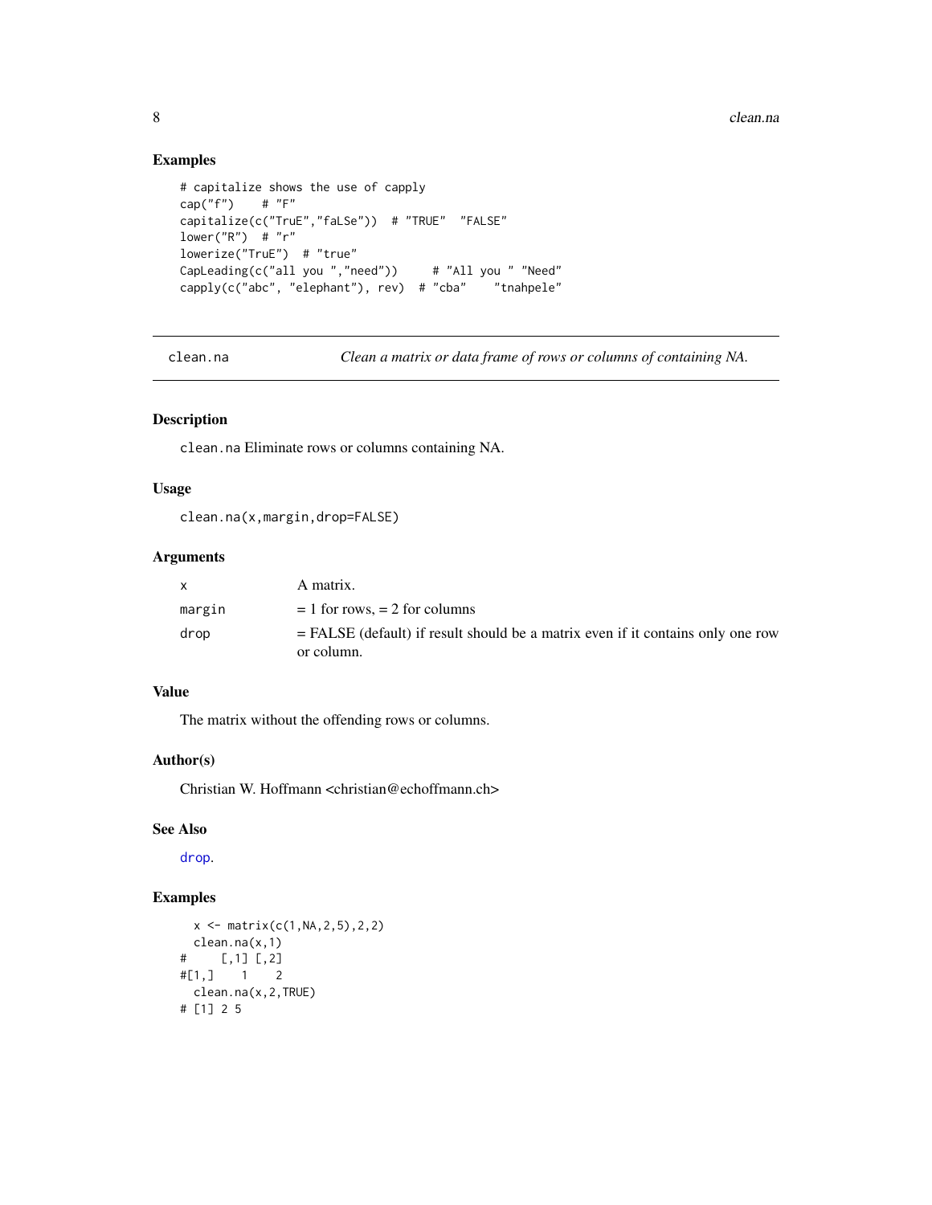## Examples

```
# capitalize shows the use of capply
cap("f")    # "F"
capitalize(c("TruE","faLSe"))  # "TRUE"  "FALSE"
lower("R")  # "r"
lowerize("TruE")  # "true"
CapLeading(c("all you ","need"))     # "All you " "Need"
capply(c("abc", "elephant"), rev)  # "cba"    "tnahpele"
```

---

`clean.na` *Clean a matrix or data frame of rows or columns of containing NA.*

---

## Description

`clean.na` Eliminate rows or columns containing NA.

## Usage

```
clean.na(x,margin,drop=FALSE)
```

## Arguments

| | |
|---|---|
| `x` | A matrix. |
| `margin` | = 1 for rows, = 2 for columns |
| `drop` | = FALSE (default) if result should be a matrix even if it contains only one row or column. |

## Value

The matrix without the offending rows or columns.

## Author(s)

Christian W. Hoffmann <christian@echoffmann.ch>

## See Also

`drop`.

## Examples

```
  x <- matrix(c(1,NA,2,5),2,2)
  clean.na(x,1)
#     [,1] [,2]
#[1,]    1    2
  clean.na(x,2,TRUE)
# [1] 2 5
```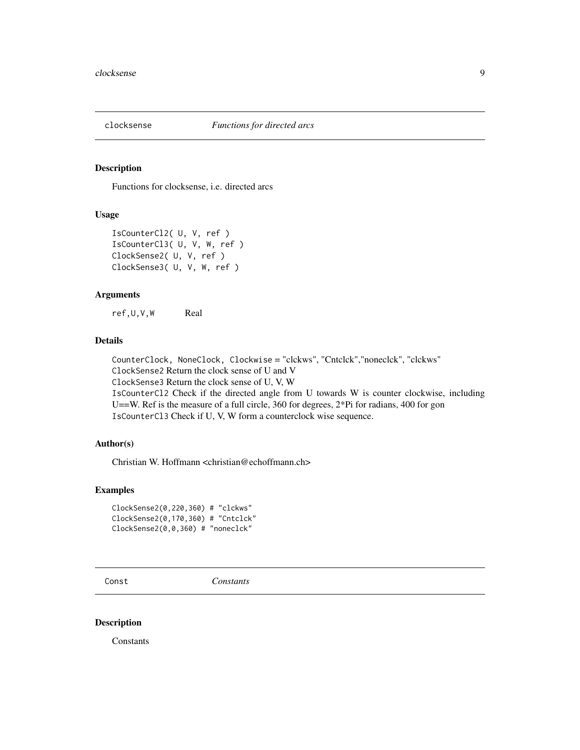## clocksense — *Functions for directed arcs*

### Description

Functions for clocksense, i.e. directed arcs

### Usage

```
IsCounterCl2( U, V, ref )
IsCounterCl3( U, V, W, ref )
ClockSense2( U, V, ref )
ClockSense3( U, V, W, ref )
```

### Arguments

| | |
|---|---|
| `ref,U,V,W` | Real |

### Details

`CounterClock, NoneClock, Clockwise` = "clckws", "Cntclck","noneclck", "clckws"
`ClockSense2` Return the clock sense of U and V
`ClockSense3` Return the clock sense of U, V, W
`IsCounterCl2` Check if the directed angle from U towards W is counter clockwise, including U==W. Ref is the measure of a full circle, 360 for degrees, 2*Pi for radians, 400 for gon
`IsCounterCl3` Check if U, V, W form a counterclock wise sequence.

### Author(s)

Christian W. Hoffmann <christian@echoffmann.ch>

### Examples

```
ClockSense2(0,220,360) # "clckws"
ClockSense2(0,170,360) # "Cntclck"
ClockSense2(0,0,360) # "noneclck"
```

## Const — *Constants*

### Description

Constants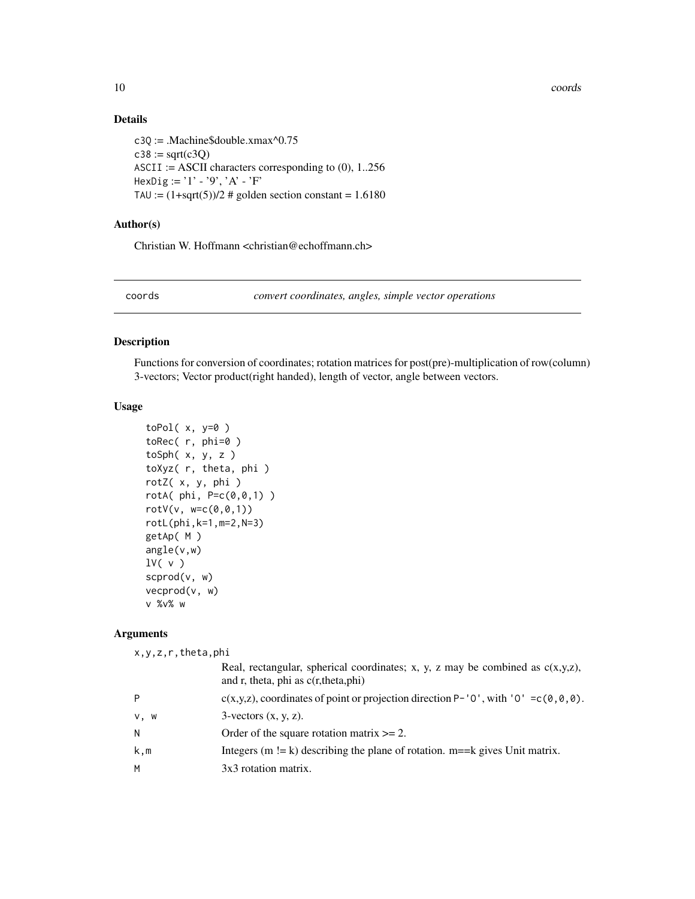## Details

c3Q := .Machine$double.xmax^0.75
c38 := sqrt(c3Q)
ASCII := ASCII characters corresponding to (0), 1..256
HexDig := '1' - '9', 'A' - 'F'
TAU := (1+sqrt(5))/2 # golden section constant = 1.6180

## Author(s)

Christian W. Hoffmann <christian@echoffmann.ch>

---

# coords — *convert coordinates, angles, simple vector operations*

## Description

Functions for conversion of coordinates; rotation matrices for post(pre)-multiplication of row(column) 3-vectors; Vector product(right handed), length of vector, angle between vectors.

## Usage

```
toPol( x, y=0 )
toRec( r, phi=0 )
toSph( x, y, z )
toXyz( r, theta, phi )
rotZ( x, y, phi )
rotA( phi, P=c(0,0,1) )
rotV(v, w=c(0,0,1))
rotL(phi,k=1,m=2,N=3)
getAp( M )
angle(v,w)
lV( v )
scprod(v, w)
vecprod(v, w)
v %v% w
```

## Arguments

| | |
|---|---|
| x,y,z,r,theta,phi | Real, rectangular, spherical coordinates; x, y, z may be combined as c(x,y,z), and r, theta, phi as c(r,theta,phi) |
| P | c(x,y,z), coordinates of point or projection direction P-'O', with 'O' =c(0,0,0). |
| v, w | 3-vectors (x, y, z). |
| N | Order of the square rotation matrix >= 2. |
| k,m | Integers (m != k) describing the plane of rotation. m==k gives Unit matrix. |
| M | 3x3 rotation matrix. |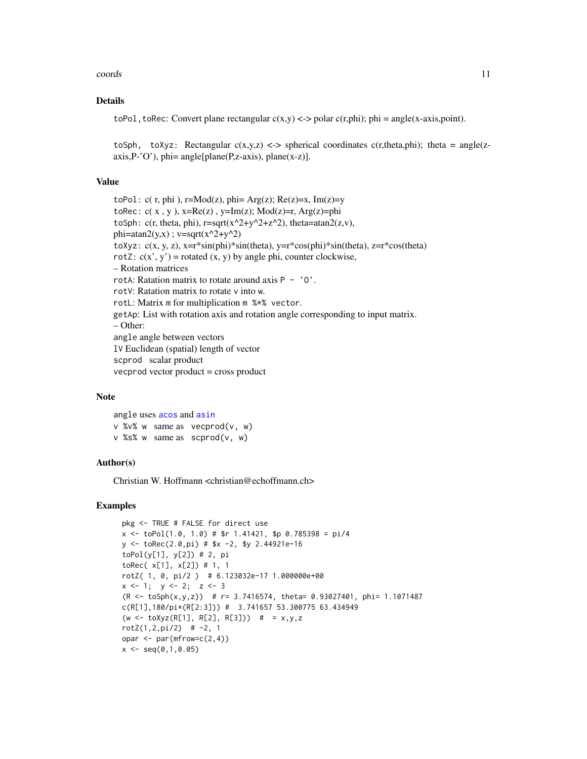### Details

`toPol,toRec`: Convert plane rectangular c(x,y) <-> polar c(r,phi); phi = angle(x-axis,point).

`toSph, toXyz`: Rectangular c(x,y,z) <-> spherical coordinates c(r,theta,phi); theta = angle(z-axis,P-'O'), phi= angle[plane(P,z-axis), plane(x-z)].

### Value

`toPol`: c( r, phi ), r=Mod(z), phi= Arg(z); Re(z)=x, Im(z)=y  
`toRec`: c( x , y ), x=Re(z) , y=Im(z); Mod(z)=r, Arg(z)=phi  
`toSph`: c(r, theta, phi), r=sqrt(x^2+y^2+z^2), theta=atan2(z,v),  
phi=atan2(y,x) ; v=sqrt(x^2+y^2)  
`toXyz`: c(x, y, z), x=r*sin(phi)*sin(theta), y=r*cos(phi)*sin(theta), z=r*cos(theta)  
`rotZ`: c(x', y') = rotated (x, y) by angle phi, counter clockwise,  
– Rotation matrices  
`rotA`: Ratation matrix to rotate around axis `P - 'O'`.  
`rotV`: Ratation matrix to rotate `v` into `w`.  
`rotL`: Matrix `m` for multiplication `m %*% vector`.  
`getAp`: List with rotation axis and rotation angle corresponding to input matrix.  
– Other:  
`angle` angle between vectors  
`lV` Euclidean (spatial) length of vector  
`scprod` scalar product  
`vecprod` vector product = cross product

### Note

`angle` uses `acos` and `asin`  
`v %v% w` same as `vecprod(v, w)`  
`v %s% w` same as `scprod(v, w)`

### Author(s)

Christian W. Hoffmann <christian@echoffmann.ch>

### Examples

```
pkg <- TRUE # FALSE for direct use
x <- toPol(1.0, 1.0) # $r 1.41421, $p 0.785398 = pi/4
y <- toRec(2.0,pi) # $x -2, $y 2.44921e-16
toPol(y[1], y[2]) # 2, pi
toRec( x[1], x[2]) # 1, 1
rotZ( 1, 0, pi/2 )  # 6.123032e-17 1.000000e+00
x <- 1;  y <- 2;  z <- 3
(R <- toSph(x,y,z))  # r= 3.7416574, theta= 0.93027401, phi= 1.1071487
c(R[1],180/pi*(R[2:3])) #  3.741657 53.300775 63.434949
(w <- toXyz(R[1], R[2], R[3]))  #  = x,y,z
rotZ(1,2,pi/2)  # -2, 1
opar <- par(mfrow=c(2,4))
x <- seq(0,1,0.05)
```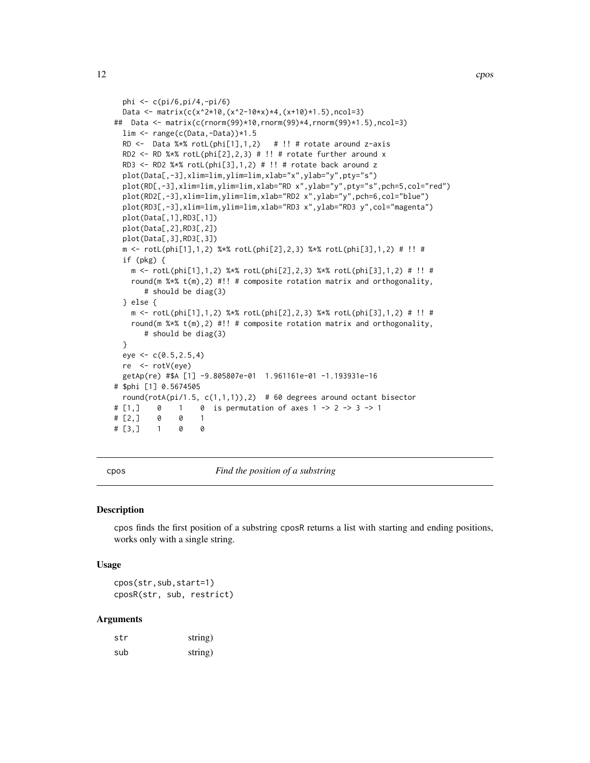```
  phi <- c(pi/6,pi/4,-pi/6)
  Data <- matrix(c(x^2*10,(x^2-10*x)*4,(x+10)*1.5),ncol=3)
##  Data <- matrix(c(rnorm(99)*10,rnorm(99)*4,rnorm(99)*1.5),ncol=3)
  lim <- range(c(Data,-Data))*1.5
  RD <-  Data %*% rotL(phi[1],1,2)   # !! # rotate around z-axis
  RD2 <- RD %*% rotL(phi[2],2,3) # !! # rotate further around x
  RD3 <- RD2 %*% rotL(phi[3],1,2) # !! # rotate back around z
  plot(Data[,-3],xlim=lim,ylim=lim,xlab="x",ylab="y",pty="s")
  plot(RD[,-3],xlim=lim,ylim=lim,xlab="RD x",ylab="y",pty="s",pch=5,col="red")
  plot(RD2[,-3],xlim=lim,ylim=lim,xlab="RD2 x",ylab="y",pch=6,col="blue")
  plot(RD3[,-3],xlim=lim,ylim=lim,xlab="RD3 x",ylab="RD3 y",col="magenta")
  plot(Data[,1],RD3[,1])
  plot(Data[,2],RD3[,2])
  plot(Data[,3],RD3[,3])
  m <- rotL(phi[1],1,2) %*% rotL(phi[2],2,3) %*% rotL(phi[3],1,2) # !! #
  if (pkg) {
    m <- rotL(phi[1],1,2) %*% rotL(phi[2],2,3) %*% rotL(phi[3],1,2) # !! #
    round(m %*% t(m),2) #!! # composite rotation matrix and orthogonality,
       # should be diag(3)
  } else {
    m <- rotL(phi[1],1,2) %*% rotL(phi[2],2,3) %*% rotL(phi[3],1,2) # !! #
    round(m %*% t(m),2) #!! # composite rotation matrix and orthogonality,
       # should be diag(3)
  }
  eye <- c(0.5,2.5,4)
  re  <- rotV(eye)
  getAp(re) #$A [1] -9.805807e-01  1.961161e-01 -1.193931e-16
# $phi [1] 0.5674505
  round(rotA(pi/1.5, c(1,1,1)),2)  # 60 degrees around octant bisector
# [1,]    0    1    0  is permutation of axes 1 -> 2 -> 3 -> 1
# [2,]    0    0    1
# [3,]    1    0    0
```

---

## cpos — *Find the position of a substring*

### Description

cpos finds the first position of a substring cposR returns a list with starting and ending positions, works only with a single string.

### Usage

```
cpos(str,sub,start=1)
cposR(str, sub, restrict)
```

### Arguments

| | |
|---|---|
| str | string) |
| sub | string) |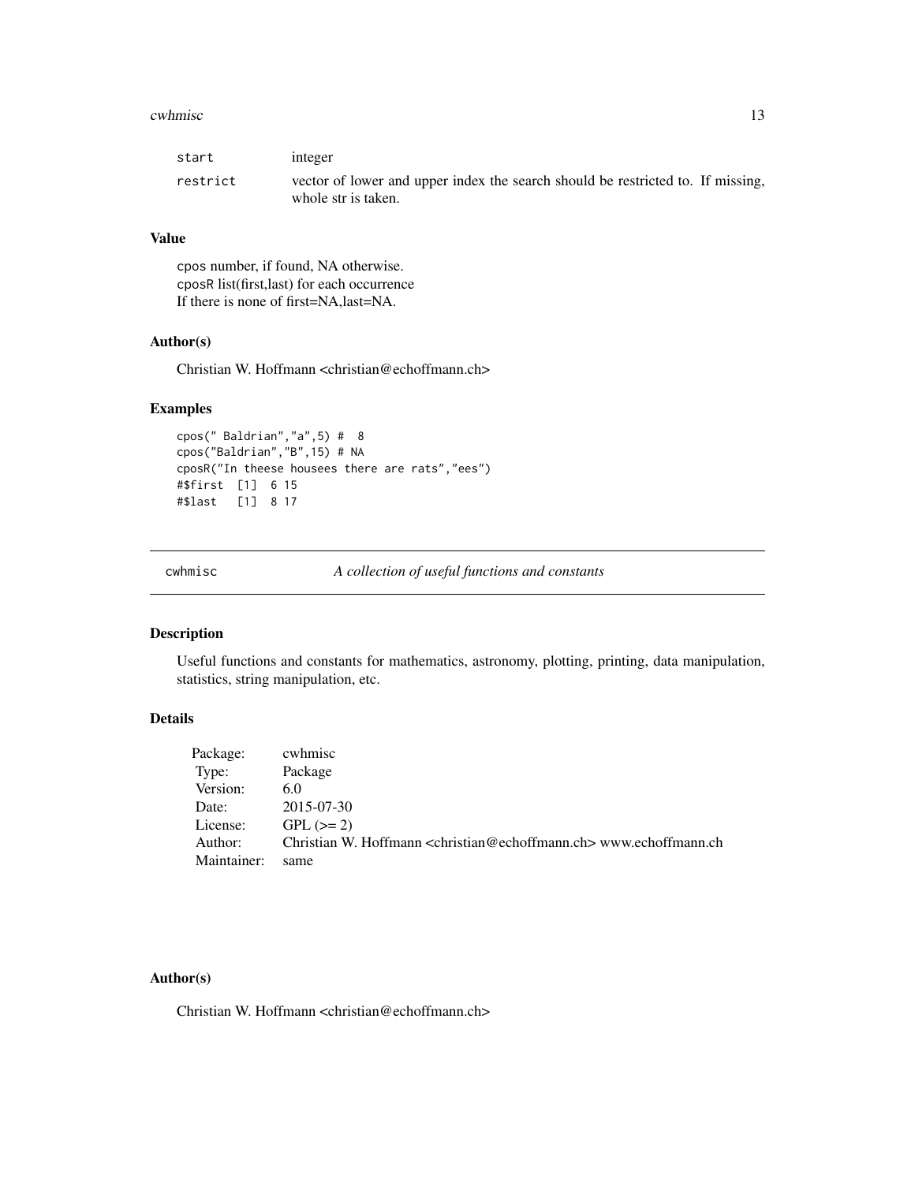| | |
|---|---|
| start | integer |
| restrict | vector of lower and upper index the search should be restricted to. If missing, whole str is taken. |

### Value

cpos number, if found, NA otherwise.
cposR list(first,last) for each occurrence
If there is none of first=NA,last=NA.

### Author(s)

Christian W. Hoffmann <christian@echoffmann.ch>

### Examples

```
cpos(" Baldrian","a",5) #  8
cpos("Baldrian","B",15) # NA
cposR("In theese housees there are rats","ees")
#$first  [1]  6 15
#$last   [1]  8 17
```

---

## cwhmisc — *A collection of useful functions and constants*

### Description

Useful functions and constants for mathematics, astronomy, plotting, printing, data manipulation, statistics, string manipulation, etc.

### Details

| | |
|---|---|
| Package: | cwhmisc |
| Type: | Package |
| Version: | 6.0 |
| Date: | 2015-07-30 |
| License: | GPL (>= 2) |
| Author: | Christian W. Hoffmann <christian@echoffmann.ch> www.echoffmann.ch |
| Maintainer: | same |

### Author(s)

Christian W. Hoffmann <christian@echoffmann.ch>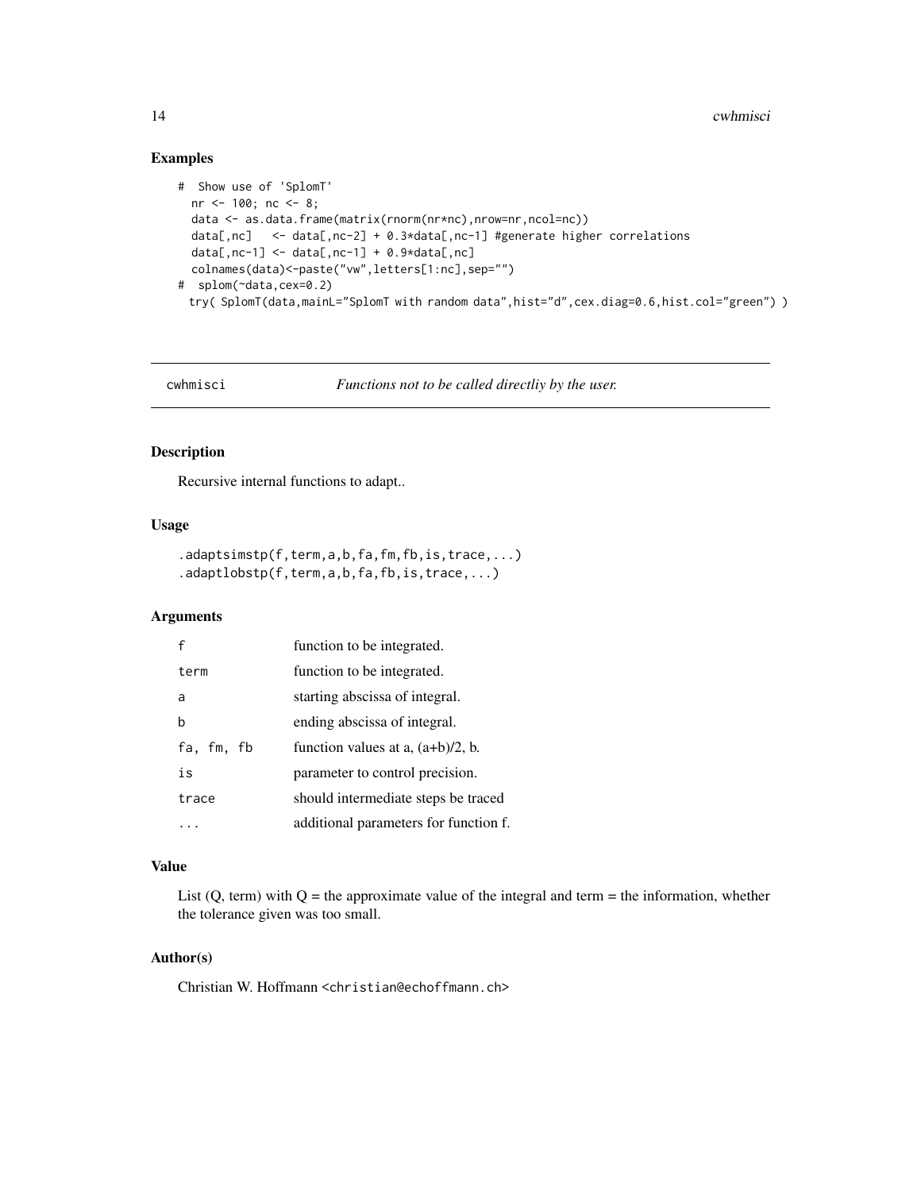## Examples

```
#  Show use of 'SplomT'
  nr <- 100; nc <- 8;
  data <- as.data.frame(matrix(rnorm(nr*nc),nrow=nr,ncol=nc))
  data[,nc]   <- data[,nc-2] + 0.3*data[,nc-1] #generate higher correlations
  data[,nc-1] <- data[,nc-1] + 0.9*data[,nc]
  colnames(data)<-paste("vw",letters[1:nc],sep="")
#  splom(~data,cex=0.2)
 try( SplomT(data,mainL="SplomT with random data",hist="d",cex.diag=0.6,hist.col="green") )
```

---

cwhmisci *Functions not to be called directliy by the user.*

---

## Description

Recursive internal functions to adapt..

## Usage

```
.adaptsimstp(f,term,a,b,fa,fm,fb,is,trace,...)
.adaptlobstp(f,term,a,b,fa,fb,is,trace,...)
```

## Arguments

| | |
|---|---|
| f | function to be integrated. |
| term | function to be integrated. |
| a | starting abscissa of integral. |
| b | ending abscissa of integral. |
| fa, fm, fb | function values at a, (a+b)/2, b. |
| is | parameter to control precision. |
| trace | should intermediate steps be traced |
| ... | additional parameters for function f. |

## Value

List (Q, term) with Q = the approximate value of the integral and term = the information, whether the tolerance given was too small.

## Author(s)

Christian W. Hoffmann <christian@echoffmann.ch>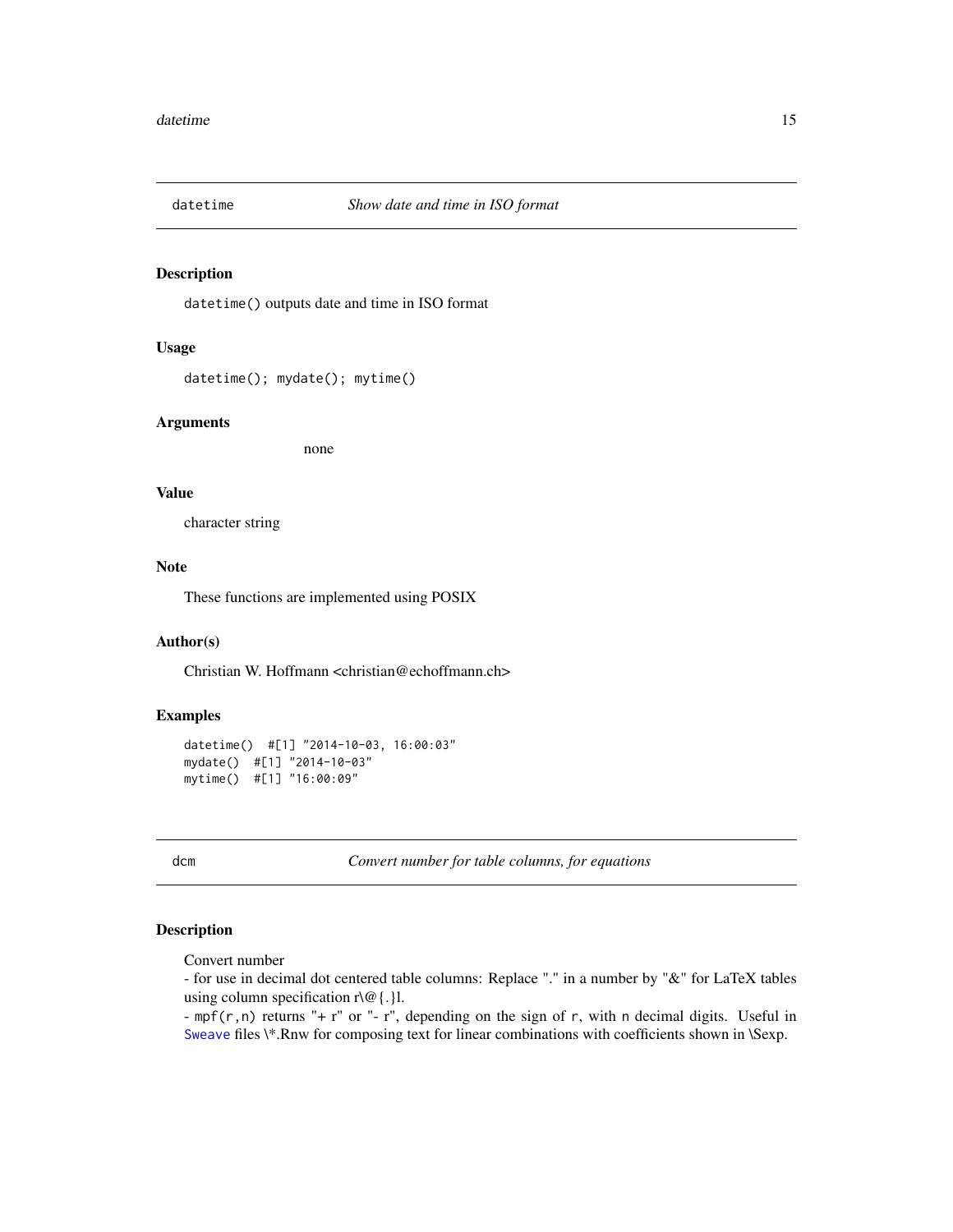## datetime — *Show date and time in ISO format*

### Description

`datetime()` outputs date and time in ISO format

### Usage

```
datetime(); mydate(); mytime()
```

### Arguments

none

### Value

character string

### Note

These functions are implemented using POSIX

### Author(s)

Christian W. Hoffmann <christian@echoffmann.ch>

### Examples

```
datetime()  #[1] "2014-10-03, 16:00:03"
mydate()  #[1] "2014-10-03"
mytime()  #[1] "16:00:09"
```

## dcm — *Convert number for table columns, for equations*

### Description

Convert number
- for use in decimal dot centered table columns: Replace "." in a number by "&" for LaTeX tables using column specification r\@{.}l.
- `mpf(r,n)` returns "+ r" or "- r", depending on the sign of `r`, with `n` decimal digits. Useful in Sweave files \*.Rnw for composing text for linear combinations with coefficients shown in \Sexp.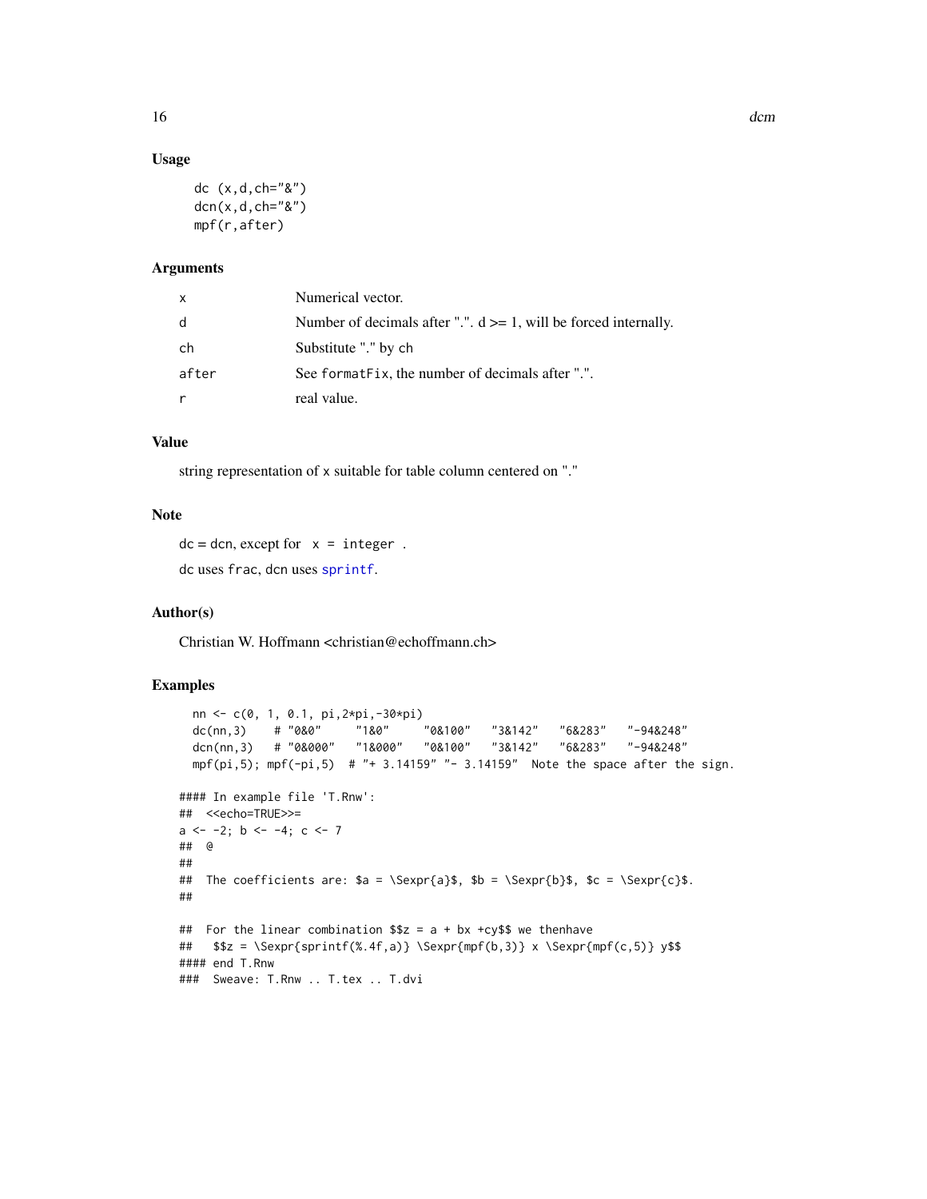### Usage

```
dc (x,d,ch="&")
dcn(x,d,ch="&")
mpf(r,after)
```

### Arguments

| | |
|---|---|
| x | Numerical vector. |
| d | Number of decimals after ".". d >= 1, will be forced internally. |
| ch | Substitute "." by ch |
| after | See formatFix, the number of decimals after ".". |
| r | real value. |

### Value

string representation of x suitable for table column centered on "."

### Note

dc = dcn, except for `x = integer` .

dc uses `frac`, dcn uses `sprintf`.

### Author(s)

Christian W. Hoffmann <christian@echoffmann.ch>

### Examples

```
  nn <- c(0, 1, 0.1, pi,2*pi,-30*pi)
  dc(nn,3)    # "0&0"     "1&0"     "0&100"   "3&142"   "6&283"   "-94&248"
  dcn(nn,3)   # "0&000"   "1&000"   "0&100"   "3&142"   "6&283"   "-94&248"
  mpf(pi,5); mpf(-pi,5)  # "+ 3.14159" "- 3.14159"  Note the space after the sign.

#### In example file 'T.Rnw':
##  <<echo=TRUE>>=
a <- -2; b <- -4; c <- 7
##  @
##
##  The coefficients are: $a = \Sexpr{a}$, $b = \Sexpr{b}$, $c = \Sexpr{c}$.
##

##  For the linear combination $$z = a + bx +cy$$ we thenhave
##   $$z = \Sexpr{sprintf(%.4f,a)} \Sexpr{mpf(b,3)} x \Sexpr{mpf(c,5)} y$$
#### end T.Rnw
###  Sweave: T.Rnw .. T.tex .. T.dvi
```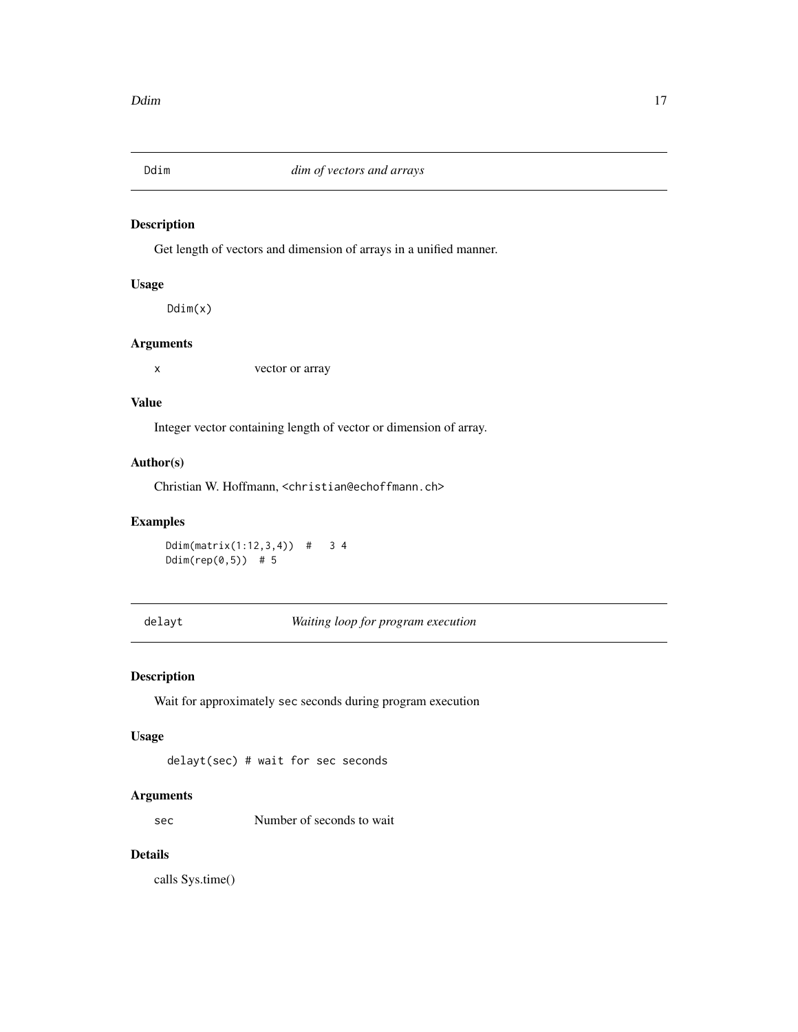## Ddim *dim of vectors and arrays*

### Description

Get length of vectors and dimension of arrays in a unified manner.

### Usage

```
Ddim(x)
```

### Arguments

x vector or array

### Value

Integer vector containing length of vector or dimension of array.

### Author(s)

Christian W. Hoffmann, <christian@echoffmann.ch>

### Examples

```
Ddim(matrix(1:12,3,4))  #   3 4
Ddim(rep(0,5))  # 5
```

## delayt *Waiting loop for program execution*

### Description

Wait for approximately sec seconds during program execution

### Usage

```
delayt(sec) # wait for sec seconds
```

### Arguments

sec Number of seconds to wait

### Details

calls Sys.time()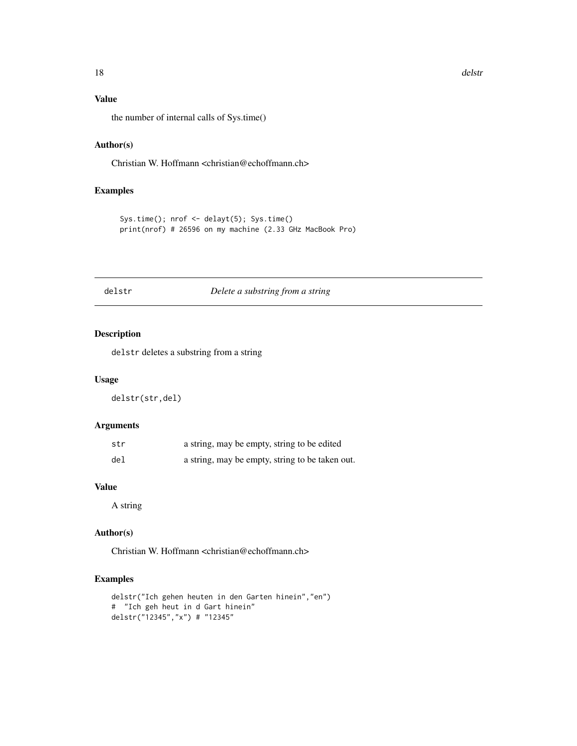## Value

the number of internal calls of Sys.time()

## Author(s)

Christian W. Hoffmann <christian@echoffmann.ch>

## Examples

```
Sys.time(); nrof <- delayt(5); Sys.time()
print(nrof) # 26596 on my machine (2.33 GHz MacBook Pro)
```

---

# delstr *Delete a substring from a string*

## Description

delstr deletes a substring from a string

## Usage

```
delstr(str,del)
```

## Arguments

| | |
|---|---|
| str | a string, may be empty, string to be edited |
| del | a string, may be empty, string to be taken out. |

## Value

A string

## Author(s)

Christian W. Hoffmann <christian@echoffmann.ch>

## Examples

```
delstr("Ich gehen heuten in den Garten hinein","en")
#  "Ich geh heut in d Gart hinein"
delstr("12345","x") # "12345"
```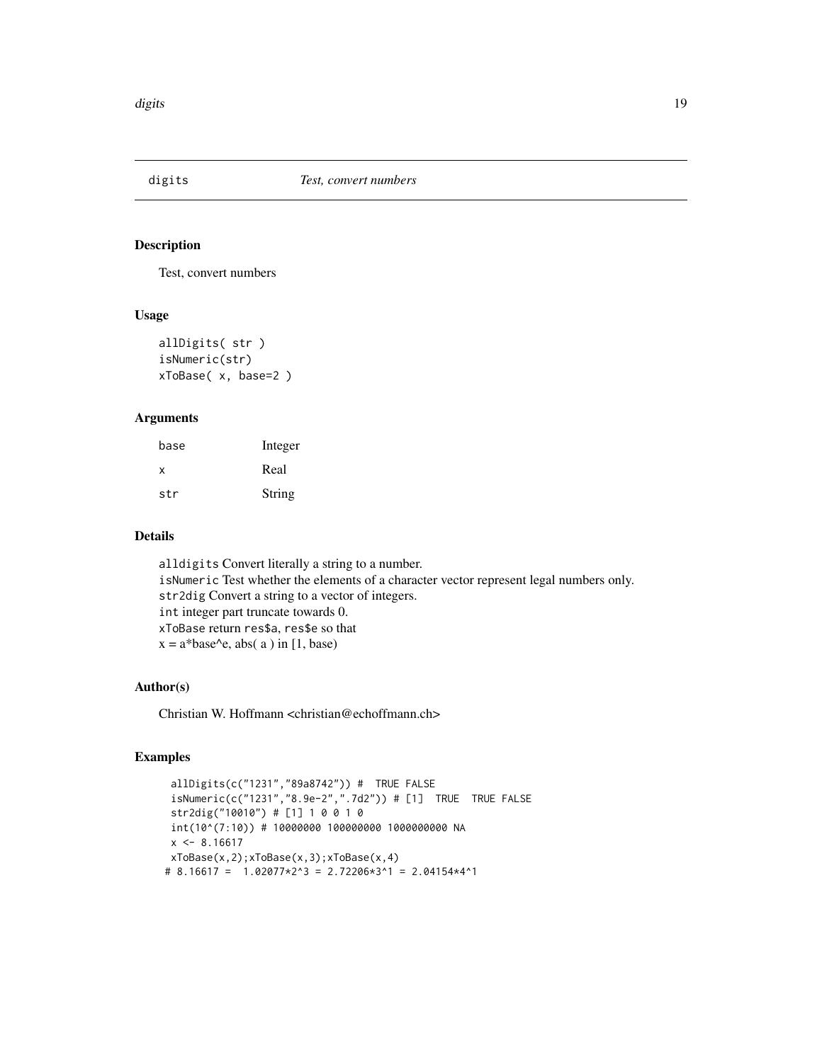## digits — *Test, convert numbers*

### Description

Test, convert numbers

### Usage

```
allDigits( str )
isNumeric(str)
xToBase( x, base=2 )
```

### Arguments

| | |
|---|---|
| base | Integer |
| x | Real |
| str | String |

### Details

`alldigits` Convert literally a string to a number.
`isNumeric` Test whether the elements of a character vector represent legal numbers only.
`str2dig` Convert a string to a vector of integers.
`int` integer part truncate towards 0.
`xToBase` return `res$a`, `res$e` so that
x = a*base^e, abs( a ) in [1, base)

### Author(s)

Christian W. Hoffmann <christian@echoffmann.ch>

### Examples

```
  allDigits(c("1231","89a8742")) #  TRUE FALSE
  isNumeric(c("1231","8.9e-2",".7d2")) # [1]  TRUE  TRUE FALSE
  str2dig("10010") # [1] 1 0 0 1 0
  int(10^(7:10)) # 10000000 100000000 1000000000 NA
  x <- 8.16617
  xToBase(x,2);xToBase(x,3);xToBase(x,4)
 # 8.16617 =  1.02077*2^3 = 2.72206*3^1 = 2.04154*4^1
```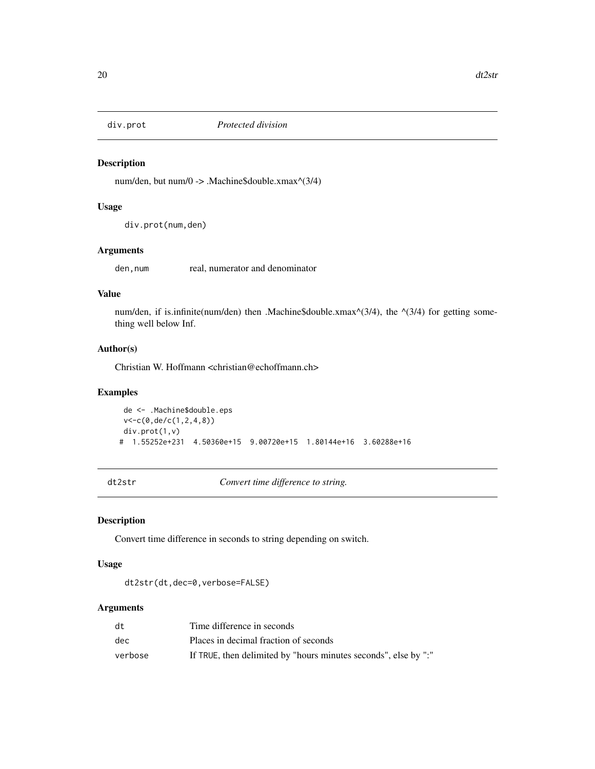## div.prot *Protected division*

### Description

num/den, but num/0 -> .Machine$double.xmax^(3/4)

### Usage

```
div.prot(num,den)
```

### Arguments

| | |
|---|---|
| den,num | real, numerator and denominator |

### Value

num/den, if is.infinite(num/den) then .Machine$double.xmax^(3/4), the ^(3/4) for getting something well below Inf.

### Author(s)

Christian W. Hoffmann <christian@echoffmann.ch>

### Examples

```
de <- .Machine$double.eps
v<-c(0,de/c(1,2,4,8))
div.prot(1,v)
# 1.55252e+231 4.50360e+15 9.00720e+15 1.80144e+16 3.60288e+16
```

## dt2str *Convert time difference to string.*

### Description

Convert time difference in seconds to string depending on switch.

### Usage

```
dt2str(dt,dec=0,verbose=FALSE)
```

### Arguments

| | |
|---|---|
| dt | Time difference in seconds |
| dec | Places in decimal fraction of seconds |
| verbose | If TRUE, then delimited by "hours minutes seconds", else by ":" |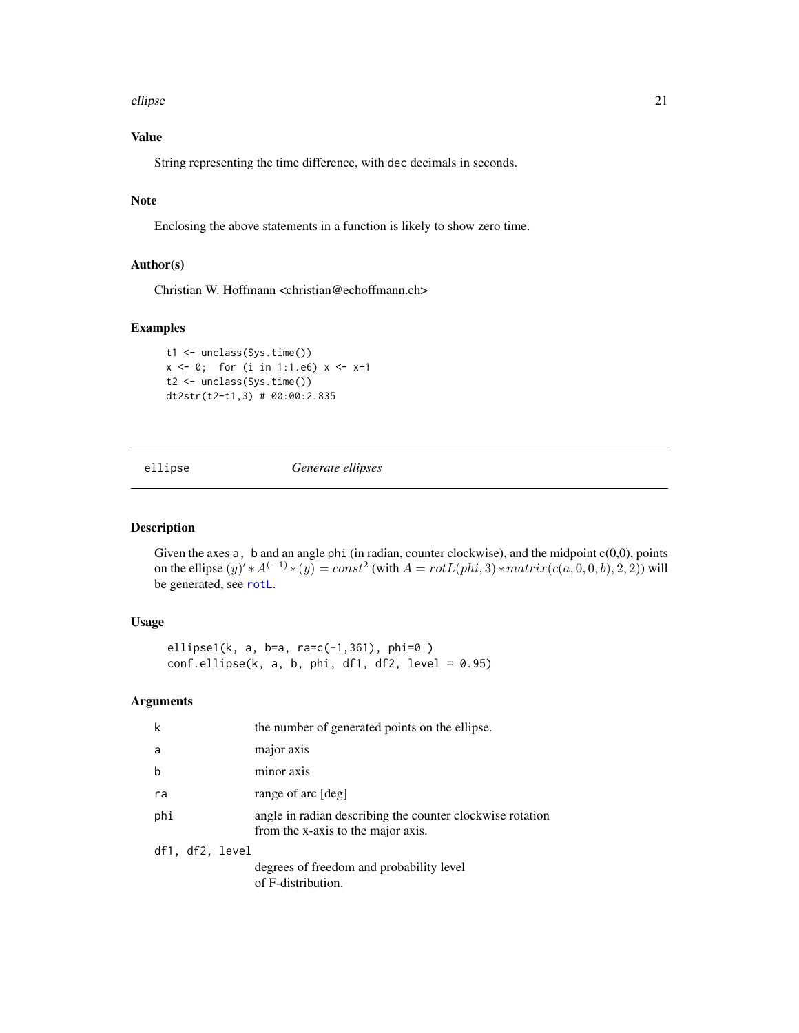### Value

String representing the time difference, with dec decimals in seconds.

### Note

Enclosing the above statements in a function is likely to show zero time.

### Author(s)

Christian W. Hoffmann <christian@echoffmann.ch>

### Examples

```
t1 <- unclass(Sys.time())
x <- 0;  for (i in 1:1.e6) x <- x+1
t2 <- unclass(Sys.time())
dt2str(t2-t1,3) # 00:00:2.835
```

---

## ellipse *Generate ellipses*

### Description

Given the axes a, b and an angle phi (in radian, counter clockwise), and the midpoint c(0,0), points on the ellipse $(y)' * A^{(-1)} * (y) = const^2$ (with $A = rotL(phi, 3) * matrix(c(a, 0, 0, b), 2, 2)$) will be generated, see rotL.

### Usage

```
ellipse1(k, a, b=a, ra=c(-1,361), phi=0 )
conf.ellipse(k, a, b, phi, df1, df2, level = 0.95)
```

### Arguments

| | |
|---|---|
| k | the number of generated points on the ellipse. |
| a | major axis |
| b | minor axis |
| ra | range of arc [deg] |
| phi | angle in radian describing the counter clockwise rotation from the x-axis to the major axis. |
| df1, df2, level | degrees of freedom and probability level of F-distribution. |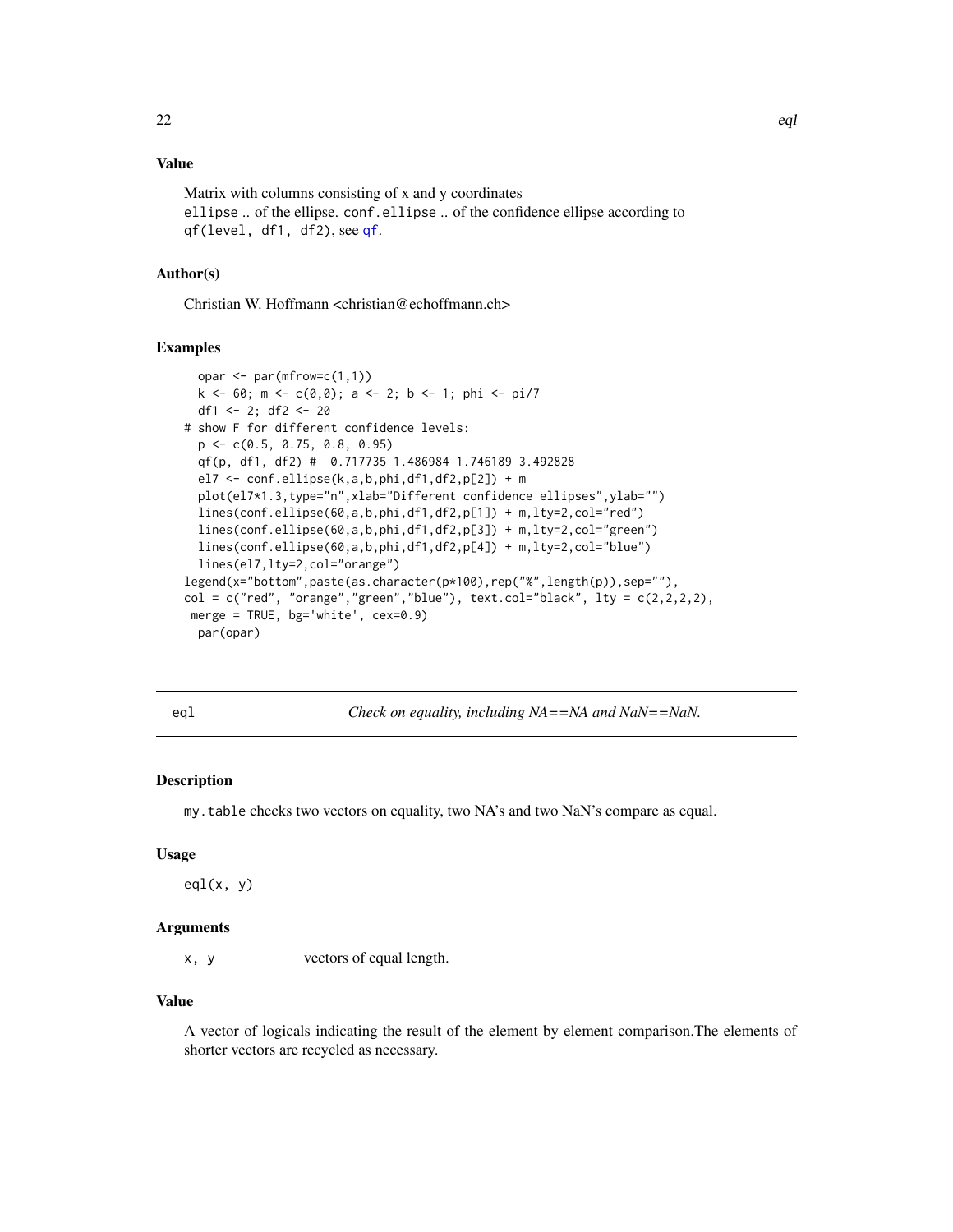## Value

Matrix with columns consisting of x and y coordinates
`ellipse` .. of the ellipse. `conf.ellipse` .. of the confidence ellipse according to
`qf(level, df1, df2)`, see `qf`.

## Author(s)

Christian W. Hoffmann <christian@echoffmann.ch>

## Examples

```
  opar <- par(mfrow=c(1,1))
  k <- 60; m <- c(0,0); a <- 2; b <- 1; phi <- pi/7
  df1 <- 2; df2 <- 20
# show F for different confidence levels:
  p <- c(0.5, 0.75, 0.8, 0.95)
  qf(p, df1, df2) #  0.717735 1.486984 1.746189 3.492828
  el7 <- conf.ellipse(k,a,b,phi,df1,df2,p[2]) + m
  plot(el7*1.3,type="n",xlab="Different confidence ellipses",ylab="")
  lines(conf.ellipse(60,a,b,phi,df1,df2,p[1]) + m,lty=2,col="red")
  lines(conf.ellipse(60,a,b,phi,df1,df2,p[3]) + m,lty=2,col="green")
  lines(conf.ellipse(60,a,b,phi,df1,df2,p[4]) + m,lty=2,col="blue")
  lines(el7,lty=2,col="orange")
legend(x="bottom",paste(as.character(p*100),rep("%",length(p)),sep=""),
col = c("red", "orange","green","blue"), text.col="black", lty = c(2,2,2,2),
 merge = TRUE, bg='white', cex=0.9)
  par(opar)
```

---

# eql — *Check on equality, including NA==NA and NaN==NaN.*

## Description

`my.table` checks two vectors on equality, two NA's and two NaN's compare as equal.

## Usage

```
eql(x, y)
```

## Arguments

| | |
|---|---|
| `x, y` | vectors of equal length. |

## Value

A vector of logicals indicating the result of the element by element comparison.The elements of shorter vectors are recycled as necessary.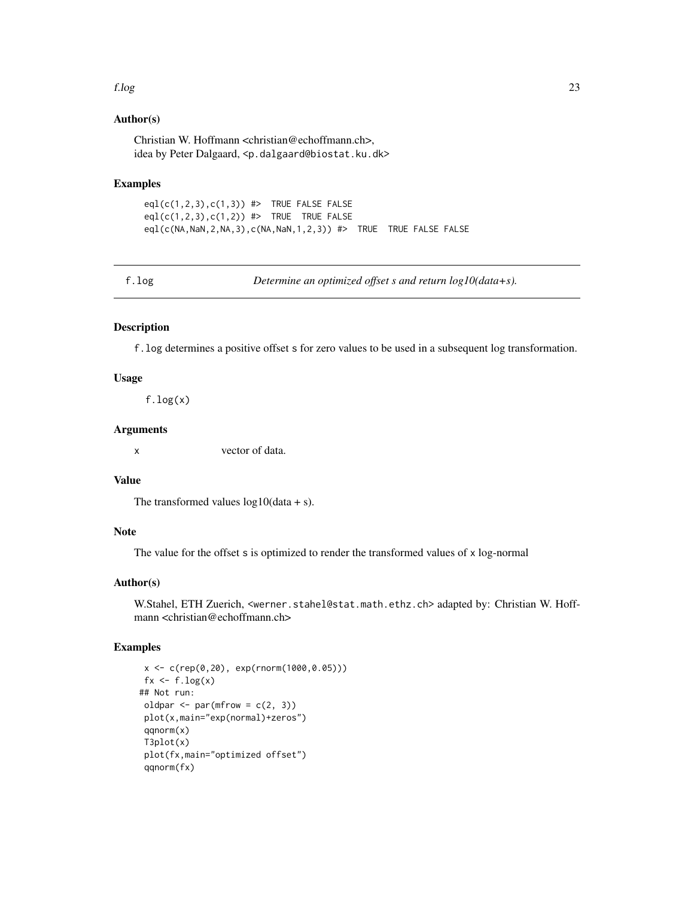### Author(s)

Christian W. Hoffmann <christian@echoffmann.ch>,
idea by Peter Dalgaard, <p.dalgaard@biostat.ku.dk>

### Examples

```
eql(c(1,2,3),c(1,3)) #>  TRUE FALSE FALSE
eql(c(1,2,3),c(1,2)) #>  TRUE  TRUE FALSE
eql(c(NA,NaN,2,NA,3),c(NA,NaN,1,2,3)) #>  TRUE  TRUE FALSE FALSE
```

---

## f.log — *Determine an optimized offset s and return log10(data+s).*

### Description

f.log determines a positive offset s for zero values to be used in a subsequent log transformation.

### Usage

```
f.log(x)
```

### Arguments

| | |
|---|---|
| x | vector of data. |

### Value

The transformed values log10(data + s).

### Note

The value for the offset s is optimized to render the transformed values of x log-normal

### Author(s)

W.Stahel, ETH Zuerich, <werner.stahel@stat.math.ethz.ch> adapted by: Christian W. Hoffmann <christian@echoffmann.ch>

### Examples

```
x <- c(rep(0,20), exp(rnorm(1000,0.05)))
fx <- f.log(x)
## Not run:
oldpar <- par(mfrow = c(2, 3))
plot(x,main="exp(normal)+zeros")
qqnorm(x)
T3plot(x)
plot(fx,main="optimized offset")
qqnorm(fx)
```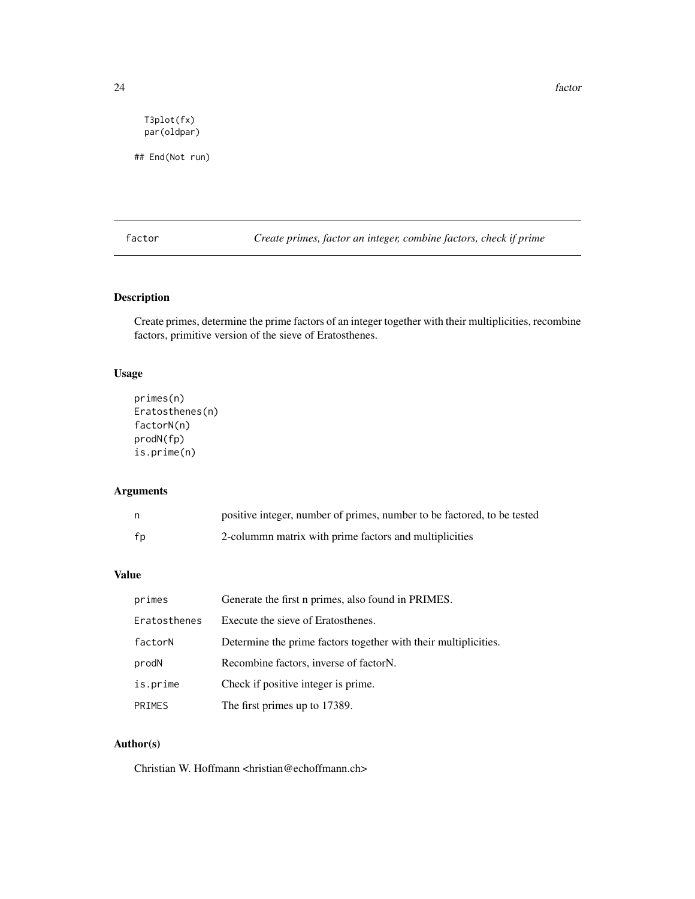```
    T3plot(fx)
    par(oldpar)

## End(Not run)
```

## factor *Create primes, factor an integer, combine factors, check if prime*

### Description

Create primes, determine the prime factors of an integer together with their multiplicities, recombine factors, primitive version of the sieve of Eratosthenes.

### Usage

```
primes(n)
Eratosthenes(n)
factorN(n)
prodN(fp)
is.prime(n)
```

### Arguments

| | |
|---|---|
| n | positive integer, number of primes, number to be factored, to be tested |
| fp | 2-colummn matrix with prime factors and multiplicities |

### Value

| | |
|---|---|
| primes | Generate the first n primes, also found in PRIMES. |
| Eratosthenes | Execute the sieve of Eratosthenes. |
| factorN | Determine the prime factors together with their multiplicities. |
| prodN | Recombine factors, inverse of factorN. |
| is.prime | Check if positive integer is prime. |
| PRIMES | The first primes up to 17389. |

### Author(s)

Christian W. Hoffmann <hristian@echoffmann.ch>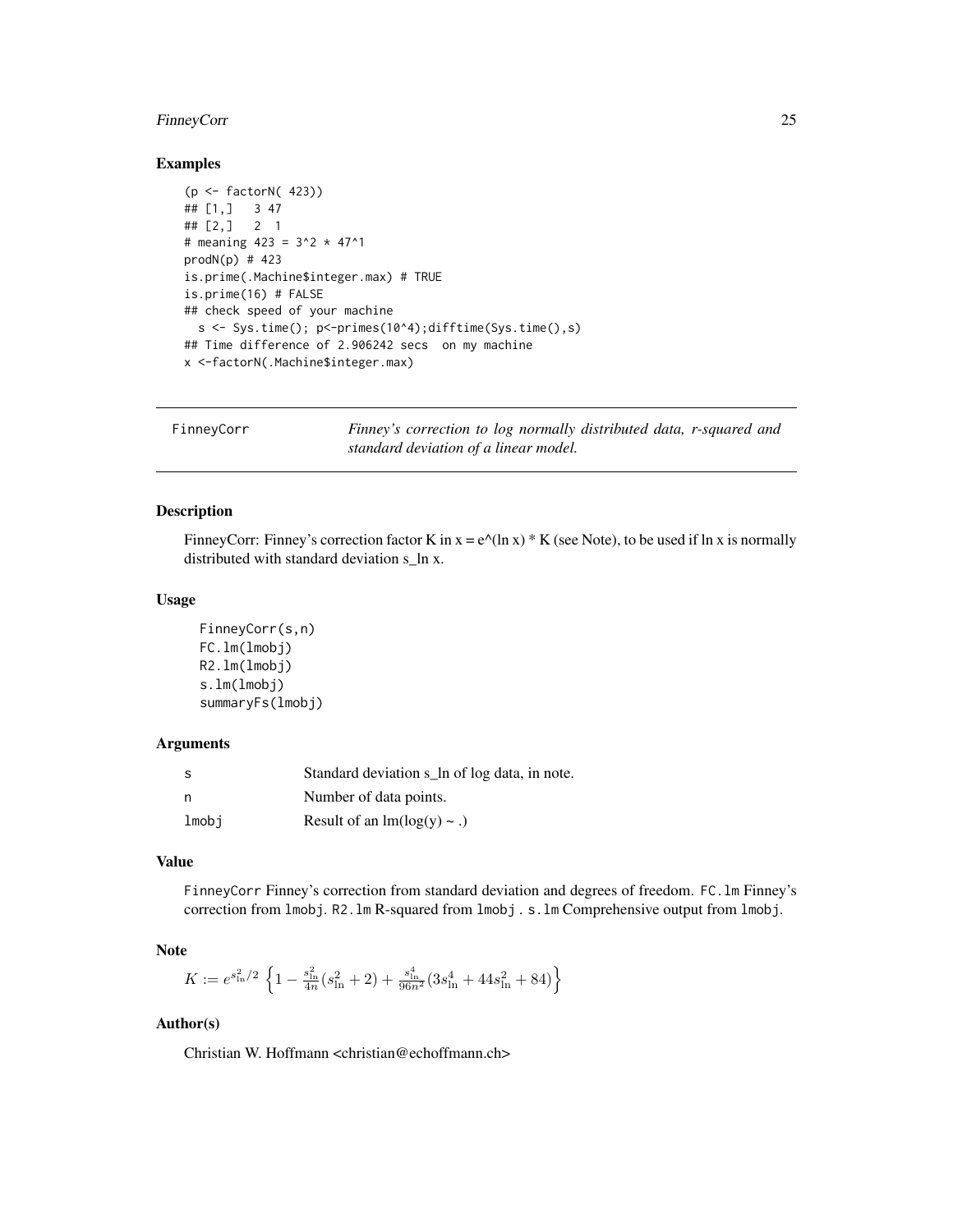### Examples

```
(p <- factorN( 423))
## [1,]   3 47
## [2,]   2  1
# meaning 423 = 3^2 * 47^1
prodN(p) # 423
is.prime(.Machine$integer.max) # TRUE
is.prime(16) # FALSE
## check speed of your machine
  s <- Sys.time(); p<-primes(10^4);difftime(Sys.time(),s)
## Time difference of 2.906242 secs  on my machine
x <-factorN(.Machine$integer.max)
```

---

## FinneyCorr — *Finney's correction to log normally distributed data, r-squared and standard deviation of a linear model.*

---

### Description

FinneyCorr: Finney's correction factor K in x = e^(ln x) * K (see Note), to be used if ln x is normally distributed with standard deviation s_ln x.

### Usage

```
FinneyCorr(s,n)
FC.lm(lmobj)
R2.lm(lmobj)
s.lm(lmobj)
summaryFs(lmobj)
```

### Arguments

| | |
|---|---|
| s | Standard deviation s_ln of log data, in note. |
| n | Number of data points. |
| lmobj | Result of an lm(log(y) ~ .) |

### Value

FinneyCorr Finney's correction from standard deviation and degrees of freedom. FC.lm Finney's correction from lmobj. R2.lm R-squared from lmobj . s.lm Comprehensive output from lmobj.

### Note

$$K := e^{s_{\ln}^2/2} \left\{1 - \frac{s_{\ln}^2}{4n}(s_{\ln}^2 + 2) + \frac{s_{\ln}^4}{96n^2}(3s_{\ln}^4 + 44s_{\ln}^2 + 84)\right\}$$

### Author(s)

Christian W. Hoffmann <christian@echoffmann.ch>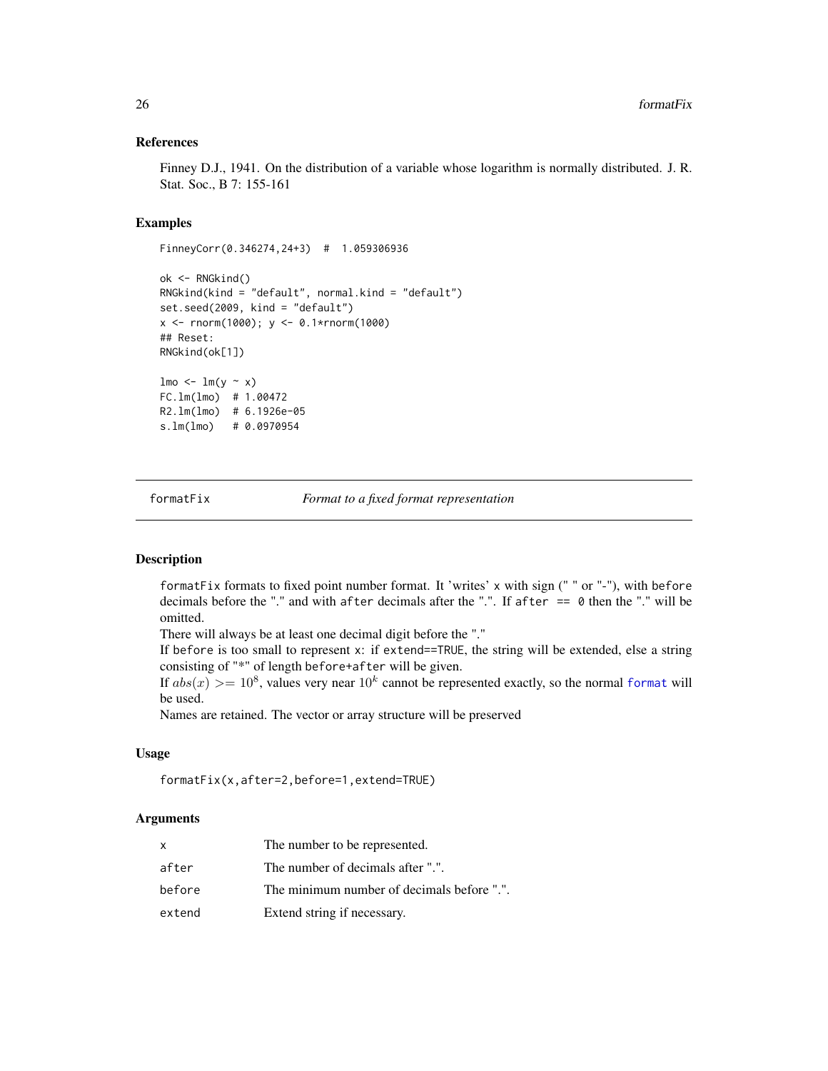### References

Finney D.J., 1941. On the distribution of a variable whose logarithm is normally distributed. J. R. Stat. Soc., B 7: 155-161

### Examples

```
FinneyCorr(0.346274,24+3)  #  1.059306936

ok <- RNGkind()
RNGkind(kind = "default", normal.kind = "default")
set.seed(2009, kind = "default")
x <- rnorm(1000); y <- 0.1*rnorm(1000)
## Reset:
RNGkind(ok[1])

lmo <- lm(y ~ x)
FC.lm(lmo)  # 1.00472
R2.lm(lmo)  # 6.1926e-05
s.lm(lmo)   # 0.0970954
```

---

## formatFix — *Format to a fixed format representation*

### Description

formatFix formats to fixed point number format. It 'writes' x with sign (" " or "-"), with before decimals before the "." and with after decimals after the ".". If after == 0 then the "." will be omitted.
There will always be at least one decimal digit before the "."
If before is too small to represent x: if extend==TRUE, the string will be extended, else a string consisting of "*" of length before+after will be given.
If $abs(x) >= 10^8$, values very near $10^k$ cannot be represented exactly, so the normal format will be used.
Names are retained. The vector or array structure will be preserved

### Usage

```
formatFix(x,after=2,before=1,extend=TRUE)
```

### Arguments

| | |
|---|---|
| x | The number to be represented. |
| after | The number of decimals after ".". |
| before | The minimum number of decimals before ".". |
| extend | Extend string if necessary. |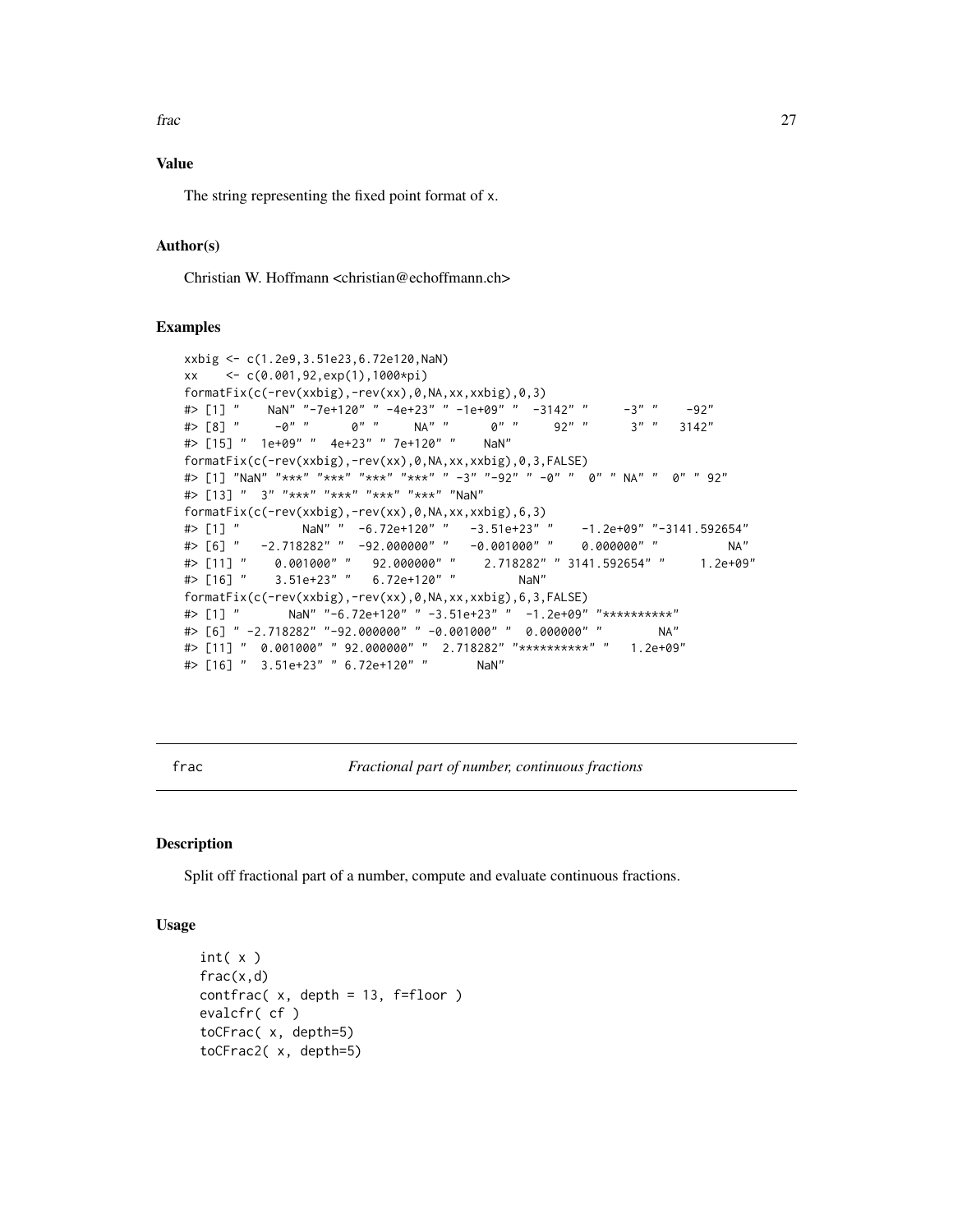## Value

The string representing the fixed point format of x.

## Author(s)

Christian W. Hoffmann <christian@echoffmann.ch>

## Examples

```
xxbig <- c(1.2e9,3.51e23,6.72e120,NaN)
xx    <- c(0.001,92,exp(1),1000*pi)
formatFix(c(-rev(xxbig),-rev(xx),0,NA,xx,xxbig),0,3)
#> [1] "    NaN" "-7e+120" " -4e+23" " -1e+09" "  -3142" "     -3" "    -92"
#> [8] "     -0" "      0" "     NA" "      0" "     92" "      3" "   3142"
#> [15] "  1e+09" "  4e+23" " 7e+120" "    NaN"
formatFix(c(-rev(xxbig),-rev(xx),0,NA,xx,xxbig),0,3,FALSE)
#> [1] "NaN" "***" "***" "***" "***" " -3" "-92" " -0" "  0" " NA" "  0" " 92"
#> [13] "  3" "***" "***" "***" "***" "NaN"
formatFix(c(-rev(xxbig),-rev(xx),0,NA,xx,xxbig),6,3)
#> [1] "         NaN" "  -6.72e+120" "   -3.51e+23" "    -1.2e+09" "-3141.592654"
#> [6] "   -2.718282" "  -92.000000" "   -0.001000" "    0.000000" "          NA"
#> [11] "    0.001000" "   92.000000" "    2.718282" " 3141.592654" "     1.2e+09"
#> [16] "    3.51e+23" "   6.72e+120" "         NaN"
formatFix(c(-rev(xxbig),-rev(xx),0,NA,xx,xxbig),6,3,FALSE)
#> [1] "       NaN" "-6.72e+120" " -3.51e+23" "  -1.2e+09" "**********"
#> [6] " -2.718282" "-92.000000" " -0.001000" "  0.000000" "        NA"
#> [11] "  0.001000" " 92.000000" "  2.718282" "**********" "   1.2e+09"
#> [16] "  3.51e+23" " 6.72e+120" "       NaN"
```

---

# frac — *Fractional part of number, continuous fractions*

## Description

Split off fractional part of a number, compute and evaluate continuous fractions.

## Usage

```
int( x )
frac(x,d)
contfrac( x, depth = 13, f=floor )
evalcfr( cf )
toCFrac( x, depth=5)
toCFrac2( x, depth=5)
```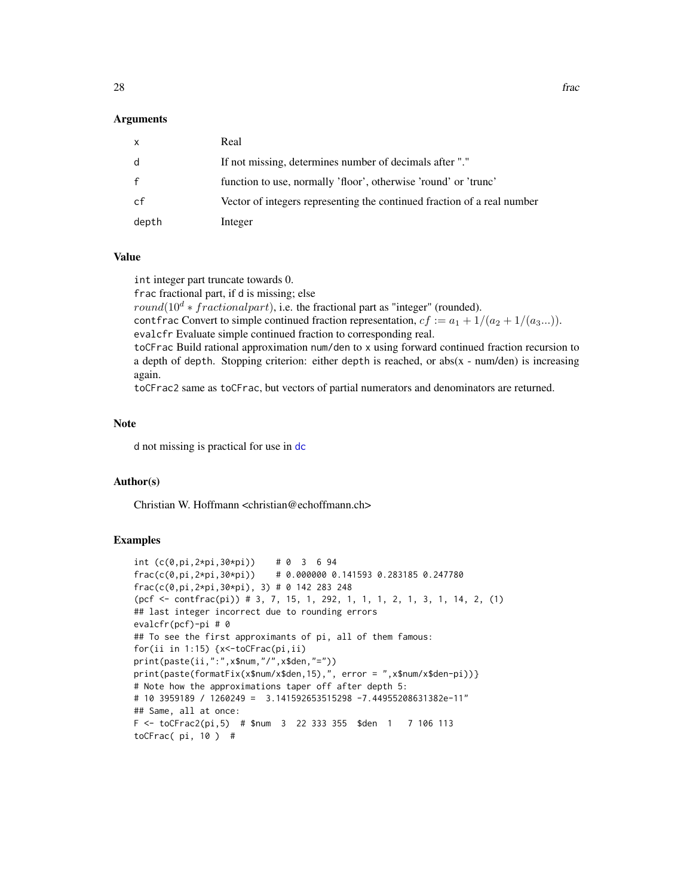## Arguments

| | |
|---|---|
| x | Real |
| d | If not missing, determines number of decimals after "." |
| f | function to use, normally 'floor', otherwise 'round' or 'trunc' |
| cf | Vector of integers representing the continued fraction of a real number |
| depth | Integer |

## Value

int integer part truncate towards 0.
frac fractional part, if d is missing; else
$round(10^d * fractionalpart)$, i.e. the fractional part as "integer" (rounded).
contfrac Convert to simple continued fraction representation, $cf := a_1 + 1/(a_2 + 1/(a_3...))$.
evalcfr Evaluate simple continued fraction to corresponding real.
toCFrac Build rational approximation num/den to x using forward continued fraction recursion to a depth of depth. Stopping criterion: either depth is reached, or abs(x - num/den) is increasing again.
toCFrac2 same as toCFrac, but vectors of partial numerators and denominators are returned.

## Note

d not missing is practical for use in dc

## Author(s)

Christian W. Hoffmann <christian@echoffmann.ch>

## Examples

```
int (c(0,pi,2*pi,30*pi))    # 0  3  6 94
frac(c(0,pi,2*pi,30*pi))    # 0.000000 0.141593 0.283185 0.247780
frac(c(0,pi,2*pi,30*pi), 3) # 0 142 283 248
(pcf <- contfrac(pi)) # 3, 7, 15, 1, 292, 1, 1, 1, 2, 1, 3, 1, 14, 2, (1)
## last integer incorrect due to rounding errors
evalcfr(pcf)-pi # 0
## To see the first approximants of pi, all of them famous:
for(ii in 1:15) {x<-toCFrac(pi,ii)
print(paste(ii,":",x$num,"/",x$den,"="))
print(paste(formatFix(x$num/x$den,15),", error = ",x$num/x$den-pi))}
# Note how the approximations taper off after depth 5:
# 10 3959189 / 1260249 =  3.141592653515298 -7.44955208631382e-11"
## Same, all at once:
F <- toCFrac2(pi,5)  # $num  3  22 333 355  $den  1   7 106 113
toCFrac( pi, 10 )  #
```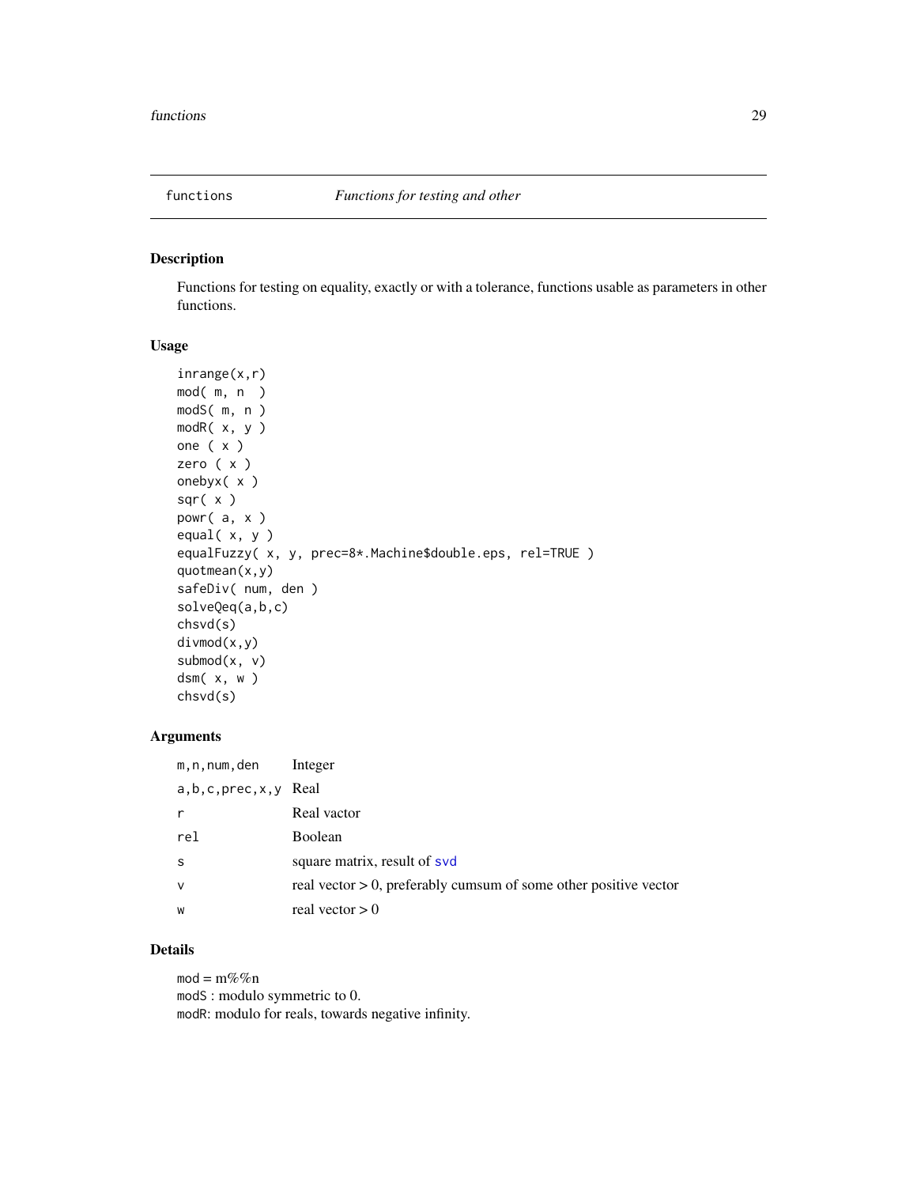functions — *Functions for testing and other*

## Description

Functions for testing on equality, exactly or with a tolerance, functions usable as parameters in other functions.

## Usage

```
inrange(x,r)
mod( m, n  )
modS( m, n )
modR( x, y )
one ( x )
zero ( x )
onebyx( x )
sqr( x )
powr( a, x )
equal( x, y )
equalFuzzy( x, y, prec=8*.Machine$double.eps, rel=TRUE )
quotmean(x,y)
safeDiv( num, den )
solveQeq(a,b,c)
chsvd(s)
divmod(x,y)
submod(x, v)
dsm( x, w )
chsvd(s)
```

## Arguments

| | |
|---|---|
| `m,n,num,den` | Integer |
| `a,b,c,prec,x,y` | Real |
| `r` | Real vactor |
| `rel` | Boolean |
| `s` | square matrix, result of `svd` |
| `v` | real vector > 0, preferably cumsum of some other positive vector |
| `w` | real vector > 0 |

## Details

`mod` = m%%n  
`modS` : modulo symmetric to 0.  
`modR`: modulo for reals, towards negative infinity.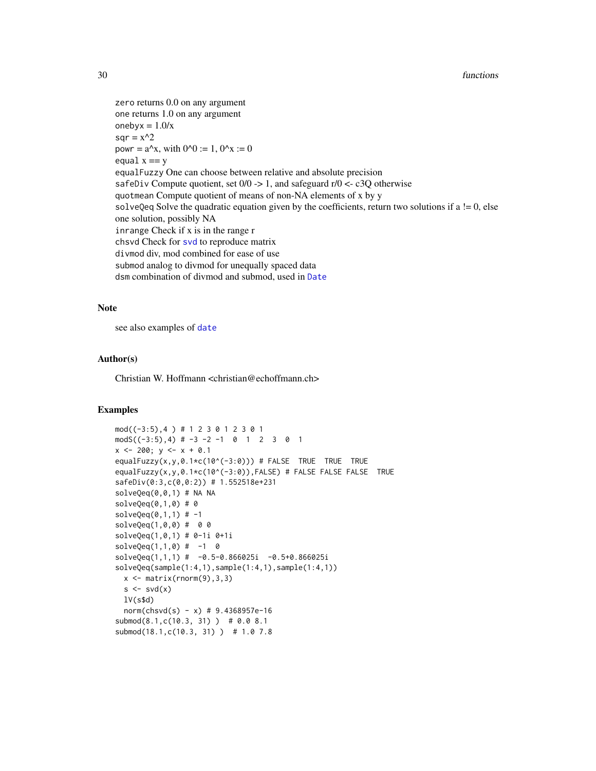`zero` returns 0.0 on any argument
one returns 1.0 on any argument
`onebyx` = 1.0/x
`sqr` = x^2
`powr` = a^x, with 0^0 := 1, 0^x := 0
`equal` x == y
`equalFuzzy` One can choose between relative and absolute precision
`safeDiv` Compute quotient, set 0/0 -> 1, and safeguard r/0 <- c3Q otherwise
`quotmean` Compute quotient of means of non-NA elements of x by y
`solveQeq` Solve the quadratic equation given by the coefficients, return two solutions if a != 0, else one solution, possibly NA
`inrange` Check if x is in the range r
`chsvd` Check for svd to reproduce matrix
`divmod` div, mod combined for ease of use
`submod` analog to divmod for unequally spaced data
`dsm` combination of divmod and submod, used in Date

## Note

see also examples of date

## Author(s)

Christian W. Hoffmann <christian@echoffmann.ch>

## Examples

```
mod((-3:5),4 ) # 1 2 3 0 1 2 3 0 1
modS((-3:5),4) # -3 -2 -1  0  1  2  3  0  1
x <- 200; y <- x + 0.1
equalFuzzy(x,y,0.1*c(10^(-3:0))) # FALSE  TRUE  TRUE  TRUE
equalFuzzy(x,y,0.1*c(10^(-3:0)),FALSE) # FALSE FALSE FALSE  TRUE
safeDiv(0:3,c(0,0:2)) # 1.552518e+231
solveQeq(0,0,1) # NA NA
solveQeq(0,1,0) # 0
solveQeq(0,1,1) # -1
solveQeq(1,0,0) #  0 0
solveQeq(1,0,1) # 0-1i 0+1i
solveQeq(1,1,0) #  -1  0
solveQeq(1,1,1) #  -0.5-0.866025i  -0.5+0.866025i
solveQeq(sample(1:4,1),sample(1:4,1),sample(1:4,1))
  x <- matrix(rnorm(9),3,3)
  s <- svd(x)
  lV(s$d)
  norm(chsvd(s) - x) # 9.4368957e-16
submod(8.1,c(10.3, 31) )  # 0.0 8.1
submod(18.1,c(10.3, 31) )  # 1.0 7.8
```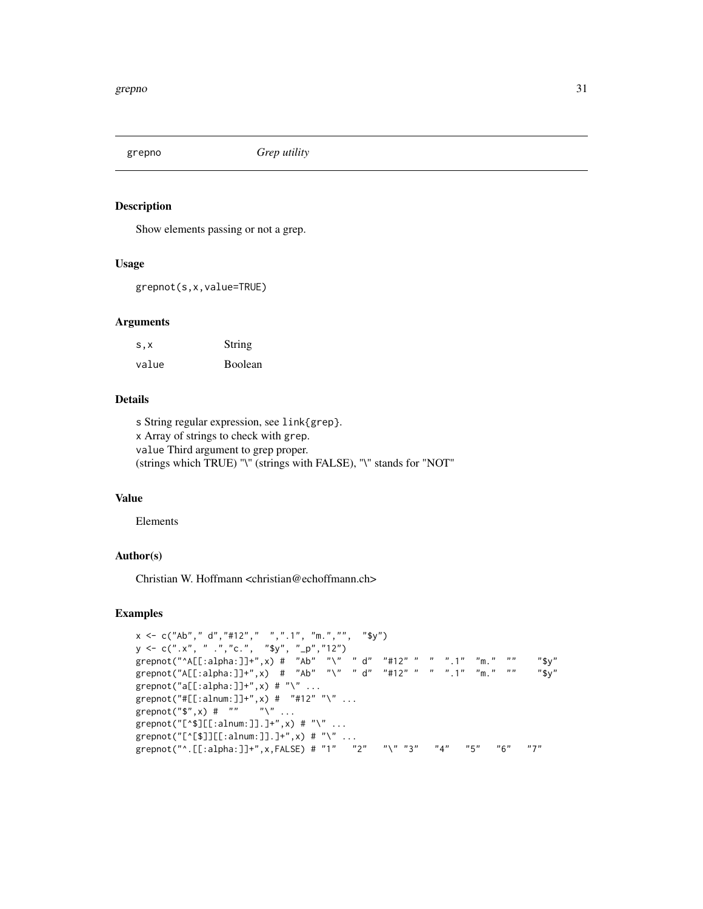`grepno` *Grep utility*

### Description

Show elements passing or not a grep.

### Usage

```
grepnot(s,x,value=TRUE)
```

### Arguments

| | |
|---|---|
| s,x | String |
| value | Boolean |

### Details

s String regular expression, see link{grep}.
x Array of strings to check with grep.
value Third argument to grep proper.
(strings which TRUE) "\" (strings with FALSE), "\" stands for "NOT"

### Value

Elements

### Author(s)

Christian W. Hoffmann <christian@echoffmann.ch>

### Examples

```
x <- c("Ab"," d","#12"," ",".1", "m.","",  "$y")
y <- c(".x", " .","c.",  "$y", "_p","12")
grepnot("^A[[:alpha:]]+",x) #  "Ab"  "\"  " d"  "#12" "  "  ".1"  "m."  ""    "$y"
grepnot("A[[:alpha:]]+",x)  #  "Ab"  "\"  " d"  "#12" "  "  ".1"  "m."  ""    "$y"
grepnot("a[[:alpha:]]+",x) # "\" ...
grepnot("#[[:alnum:]]+",x) #  "#12" "\" ...
grepnot("$",x) #  ""    "\" ...
grepnot("[^$][[:alnum:]].]+",x) # "\" ...
grepnot("[^[$]][[:alnum:]].]+",x) # "\" ...
grepnot("^.[[:alpha:]]+",x,FALSE) # "1"   "2"   "\" "3"   "4"   "5"   "6"   "7"
```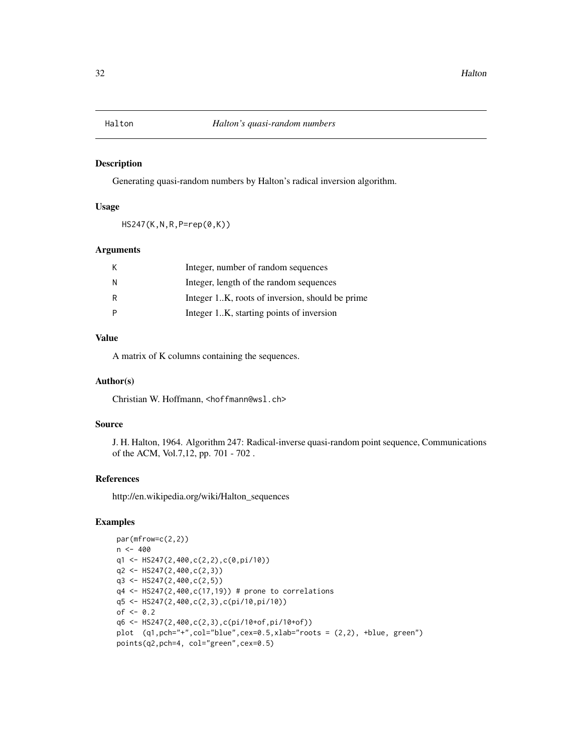Halton *Halton's quasi-random numbers*

## Description

Generating quasi-random numbers by Halton's radical inversion algorithm.

## Usage

```
HS247(K,N,R,P=rep(0,K))
```

## Arguments

| | |
|---|---|
| K | Integer, number of random sequences |
| N | Integer, length of the random sequences |
| R | Integer 1..K, roots of inversion, should be prime |
| P | Integer 1..K, starting points of inversion |

## Value

A matrix of K columns containing the sequences.

## Author(s)

Christian W. Hoffmann, <hoffmann@wsl.ch>

## Source

J. H. Halton, 1964. Algorithm 247: Radical-inverse quasi-random point sequence, Communications of the ACM, Vol.7,12, pp. 701 - 702 .

## References

http://en.wikipedia.org/wiki/Halton_sequences

## Examples

```
par(mfrow=c(2,2))
n <- 400
q1 <- HS247(2,400,c(2,2),c(0,pi/10))
q2 <- HS247(2,400,c(2,3))
q3 <- HS247(2,400,c(2,5))
q4 <- HS247(2,400,c(17,19)) # prone to correlations
q5 <- HS247(2,400,c(2,3),c(pi/10,pi/10))
of <- 0.2
q6 <- HS247(2,400,c(2,3),c(pi/10+of,pi/10+of))
plot  (q1,pch="+",col="blue",cex=0.5,xlab="roots = (2,2), +blue, green")
points(q2,pch=4, col="green",cex=0.5)
```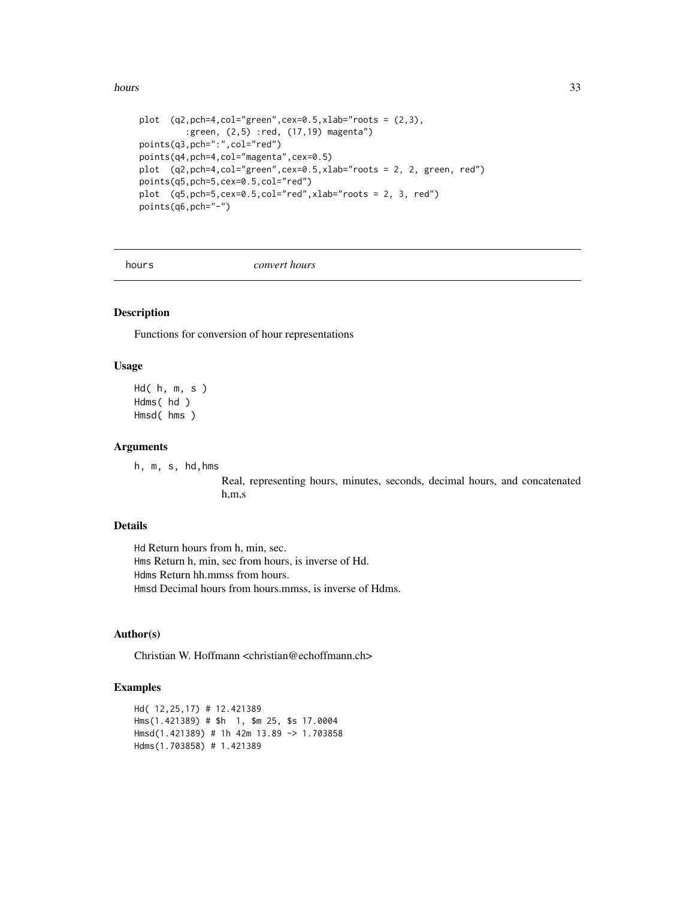```
plot  (q2,pch=4,col="green",cex=0.5,xlab="roots = (2,3),
        :green, (2,5) :red, (17,19) magenta")
points(q3,pch=":",col="red")
points(q4,pch=4,col="magenta",cex=0.5)
plot  (q2,pch=4,col="green",cex=0.5,xlab="roots = 2, 2, green, red")
points(q5,pch=5,cex=0.5,col="red")
plot  (q5,pch=5,cex=0.5,col="red",xlab="roots = 2, 3, red")
points(q6,pch="-")
```

---

## hours — *convert hours*

---

### Description

Functions for conversion of hour representations

### Usage

```
Hd( h, m, s )
Hdms( hd )
Hmsd( hms )
```

### Arguments

`h, m, s, hd,hms`
: Real, representing hours, minutes, seconds, decimal hours, and concatenated h,m,s

### Details

`Hd` Return hours from h, min, sec.
`Hms` Return h, min, sec from hours, is inverse of Hd.
`Hdms` Return hh.mmss from hours.
`Hmsd` Decimal hours from hours.mmss, is inverse of Hdms.

### Author(s)

Christian W. Hoffmann <christian@echoffmann.ch>

### Examples

```
Hd( 12,25,17) # 12.421389
Hms(1.421389) # $h  1, $m 25, $s 17.0004
Hmsd(1.421389) # 1h 42m 13.89 -> 1.703858
Hdms(1.703858) # 1.421389
```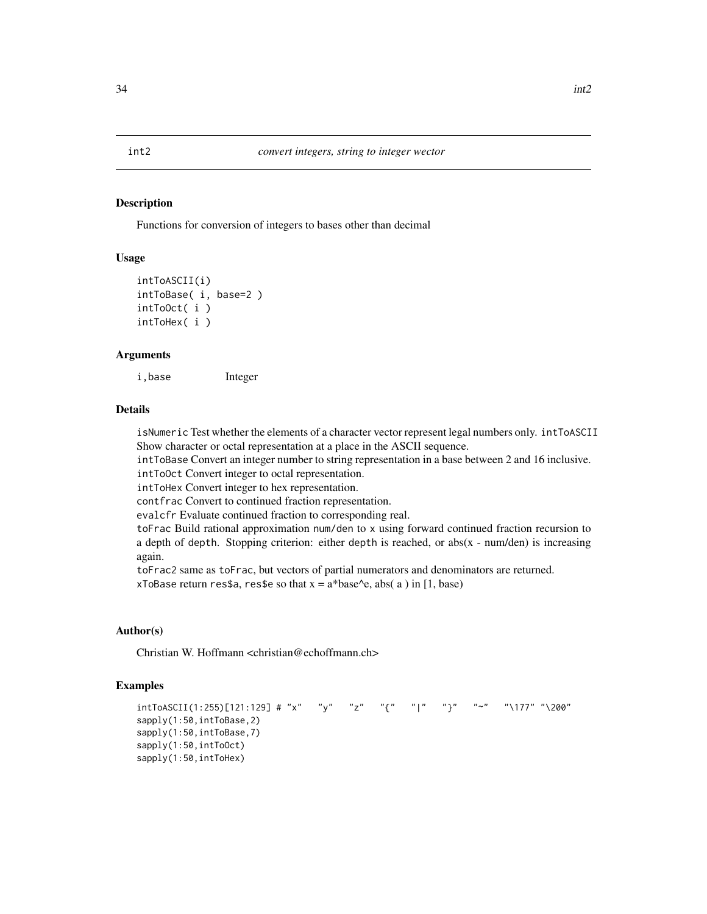int2 *convert integers, string to integer wector*

## Description

Functions for conversion of integers to bases other than decimal

## Usage

```
intToASCII(i)
intToBase( i, base=2 )
intToOct( i )
intToHex( i )
```

## Arguments

| | |
|---|---|
| i,base | Integer |

## Details

`isNumeric` Test whether the elements of a character vector represent legal numbers only. `intToASCII` Show character or octal representation at a place in the ASCII sequence.
`intToBase` Convert an integer number to string representation in a base between 2 and 16 inclusive.
`intToOct` Convert integer to octal representation.
`intToHex` Convert integer to hex representation.
`contfrac` Convert to continued fraction representation.
`evalcfr` Evaluate continued fraction to corresponding real.
`toFrac` Build rational approximation `num/den` to `x` using forward continued fraction recursion to a depth of `depth`. Stopping criterion: either `depth` is reached, or abs(x - num/den) is increasing again.
`toFrac2` same as `toFrac`, but vectors of partial numerators and denominators are returned.
`xToBase` return `res$a`, `res$e` so that x = a*base^e, abs( a ) in [1, base)

## Author(s)

Christian W. Hoffmann <christian@echoffmann.ch>

## Examples

```
intToASCII(1:255)[121:129] # "x"   "y"   "z"   "{"   "|"   "}"   "~"   "\177" "\200"
sapply(1:50,intToBase,2)
sapply(1:50,intToBase,7)
sapply(1:50,intToOct)
sapply(1:50,intToHex)
```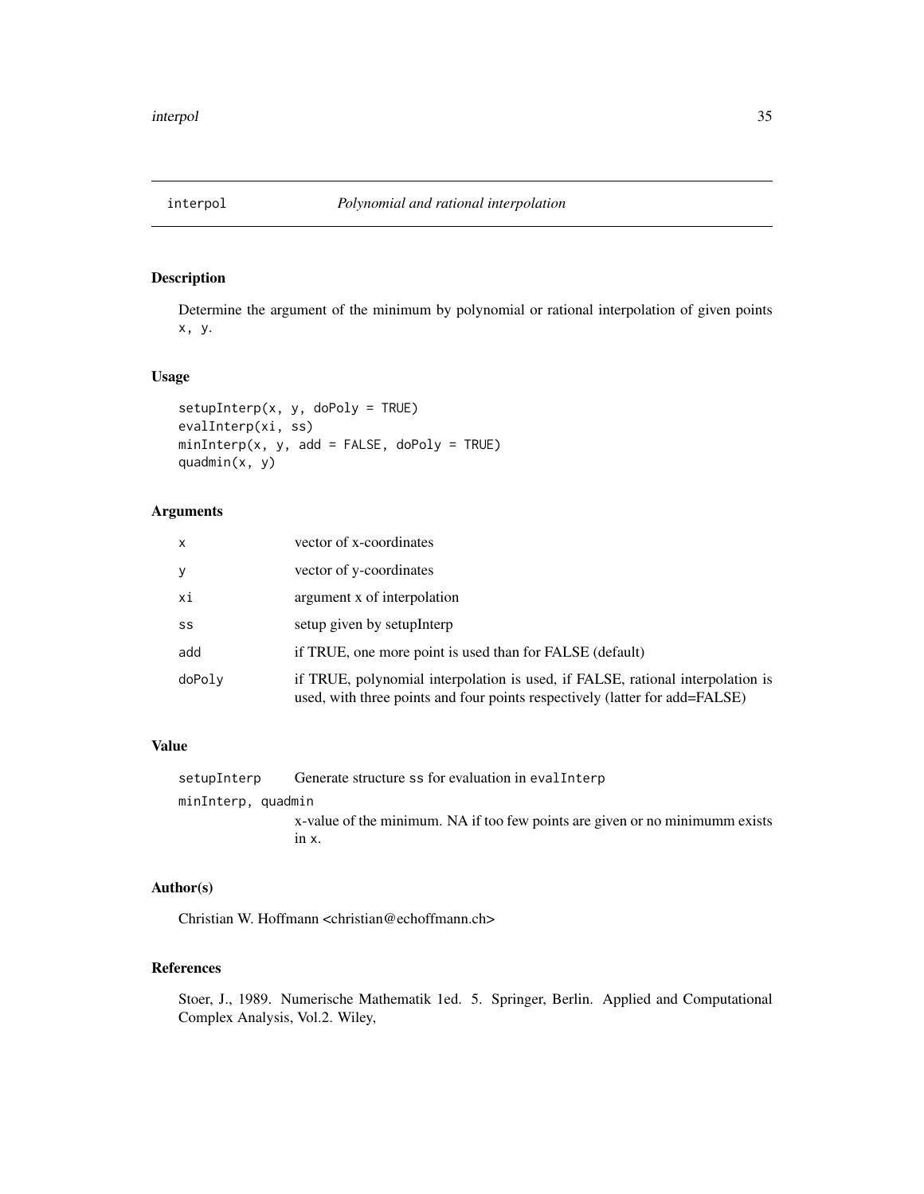interpol *Polynomial and rational interpolation*

## Description

Determine the argument of the minimum by polynomial or rational interpolation of given points `x, y`.

## Usage

```
setupInterp(x, y, doPoly = TRUE)
evalInterp(xi, ss)
minInterp(x, y, add = FALSE, doPoly = TRUE)
quadmin(x, y)
```

## Arguments

| | |
|---|---|
| `x` | vector of x-coordinates |
| `y` | vector of y-coordinates |
| `xi` | argument x of interpolation |
| `ss` | setup given by setupInterp |
| `add` | if TRUE, one more point is used than for FALSE (default) |
| `doPoly` | if TRUE, polynomial interpolation is used, if FALSE, rational interpolation is used, with three points and four points respectively (latter for add=FALSE) |

## Value

| | |
|---|---|
| `setupInterp` | Generate structure `ss` for evaluation in `evalInterp` |
| `minInterp, quadmin` | x-value of the minimum. NA if too few points are given or no minimumm exists in `x`. |

## Author(s)

Christian W. Hoffmann <christian@echoffmann.ch>

## References

Stoer, J., 1989. Numerische Mathematik 1ed. 5. Springer, Berlin. Applied and Computational Complex Analysis, Vol.2. Wiley,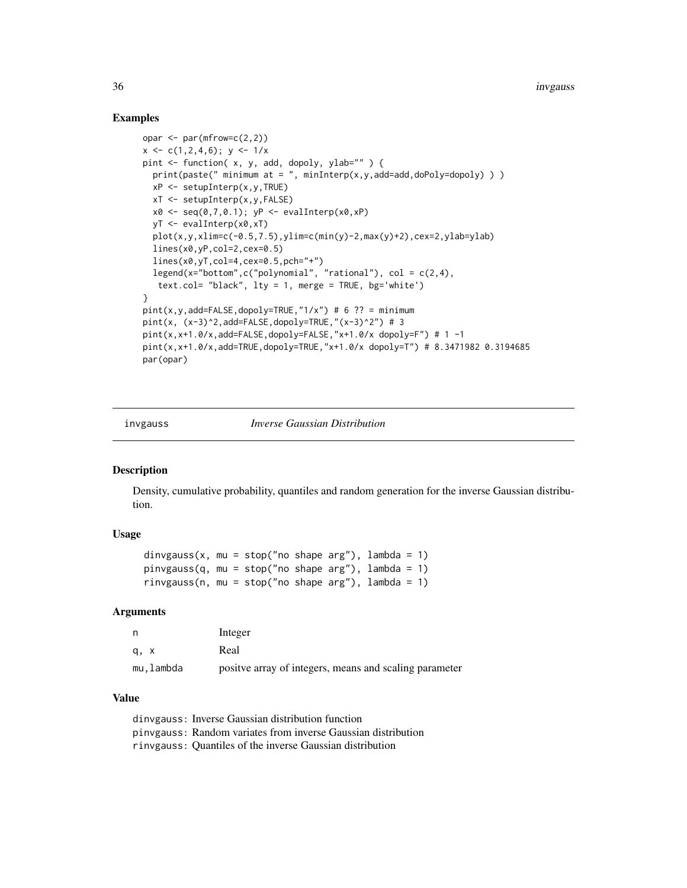## Examples

```
opar <- par(mfrow=c(2,2))
x <- c(1,2,4,6); y <- 1/x
pint <- function( x, y, add, dopoly, ylab="" ) {
  print(paste(" minimum at = ", minInterp(x,y,add=add,doPoly=dopoly) ) )
  xP <- setupInterp(x,y,TRUE)
  xT <- setupInterp(x,y,FALSE)
  x0 <- seq(0,7,0.1); yP <- evalInterp(x0,xP)
  yT <- evalInterp(x0,xT)
  plot(x,y,xlim=c(-0.5,7.5),ylim=c(min(y)-2,max(y)+2),cex=2,ylab=ylab)
  lines(x0,yP,col=2,cex=0.5)
  lines(x0,yT,col=4,cex=0.5,pch="+")
  legend(x="bottom",c("polynomial", "rational"), col = c(2,4),
   text.col= "black", lty = 1, merge = TRUE, bg='white')
}
pint(x,y,add=FALSE,dopoly=TRUE,"1/x") # 6 ?? = minimum
pint(x, (x-3)^2,add=FALSE,dopoly=TRUE,"(x-3)^2") # 3
pint(x,x+1.0/x,add=FALSE,dopoly=FALSE,"x+1.0/x dopoly=F") # 1 -1
pint(x,x+1.0/x,add=TRUE,dopoly=TRUE,"x+1.0/x dopoly=T") # 8.3471982 0.3194685
par(opar)
```

---

# invgauss *Inverse Gaussian Distribution*

## Description

Density, cumulative probability, quantiles and random generation for the inverse Gaussian distribution.

## Usage

```
dinvgauss(x, mu = stop("no shape arg"), lambda = 1)
pinvgauss(q, mu = stop("no shape arg"), lambda = 1)
rinvgauss(n, mu = stop("no shape arg"), lambda = 1)
```

## Arguments

| | |
|---|---|
| n | Integer |
| q, x | Real |
| mu,lambda | positve array of integers, means and scaling parameter |

## Value

dinvgauss: Inverse Gaussian distribution function
pinvgauss: Random variates from inverse Gaussian distribution
rinvgauss: Quantiles of the inverse Gaussian distribution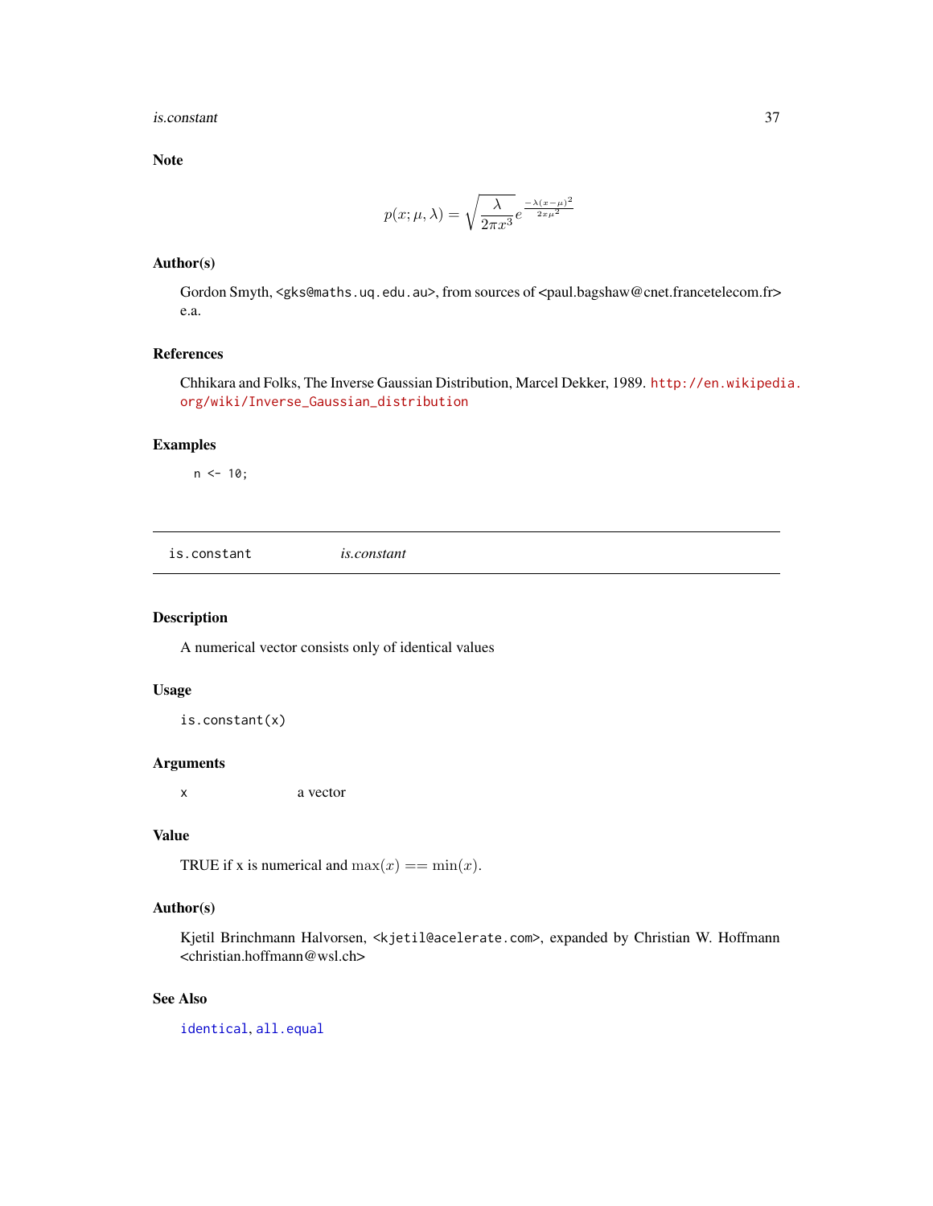### Note

$$p(x;\mu,\lambda) = \sqrt{\frac{\lambda}{2\pi x^3}} e^{\frac{-\lambda(x-\mu)^2}{2x\mu^2}}$$

### Author(s)

Gordon Smyth, <gks@maths.uq.edu.au>, from sources of <paul.bagshaw@cnet.francetelecom.fr> e.a.

### References

Chhikara and Folks, The Inverse Gaussian Distribution, Marcel Dekker, 1989. http://en.wikipedia.org/wiki/Inverse_Gaussian_distribution

### Examples

```
n <- 10;
```

---

## is.constant — *is.constant*

### Description

A numerical vector consists only of identical values

### Usage

```
is.constant(x)
```

### Arguments

| | |
|---|---|
| x | a vector |

### Value

TRUE if x is numerical and $\max(x) == \min(x)$.

### Author(s)

Kjetil Brinchmann Halvorsen, <kjetil@acelerate.com>, expanded by Christian W. Hoffmann <christian.hoffmann@wsl.ch>

### See Also

identical, all.equal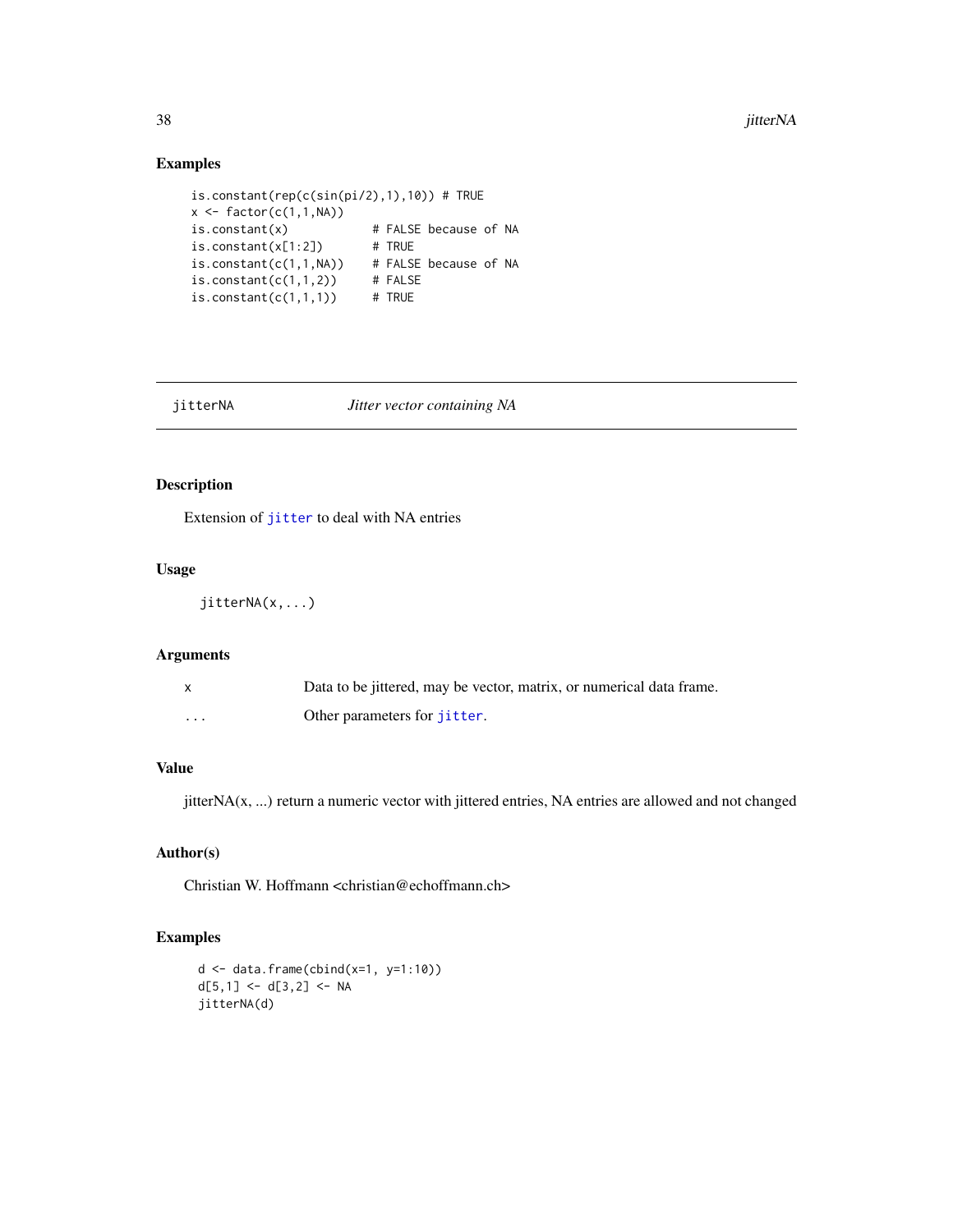## Examples

```
is.constant(rep(c(sin(pi/2),1),10)) # TRUE
x <- factor(c(1,1,NA))
is.constant(x)           # FALSE because of NA
is.constant(x[1:2])      # TRUE
is.constant(c(1,1,NA))   # FALSE because of NA
is.constant(c(1,1,2))    # FALSE
is.constant(c(1,1,1))    # TRUE
```

---

# jitterNA — *Jitter vector containing NA*

## Description

Extension of `jitter` to deal with NA entries

## Usage

```
jitterNA(x,...)
```

## Arguments

| | |
|---|---|
| `x` | Data to be jittered, may be vector, matrix, or numerical data frame. |
| `...` | Other parameters for `jitter`. |

## Value

jitterNA(x, ...) return a numeric vector with jittered entries, NA entries are allowed and not changed

## Author(s)

Christian W. Hoffmann <christian@echoffmann.ch>

## Examples

```
d <- data.frame(cbind(x=1, y=1:10))
d[5,1] <- d[3,2] <- NA
jitterNA(d)
```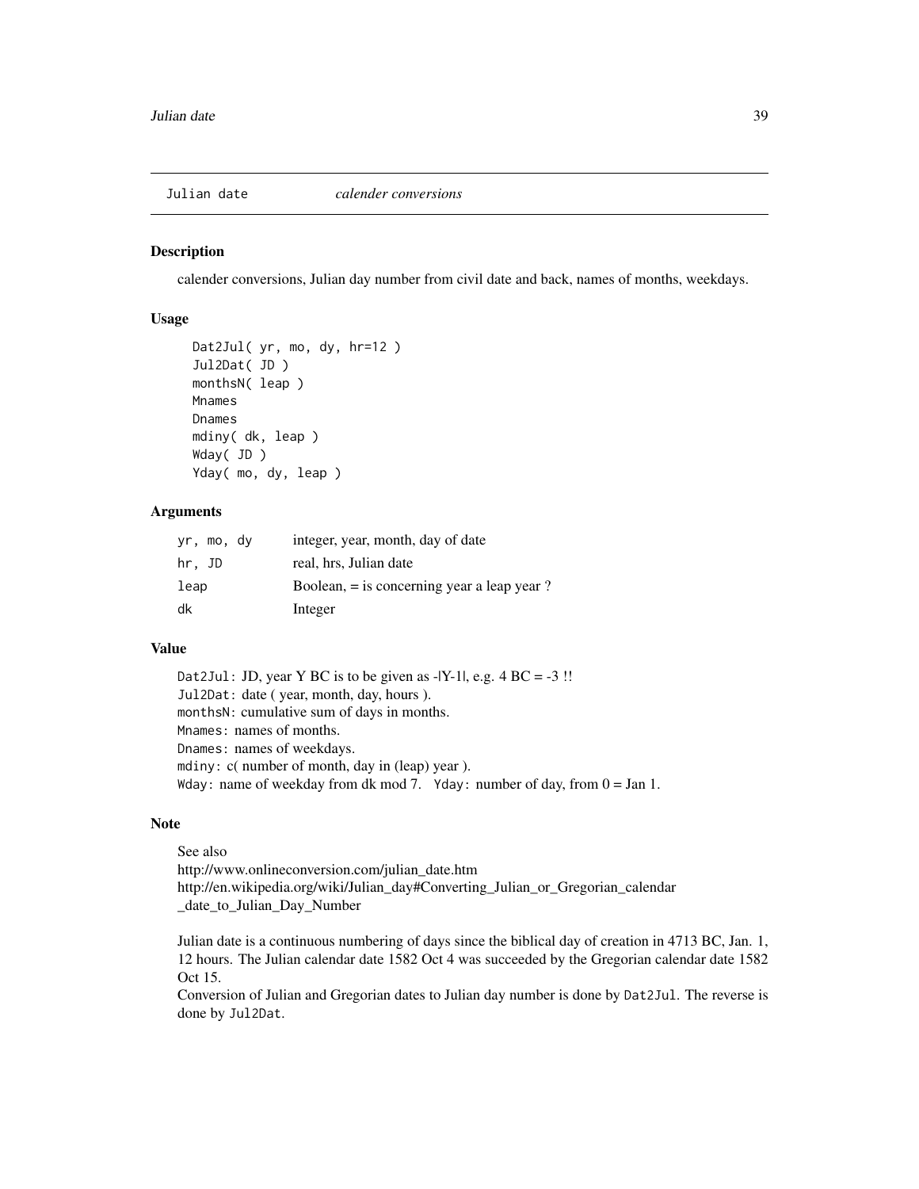## Julian date — *calender conversions*

### Description

calender conversions, Julian day number from civil date and back, names of months, weekdays.

### Usage

```
Dat2Jul( yr, mo, dy, hr=12 )
Jul2Dat( JD )
monthsN( leap )
Mnames
Dnames
mdiny( dk, leap )
Wday( JD )
Yday( mo, dy, leap )
```

### Arguments

| | |
|---|---|
| `yr, mo, dy` | integer, year, month, day of date |
| `hr, JD` | real, hrs, Julian date |
| `leap` | Boolean, = is concerning year a leap year ? |
| `dk` | Integer |

### Value

`Dat2Jul`: JD, year Y BC is to be given as -|Y-1|, e.g. 4 BC = -3 !!
`Jul2Dat`: date ( year, month, day, hours ).
`monthsN`: cumulative sum of days in months.
`Mnames`: names of months.
`Dnames`: names of weekdays.
`mdiny`: c( number of month, day in (leap) year ).
`Wday`: name of weekday from dk mod 7. `Yday`: number of day, from 0 = Jan 1.

### Note

See also
http://www.onlineconversion.com/julian_date.htm
http://en.wikipedia.org/wiki/Julian_day#Converting_Julian_or_Gregorian_calendar_date_to_Julian_Day_Number

Julian date is a continuous numbering of days since the biblical day of creation in 4713 BC, Jan. 1, 12 hours. The Julian calendar date 1582 Oct 4 was succeeded by the Gregorian calendar date 1582 Oct 15.
Conversion of Julian and Gregorian dates to Julian day number is done by `Dat2Jul`. The reverse is done by `Jul2Dat`.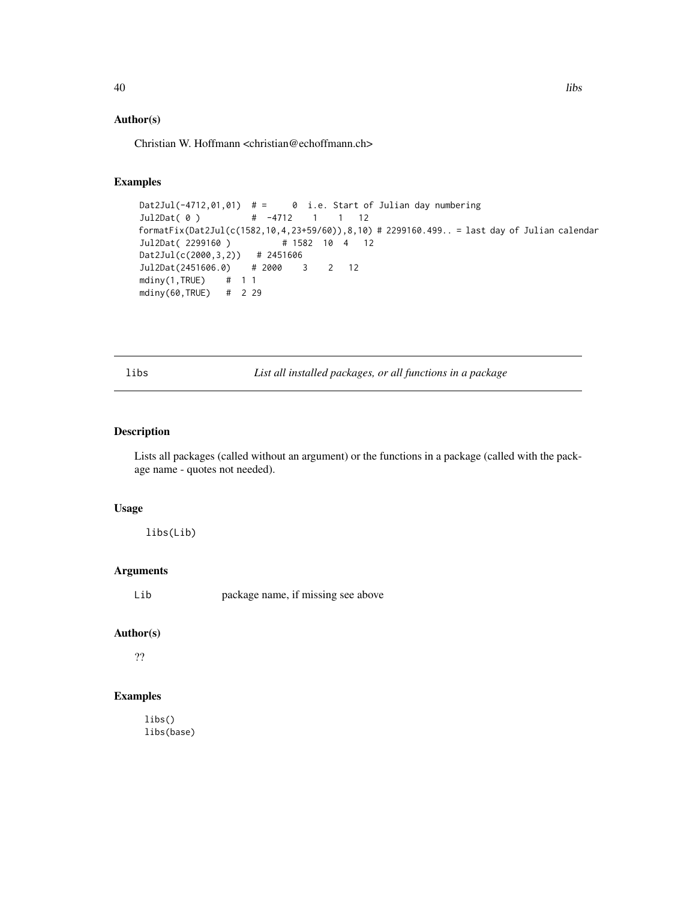### Author(s)

Christian W. Hoffmann <christian@echoffmann.ch>

### Examples

```
Dat2Jul(-4712,01,01)  # =     0  i.e. Start of Julian day numbering
Jul2Dat( 0 )          #  -4712    1    1   12
formatFix(Dat2Jul(c(1582,10,4,23+59/60)),8,10) # 2299160.499.. = last day of Julian calendar
Jul2Dat( 2299160 )          # 1582  10  4   12
Dat2Jul(c(2000,3,2))   # 2451606
Jul2Dat(2451606.0)    # 2000    3    2   12
mdiny(1,TRUE)    #  1 1
mdiny(60,TRUE)   #  2 29
```

---

## libs — *List all installed packages, or all functions in a package*

### Description

Lists all packages (called without an argument) or the functions in a package (called with the package name - quotes not needed).

### Usage

```
libs(Lib)
```

### Arguments

| | |
|---|---|
| `Lib` | package name, if missing see above |

### Author(s)

??

### Examples

```
libs()
libs(base)
```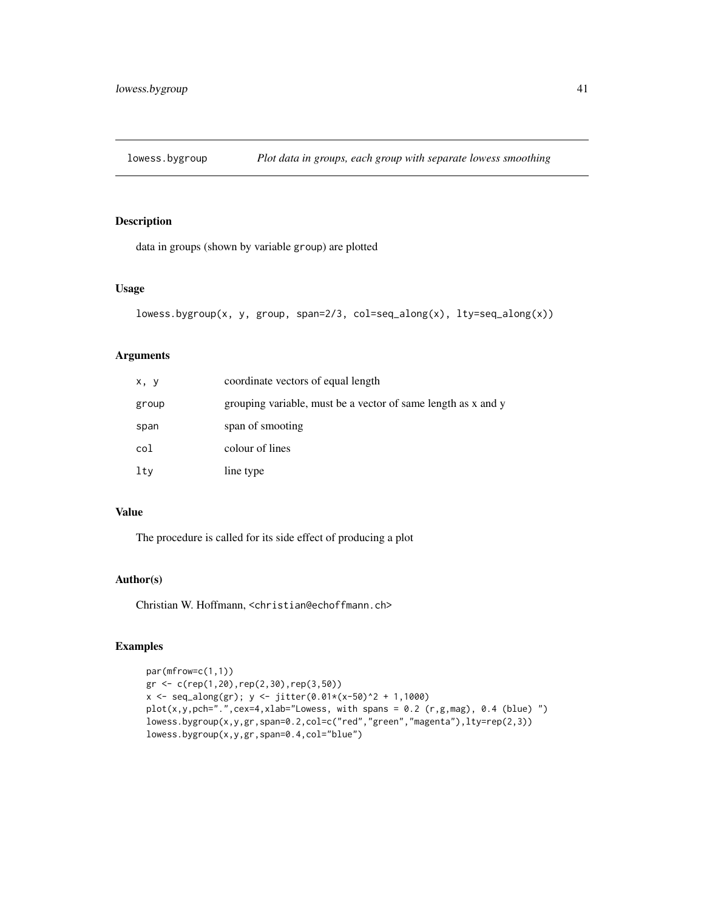# lowess.bygroup — *Plot data in groups, each group with separate lowess smoothing*

## Description

data in groups (shown by variable `group`) are plotted

## Usage

```
lowess.bygroup(x, y, group, span=2/3, col=seq_along(x), lty=seq_along(x))
```

## Arguments

| | |
|---|---|
| `x, y` | coordinate vectors of equal length |
| `group` | grouping variable, must be a vector of same length as x and y |
| `span` | span of smooting |
| `col` | colour of lines |
| `lty` | line type |

## Value

The procedure is called for its side effect of producing a plot

## Author(s)

Christian W. Hoffmann, `<christian@echoffmann.ch>`

## Examples

```
par(mfrow=c(1,1))
gr <- c(rep(1,20),rep(2,30),rep(3,50))
x <- seq_along(gr); y <- jitter(0.01*(x-50)^2 + 1,1000)
plot(x,y,pch=".",cex=4,xlab="Lowess, with spans = 0.2 (r,g,mag), 0.4 (blue) ")
lowess.bygroup(x,y,gr,span=0.2,col=c("red","green","magenta"),lty=rep(2,3))
lowess.bygroup(x,y,gr,span=0.4,col="blue")
```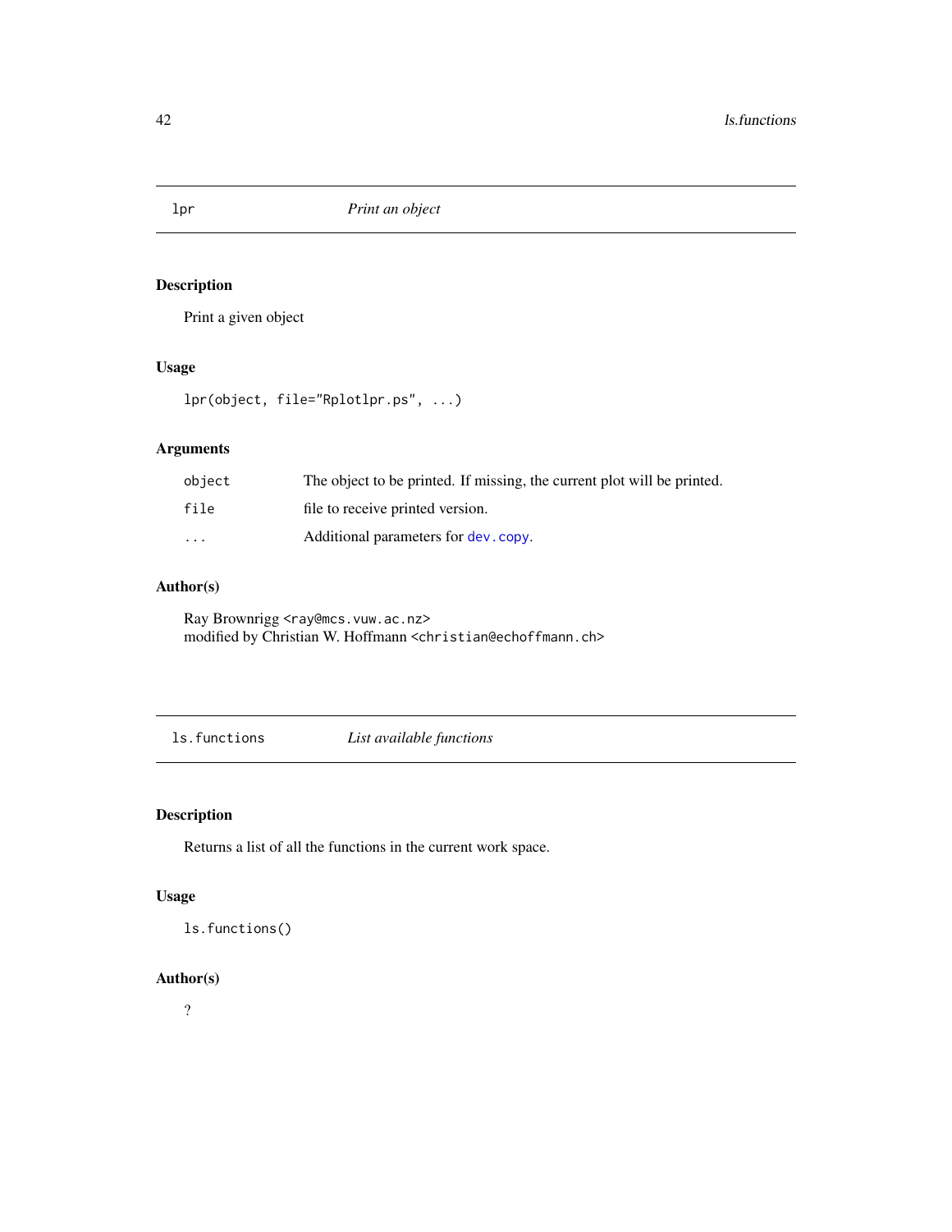## lpr — *Print an object*

### Description

Print a given object

### Usage

```
lpr(object, file="Rplotlpr.ps", ...)
```

### Arguments

| | |
|---|---|
| `object` | The object to be printed. If missing, the current plot will be printed. |
| `file` | file to receive printed version. |
| `...` | Additional parameters for `dev.copy`. |

### Author(s)

Ray Brownrigg <ray@mcs.vuw.ac.nz>
modified by Christian W. Hoffmann <christian@echoffmann.ch>

## ls.functions — *List available functions*

### Description

Returns a list of all the functions in the current work space.

### Usage

```
ls.functions()
```

### Author(s)

?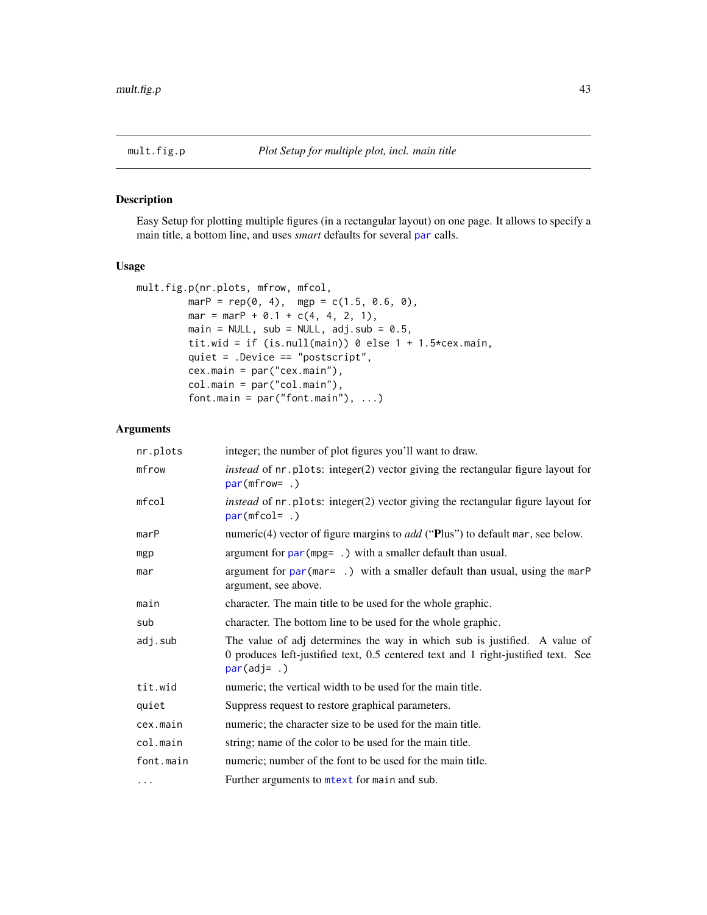mult.fig.p — *Plot Setup for multiple plot, incl. main title*

## Description

Easy Setup for plotting multiple figures (in a rectangular layout) on one page. It allows to specify a main title, a bottom line, and uses *smart* defaults for several par calls.

## Usage

```
mult.fig.p(nr.plots, mfrow, mfcol,
         marP = rep(0, 4),  mgp = c(1.5, 0.6, 0),
         mar = marP + 0.1 + c(4, 4, 2, 1),
         main = NULL, sub = NULL, adj.sub = 0.5,
         tit.wid = if (is.null(main)) 0 else 1 + 1.5*cex.main,
         quiet = .Device == "postscript",
         cex.main = par("cex.main"),
         col.main = par("col.main"),
         font.main = par("font.main"), ...)
```

## Arguments

| | |
|---|---|
| `nr.plots` | integer; the number of plot figures you'll want to draw. |
| `mfrow` | *instead* of `nr.plots`: integer(2) vector giving the rectangular figure layout for `par(mfrow= .)` |
| `mfcol` | *instead* of `nr.plots`: integer(2) vector giving the rectangular figure layout for `par(mfcol= .)` |
| `marP` | numeric(4) vector of figure margins to *add* ("**P**lus") to default `mar`, see below. |
| `mgp` | argument for `par(mpg= .)` with a smaller default than usual. |
| `mar` | argument for `par(mar= .)` with a smaller default than usual, using the `marP` argument, see above. |
| `main` | character. The main title to be used for the whole graphic. |
| `sub` | character. The bottom line to be used for the whole graphic. |
| `adj.sub` | The value of adj determines the way in which sub is justified. A value of 0 produces left-justified text, 0.5 centered text and 1 right-justified text. See `par(adj= .)` |
| `tit.wid` | numeric; the vertical width to be used for the main title. |
| `quiet` | Suppress request to restore graphical parameters. |
| `cex.main` | numeric; the character size to be used for the main title. |
| `col.main` | string; name of the color to be used for the main title. |
| `font.main` | numeric; number of the font to be used for the main title. |
| `...` | Further arguments to `mtext` for `main` and `sub`. |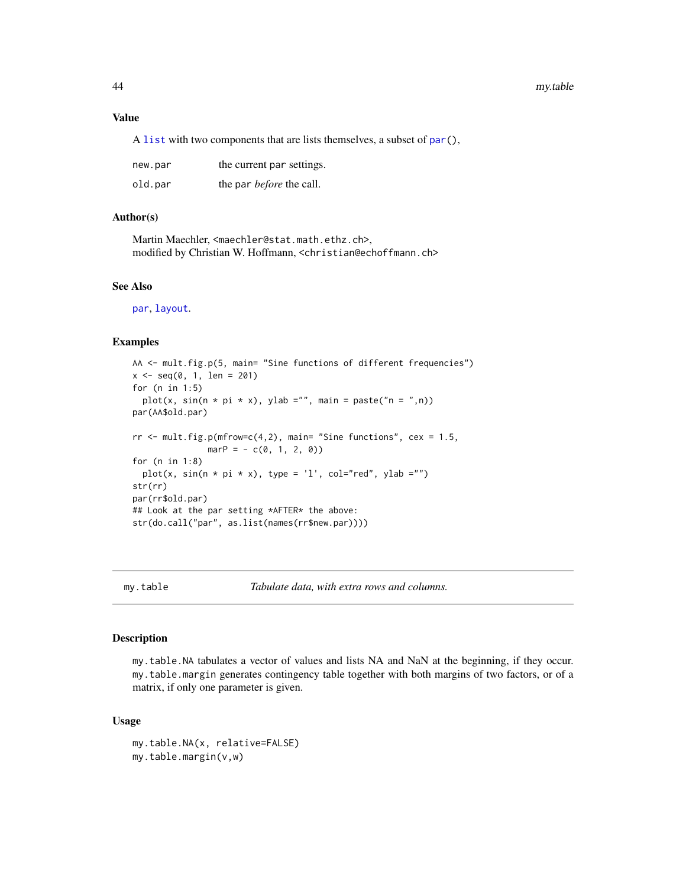### Value

A `list` with two components that are lists themselves, a subset of `par()`,

| | |
|---|---|
| `new.par` | the current `par` settings. |
| `old.par` | the `par` *before* the call. |

### Author(s)

Martin Maechler, <maechler@stat.math.ethz.ch>,
modified by Christian W. Hoffmann, <christian@echoffmann.ch>

### See Also

`par`, `layout`.

### Examples

```
AA <- mult.fig.p(5, main= "Sine functions of different frequencies")
x <- seq(0, 1, len = 201)
for (n in 1:5)
  plot(x, sin(n * pi * x), ylab ="", main = paste("n = ",n))
par(AA$old.par)

rr <- mult.fig.p(mfrow=c(4,2), main= "Sine functions", cex = 1.5,
                marP = - c(0, 1, 2, 0))
for (n in 1:8)
  plot(x, sin(n * pi * x), type = 'l', col="red", ylab ="")
str(rr)
par(rr$old.par)
## Look at the par setting *AFTER* the above:
str(do.call("par", as.list(names(rr$new.par))))
```

---

## my.table — *Tabulate data, with extra rows and columns.*

### Description

`my.table.NA` tabulates a vector of values and lists NA and NaN at the beginning, if they occur. `my.table.margin` generates contingency table together with both margins of two factors, or of a matrix, if only one parameter is given.

### Usage

```
my.table.NA(x, relative=FALSE)
my.table.margin(v,w)
```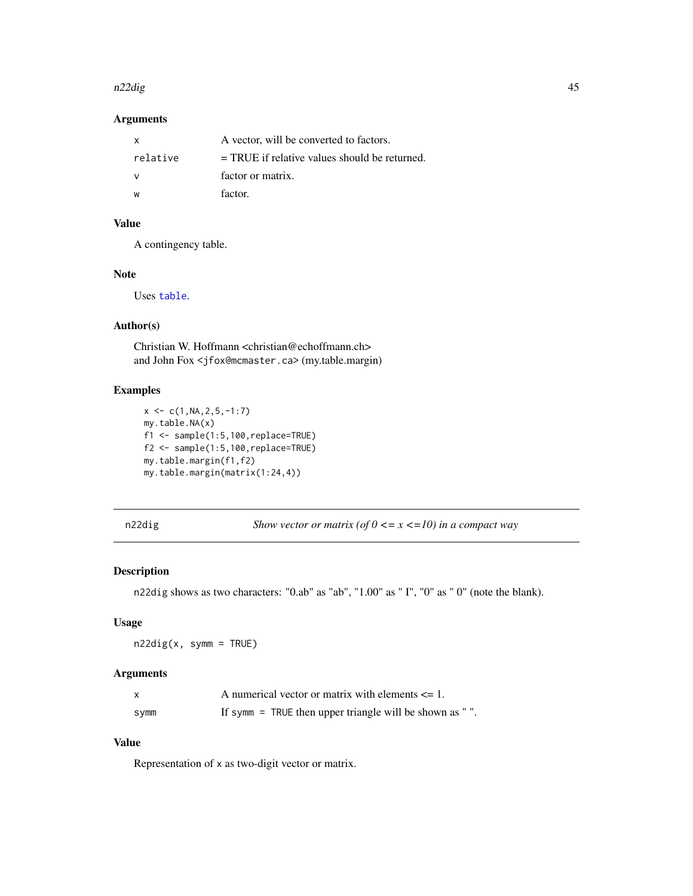### Arguments

| | |
|---|---|
| x | A vector, will be converted to factors. |
| relative | = TRUE if relative values should be returned. |
| v | factor or matrix. |
| w | factor. |

### Value

A contingency table.

### Note

Uses `table`.

### Author(s)

Christian W. Hoffmann <christian@echoffmann.ch>
and John Fox <`jfox@mcmaster.ca`> (my.table.margin)

### Examples

```
x <- c(1,NA,2,5,-1:7)
my.table.NA(x)
f1 <- sample(1:5,100,replace=TRUE)
f2 <- sample(1:5,100,replace=TRUE)
my.table.margin(f1,f2)
my.table.margin(matrix(1:24,4))
```

---

## n22dig — *Show vector or matrix (of 0 <= x <=10) in a compact way*

---

### Description

`n22dig` shows as two characters: "0.ab" as "ab", "1.00" as " I", "0" as " 0" (note the blank).

### Usage

```
n22dig(x, symm = TRUE)
```

### Arguments

| | |
|---|---|
| x | A numerical vector or matrix with elements <= 1. |
| symm | If `symm = TRUE` then upper triangle will be shown as " ". |

### Value

Representation of `x` as two-digit vector or matrix.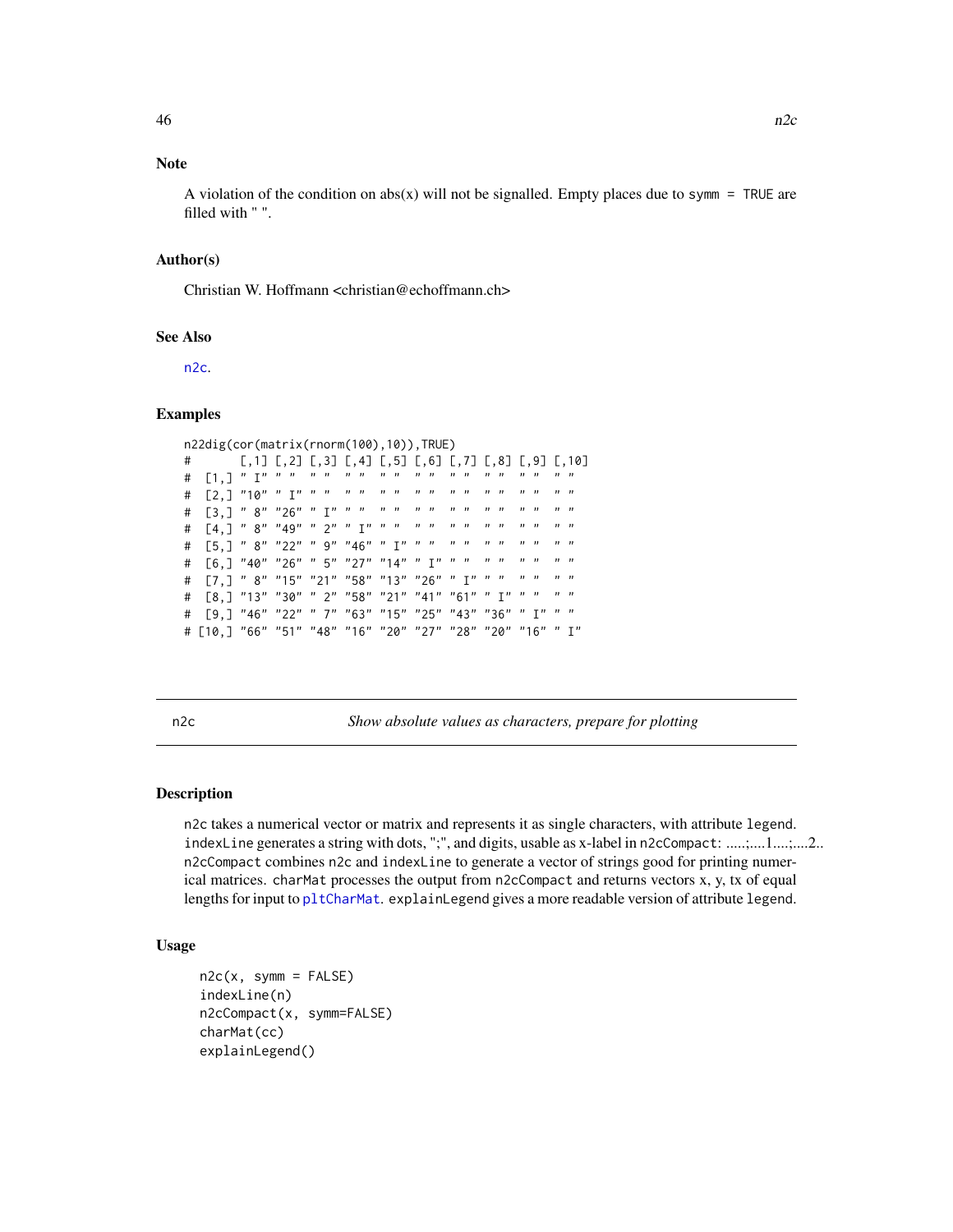### Note

A violation of the condition on abs(x) will not be signalled. Empty places due to `symm = TRUE` are filled with " ".

### Author(s)

Christian W. Hoffmann <christian@echoffmann.ch>

### See Also

`n2c`.

### Examples

```
n22dig(cor(matrix(rnorm(100),10)),TRUE)
#       [,1] [,2] [,3] [,4] [,5] [,6] [,7] [,8] [,9] [,10]
#  [1,] " I" " "  " "  " "  " "  " "  " "  " "  " "  " "
#  [2,] "10" " I" " "  " "  " "  " "  " "  " "  " "  " "
#  [3,] " 8" "26" " I" " "  " "  " "  " "  " "  " "  " "
#  [4,] " 8" "49" " 2" " I" " "  " "  " "  " "  " "  " "
#  [5,] " 8" "22" " 9" "46" " I" " "  " "  " "  " "  " "
#  [6,] "40" "26" " 5" "27" "14" " I" " "  " "  " "  " "
#  [7,] " 8" "15" "21" "58" "13" "26" " I" " "  " "  " "
#  [8,] "13" "30" " 2" "58" "21" "41" "61" " I" " "  " "
#  [9,] "46" "22" " 7" "63" "15" "25" "43" "36" " I" " "
# [10,] "66" "51" "48" "16" "20" "27" "28" "20" "16" " I"
```

---

## n2c *Show absolute values as characters, prepare for plotting*

### Description

`n2c` takes a numerical vector or matrix and represents it as single characters, with attribute `legend`. `indexLine` generates a string with dots, ";", and digits, usable as x-label in `n2cCompact`: .....;....1....;....2.. `n2cCompact` combines `n2c` and `indexLine` to generate a vector of strings good for printing numerical matrices. `charMat` processes the output from `n2cCompact` and returns vectors x, y, tx of equal lengths for input to `pltCharMat`. `explainLegend` gives a more readable version of attribute `legend`.

### Usage

```
n2c(x, symm = FALSE)
indexLine(n)
n2cCompact(x, symm=FALSE)
charMat(cc)
explainLegend()
```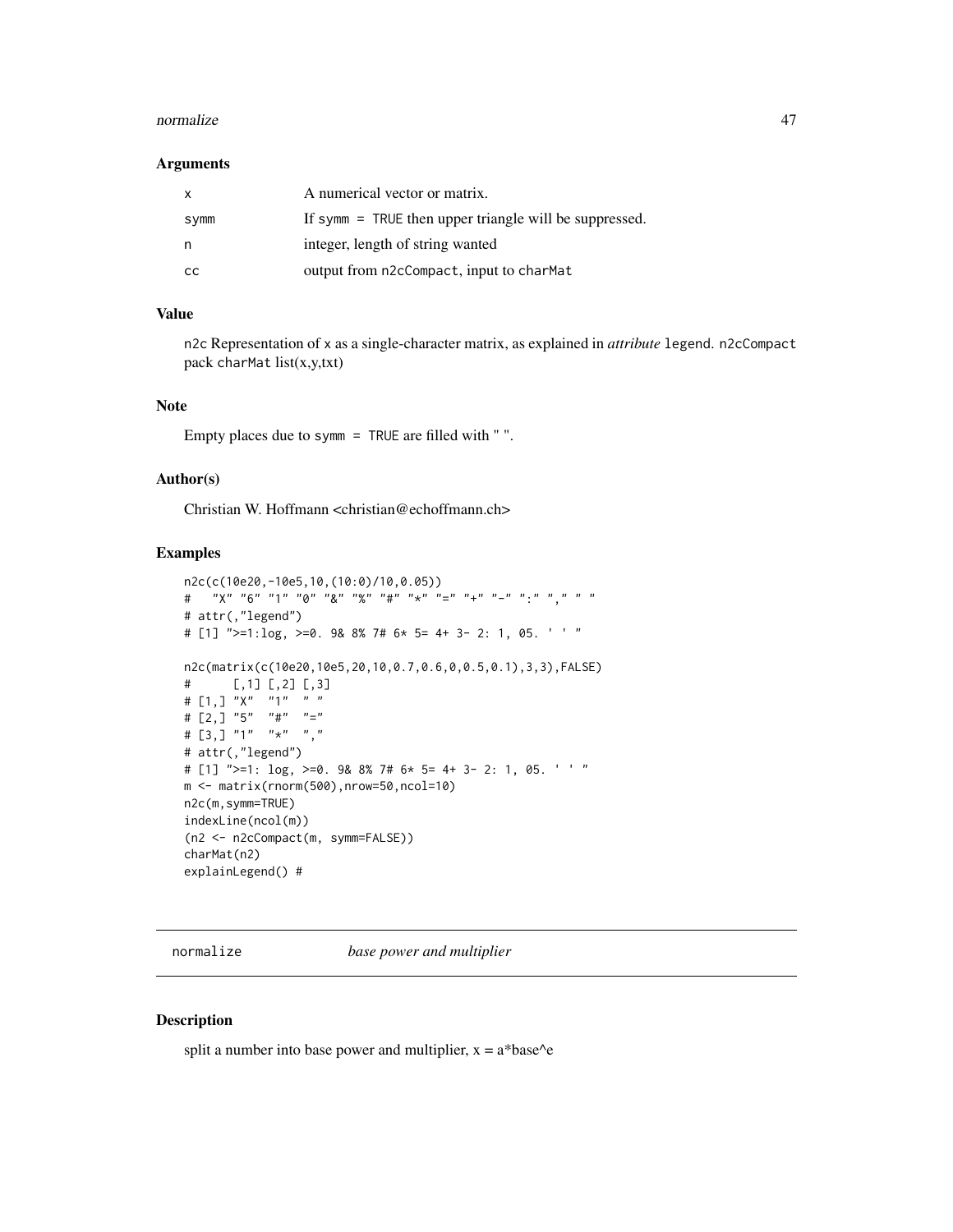### Arguments

| | |
|---|---|
| x | A numerical vector or matrix. |
| symm | If `symm = TRUE` then upper triangle will be suppressed. |
| n | integer, length of string wanted |
| cc | output from `n2cCompact`, input to `charMat` |

### Value

`n2c` Representation of `x` as a single-character matrix, as explained in *attribute* `legend`. `n2cCompact` pack `charMat` list(x,y,txt)

### Note

Empty places due to `symm = TRUE` are filled with " ".

### Author(s)

Christian W. Hoffmann <christian@echoffmann.ch>

### Examples

```
n2c(c(10e20,-10e5,10,(10:0)/10,0.05))
#   "X" "6" "1" "0" "&" "%" "#" "*" "=" "+" "-" ":" "," " "
# attr(,"legend")
# [1] ">=1:log, >=0. 9& 8% 7# 6* 5= 4+ 3- 2: 1, 05. ' ' "

n2c(matrix(c(10e20,10e5,20,10,0.7,0.6,0,0.5,0.1),3,3),FALSE)
#      [,1] [,2] [,3]
# [1,] "X"  "1"  " "
# [2,] "5"  "#"  "="
# [3,] "1"  "*"  ","
# attr(,"legend")
# [1] ">=1: log, >=0. 9& 8% 7# 6* 5= 4+ 3- 2: 1, 05. ' ' "
m <- matrix(rnorm(500),nrow=50,ncol=10)
n2c(m,symm=TRUE)
indexLine(ncol(m))
(n2 <- n2cCompact(m, symm=FALSE))
charMat(n2)
explainLegend() #
```

---

## normalize    *base power and multiplier*

### Description

split a number into base power and multiplier, x = a*base^e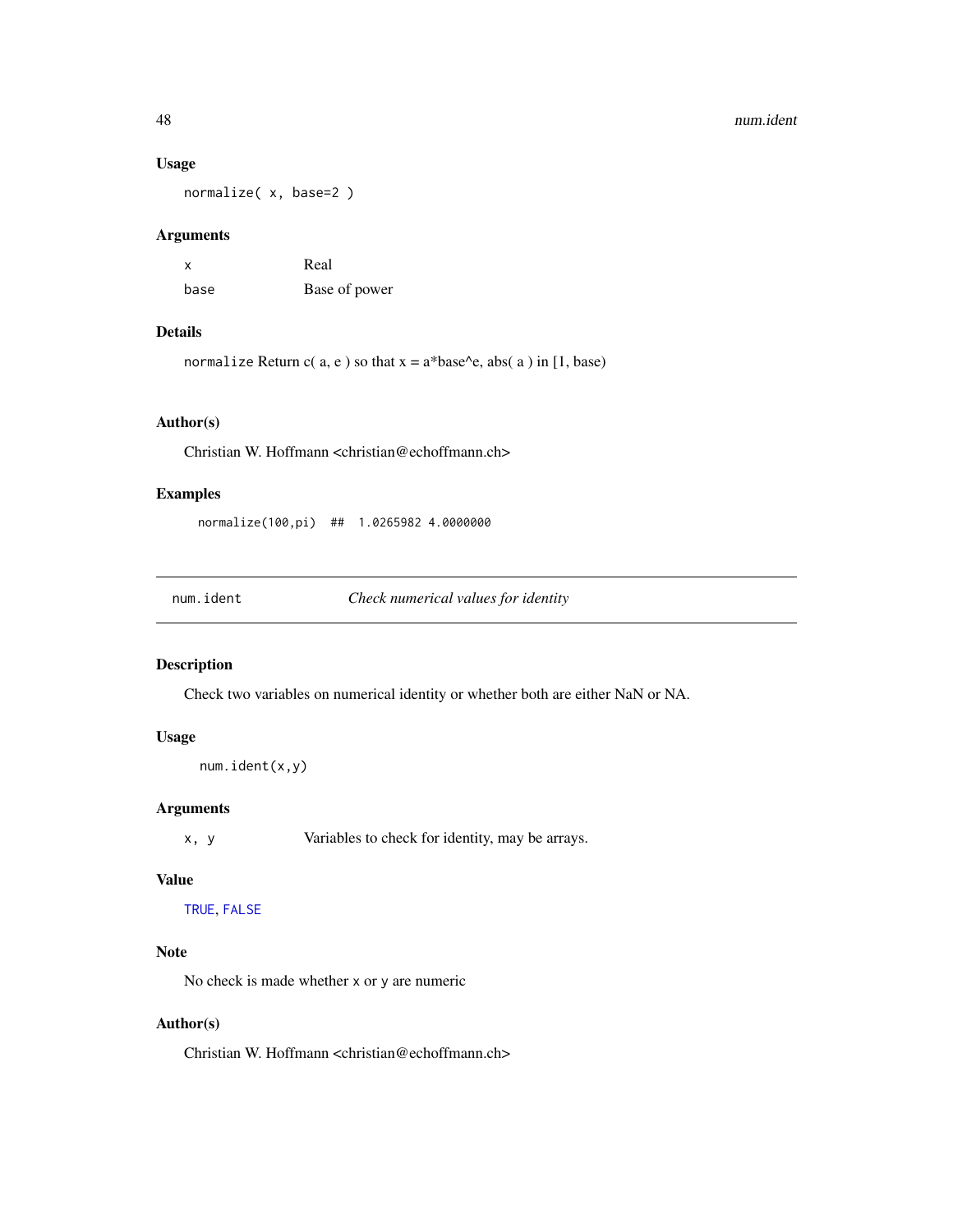### Usage

```
normalize( x, base=2 )
```

### Arguments

| | |
|---|---|
| x | Real |
| base | Base of power |

### Details

`normalize` Return c( a, e ) so that x = a*base^e, abs( a ) in [1, base)

### Author(s)

Christian W. Hoffmann <christian@echoffmann.ch>

### Examples

```
normalize(100,pi)  ##  1.0265982 4.0000000
```

---

## num.ident    *Check numerical values for identity*

---

### Description

Check two variables on numerical identity or whether both are either NaN or NA.

### Usage

```
num.ident(x,y)
```

### Arguments

| | |
|---|---|
| x, y | Variables to check for identity, may be arrays. |

### Value

`TRUE`, `FALSE`

### Note

No check is made whether `x` or `y` are numeric

### Author(s)

Christian W. Hoffmann <christian@echoffmann.ch>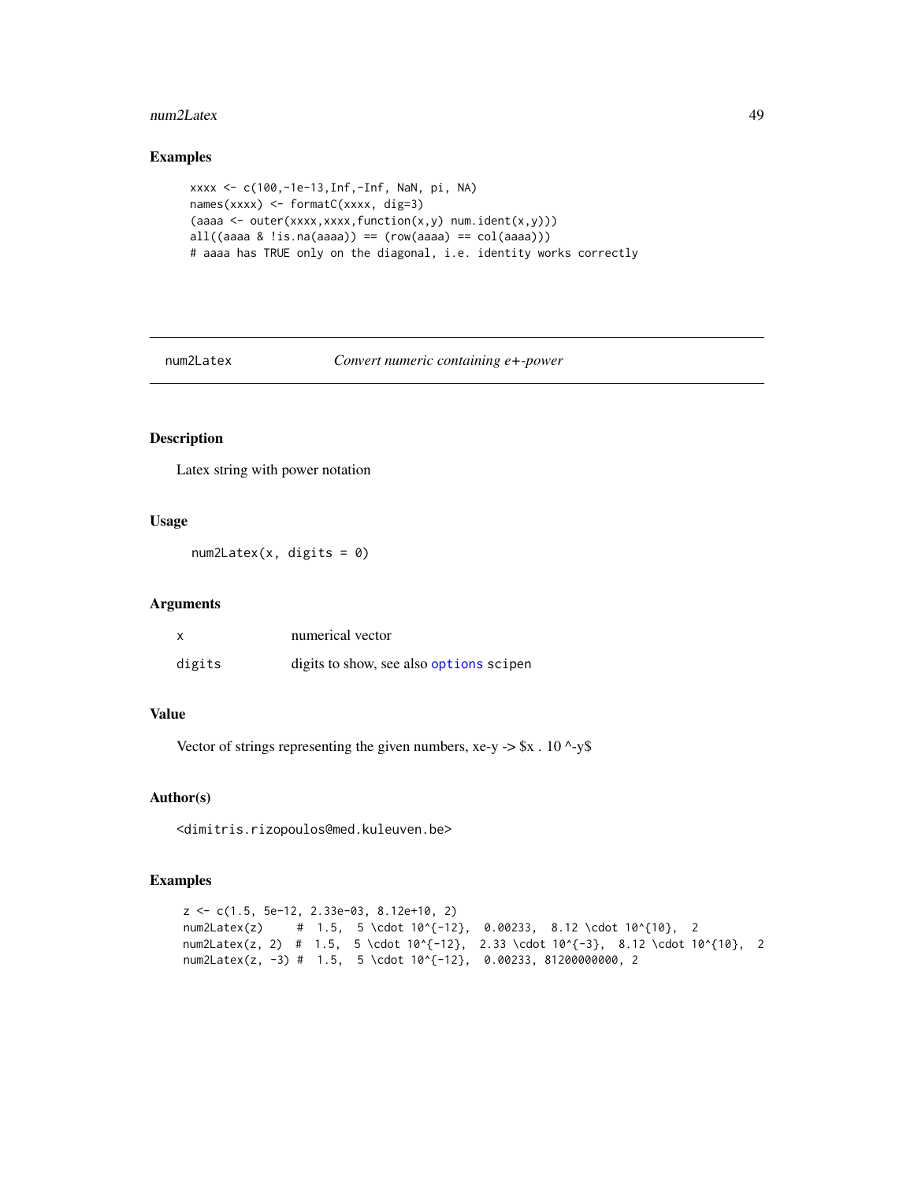## Examples

```
xxxx <- c(100,-1e-13,Inf,-Inf, NaN, pi, NA)
names(xxxx) <- formatC(xxxx, dig=3)
(aaaa <- outer(xxxx,xxxx,function(x,y) num.ident(x,y)))
all((aaaa & !is.na(aaaa)) == (row(aaaa) == col(aaaa)))
# aaaa has TRUE only on the diagonal, i.e. identity works correctly
```

---

num2Latex — *Convert numeric containing e+-power*

---

## Description

Latex string with power notation

## Usage

```
num2Latex(x, digits = 0)
```

## Arguments

| | |
|---|---|
| x | numerical vector |
| digits | digits to show, see also options scipen |

## Value

Vector of strings representing the given numbers, xe-y -> $x . 10 ^-y$

## Author(s)

<dimitris.rizopoulos@med.kuleuven.be>

## Examples

```
z <- c(1.5, 5e-12, 2.33e-03, 8.12e+10, 2)
num2Latex(z)     #  1.5,  5 \cdot 10^{-12},  0.00233,  8.12 \cdot 10^{10},  2
num2Latex(z, 2)  #  1.5,  5 \cdot 10^{-12},  2.33 \cdot 10^{-3},  8.12 \cdot 10^{10},  2
num2Latex(z, -3) #  1.5,  5 \cdot 10^{-12},  0.00233, 81200000000, 2
```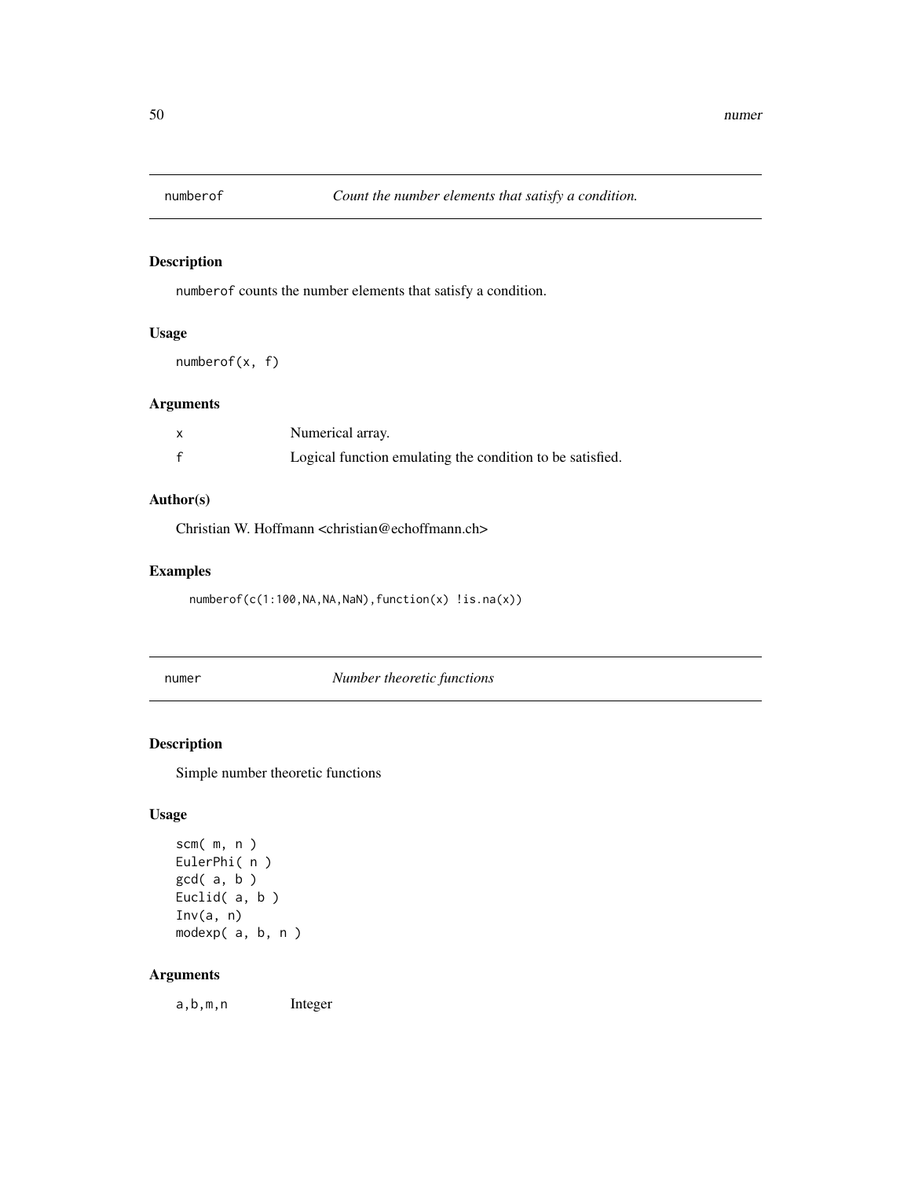## numberof — *Count the number elements that satisfy a condition.*

### Description

`numberof` counts the number elements that satisfy a condition.

### Usage

```
numberof(x, f)
```

### Arguments

| | |
|---|---|
| x | Numerical array. |
| f | Logical function emulating the condition to be satisfied. |

### Author(s)

Christian W. Hoffmann <christian@echoffmann.ch>

### Examples

```
numberof(c(1:100,NA,NA,NaN),function(x) !is.na(x))
```

## numer — *Number theoretic functions*

### Description

Simple number theoretic functions

### Usage

```
scm( m, n )
EulerPhi( n )
gcd( a, b )
Euclid( a, b )
Inv(a, n)
modexp( a, b, n )
```

### Arguments

| | |
|---|---|
| a,b,m,n | Integer |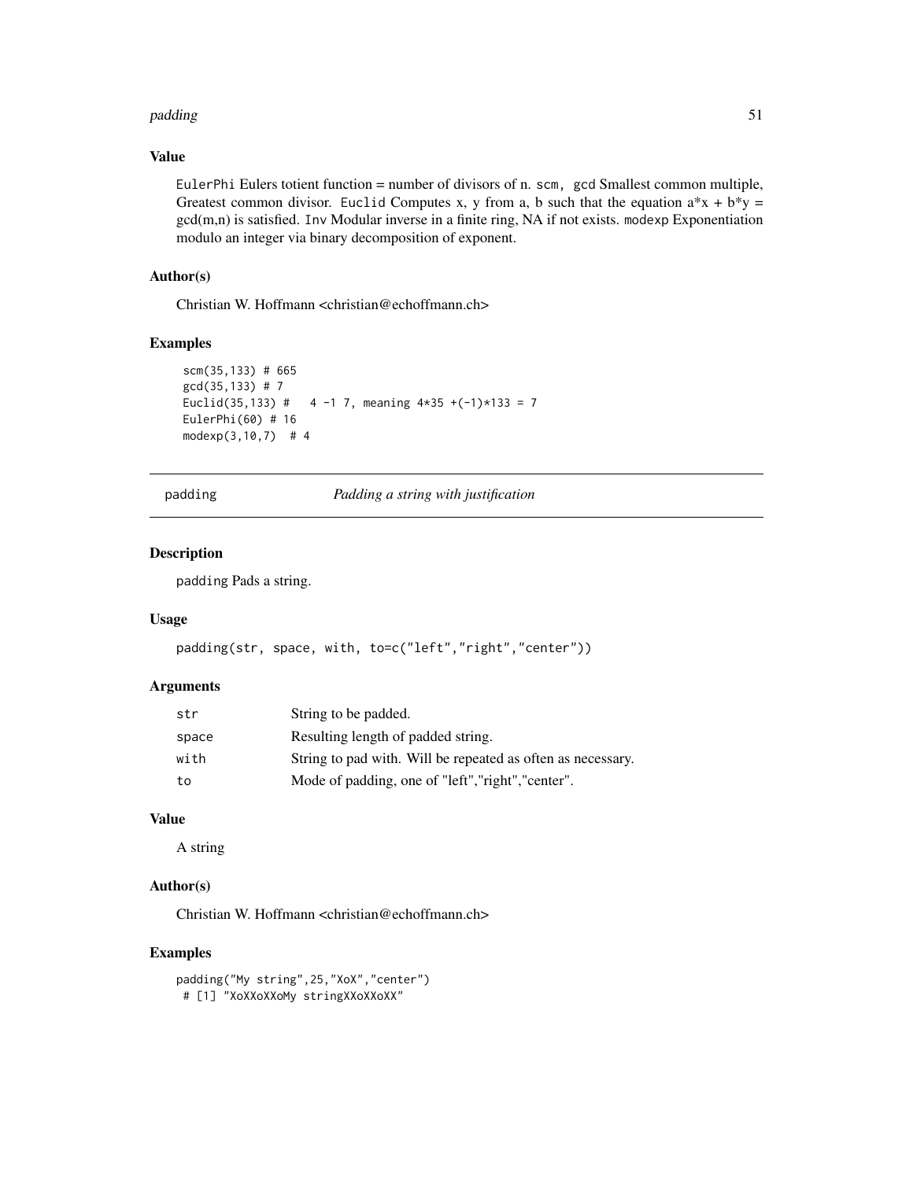### Value

EulerPhi Eulers totient function = number of divisors of n. scm, gcd Smallest common multiple, Greatest common divisor. Euclid Computes x, y from a, b such that the equation a*x + b*y = gcd(m,n) is satisfied. Inv Modular inverse in a finite ring, NA if not exists. modexp Exponentiation modulo an integer via binary decomposition of exponent.

### Author(s)

Christian W. Hoffmann <christian@echoffmann.ch>

### Examples

```
scm(35,133) # 665
gcd(35,133) # 7
Euclid(35,133) #   4 -1 7, meaning 4*35 +(-1)*133 = 7
EulerPhi(60) # 16
modexp(3,10,7)  # 4
```

---

## padding — *Padding a string with justification*

### Description

padding Pads a string.

### Usage

```
padding(str, space, with, to=c("left","right","center"))
```

### Arguments

| | |
|---|---|
| str | String to be padded. |
| space | Resulting length of padded string. |
| with | String to pad with. Will be repeated as often as necessary. |
| to | Mode of padding, one of "left","right","center". |

### Value

A string

### Author(s)

Christian W. Hoffmann <christian@echoffmann.ch>

### Examples

```
padding("My string",25,"XoX","center")
 # [1] "XoXXoXXoMy stringXXoXXoXX"
```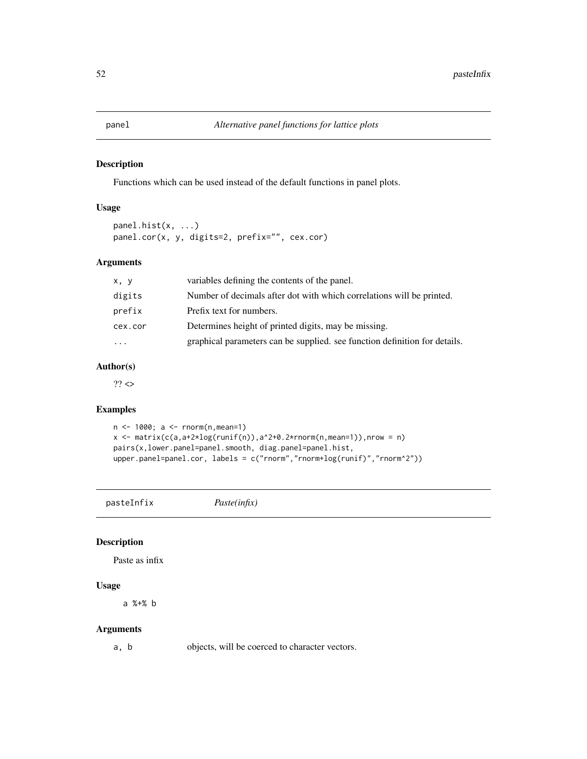## panel — *Alternative panel functions for lattice plots*

### Description

Functions which can be used instead of the default functions in panel plots.

### Usage

```
panel.hist(x, ...)
panel.cor(x, y, digits=2, prefix="", cex.cor)
```

### Arguments

| | |
|---|---|
| `x, y` | variables defining the contents of the panel. |
| `digits` | Number of decimals after dot with which correlations will be printed. |
| `prefix` | Prefix text for numbers. |
| `cex.cor` | Determines height of printed digits, may be missing. |
| `...` | graphical parameters can be supplied. see function definition for details. |

### Author(s)

?? <>

### Examples

```
n <- 1000; a <- rnorm(n,mean=1)
x <- matrix(c(a,a+2*log(runif(n)),a^2+0.2*rnorm(n,mean=1)),nrow = n)
pairs(x,lower.panel=panel.smooth, diag.panel=panel.hist,
upper.panel=panel.cor, labels = c("rnorm","rnorm+log(runif)","rnorm^2"))
```

## pasteInfix — *Paste(infix)*

### Description

Paste as infix

### Usage

```
a %+% b
```

### Arguments

| | |
|---|---|
| `a, b` | objects, will be coerced to character vectors. |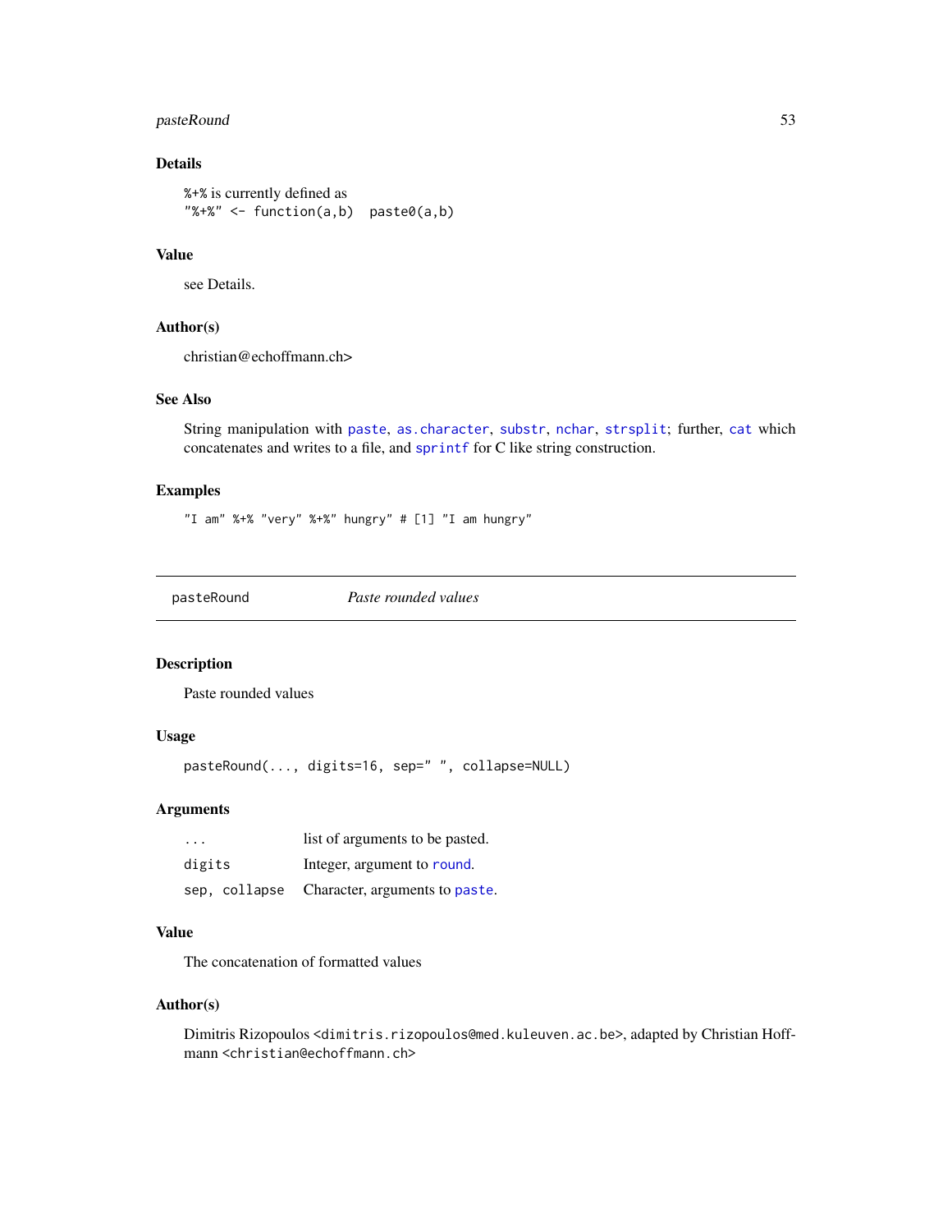## Details

%+% is currently defined as
"%+%" <- function(a,b)  paste0(a,b)

## Value

see Details.

## Author(s)

christian@echoffmann.ch>

## See Also

String manipulation with `paste`, `as.character`, `substr`, `nchar`, `strsplit`; further, `cat` which concatenates and writes to a file, and `sprintf` for C like string construction.

## Examples

```
"I am" %+% "very" %+%" hungry" # [1] "I am hungry"
```

---

# pasteRound    *Paste rounded values*

## Description

Paste rounded values

## Usage

```
pasteRound(..., digits=16, sep=" ", collapse=NULL)
```

## Arguments

| | |
|---|---|
| `...` | list of arguments to be pasted. |
| `digits` | Integer, argument to `round`. |
| `sep, collapse` | Character, arguments to `paste`. |

## Value

The concatenation of formatted values

## Author(s)

Dimitris Rizopoulos <dimitris.rizopoulos@med.kuleuven.ac.be>, adapted by Christian Hoffmann <christian@echoffmann.ch>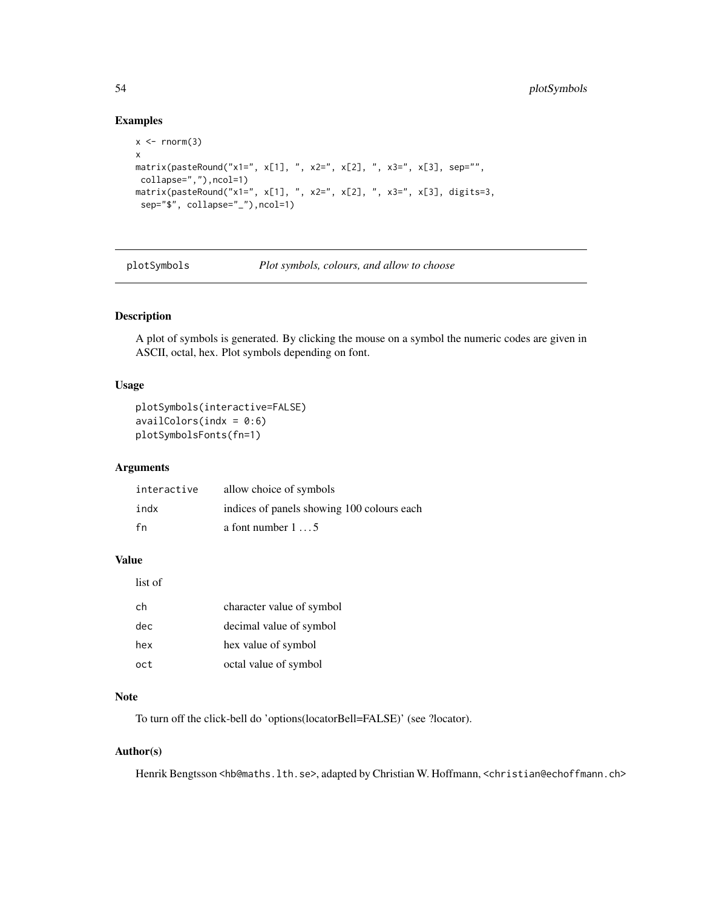## Examples

```
x <- rnorm(3)
x
matrix(pasteRound("x1=", x[1], ", x2=", x[2], ", x3=", x[3], sep="",
 collapse=","),ncol=1)
matrix(pasteRound("x1=", x[1], ", x2=", x[2], ", x3=", x[3], digits=3,
 sep="$", collapse="_"),ncol=1)
```

---

# plotSymbols — *Plot symbols, colours, and allow to choose*

## Description

A plot of symbols is generated. By clicking the mouse on a symbol the numeric codes are given in ASCII, octal, hex. Plot symbols depending on font.

## Usage

```
plotSymbols(interactive=FALSE)
availColors(indx = 0:6)
plotSymbolsFonts(fn=1)
```

## Arguments

| | |
|---|---|
| interactive | allow choice of symbols |
| indx | indices of panels showing 100 colours each |
| fn | a font number $1 \ldots 5$ |

## Value

list of

| | |
|---|---|
| ch | character value of symbol |
| dec | decimal value of symbol |
| hex | hex value of symbol |
| oct | octal value of symbol |

## Note

To turn off the click-bell do 'options(locatorBell=FALSE)' (see ?locator).

## Author(s)

Henrik Bengtsson <hb@maths.lth.se>, adapted by Christian W. Hoffmann, <christian@echoffmann.ch>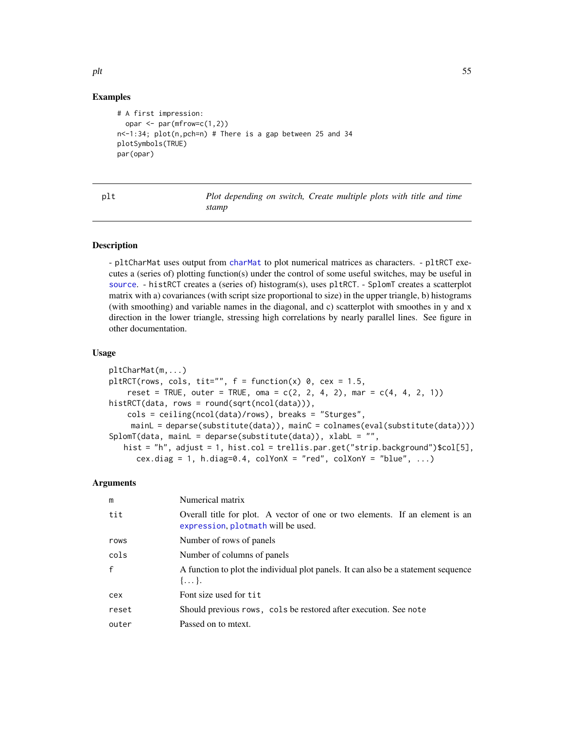## Examples

```
# A first impression:
  opar <- par(mfrow=c(1,2))
n<-1:34; plot(n,pch=n) # There is a gap between 25 and 34
plotSymbols(TRUE)
par(opar)
```

---

plt — *Plot depending on switch, Create multiple plots with title and time stamp*

---

## Description

- pltCharMat uses output from charMat to plot numerical matrices as characters. - pltRCT executes a (series of) plotting function(s) under the control of some useful switches, may be useful in source. - histRCT creates a (series of) histogram(s), uses pltRCT. - SplomT creates a scatterplot matrix with a) covariances (with script size proportional to size) in the upper triangle, b) histograms (with smoothing) and variable names in the diagonal, and c) scatterplot with smoothes in y and x direction in the lower triangle, stressing high correlations by nearly parallel lines. See figure in other documentation.

## Usage

```
pltCharMat(m,...)
pltRCT(rows, cols, tit="", f = function(x) 0, cex = 1.5,
    reset = TRUE, outer = TRUE, oma = c(2, 2, 4, 2), mar = c(4, 4, 2, 1))
histRCT(data, rows = round(sqrt(ncol(data))),
    cols = ceiling(ncol(data)/rows), breaks = "Sturges",
     mainL = deparse(substitute(data)), mainC = colnames(eval(substitute(data))))
SplomT(data, mainL = deparse(substitute(data)), xlabL = "",
   hist = "h", adjust = 1, hist.col = trellis.par.get("strip.background")$col[5],
      cex.diag = 1, h.diag=0.4, colYonX = "red", colXonY = "blue", ...)
```

## Arguments

| | |
|---|---|
| m | Numerical matrix |
| tit | Overall title for plot. A vector of one or two elements. If an element is an expression, plotmath will be used. |
| rows | Number of rows of panels |
| cols | Number of columns of panels |
| f | A function to plot the individual plot panels. It can also be a statement sequence {...}. |
| cex | Font size used for tit |
| reset | Should previous rows, cols be restored after execution. See note |
| outer | Passed on to mtext. |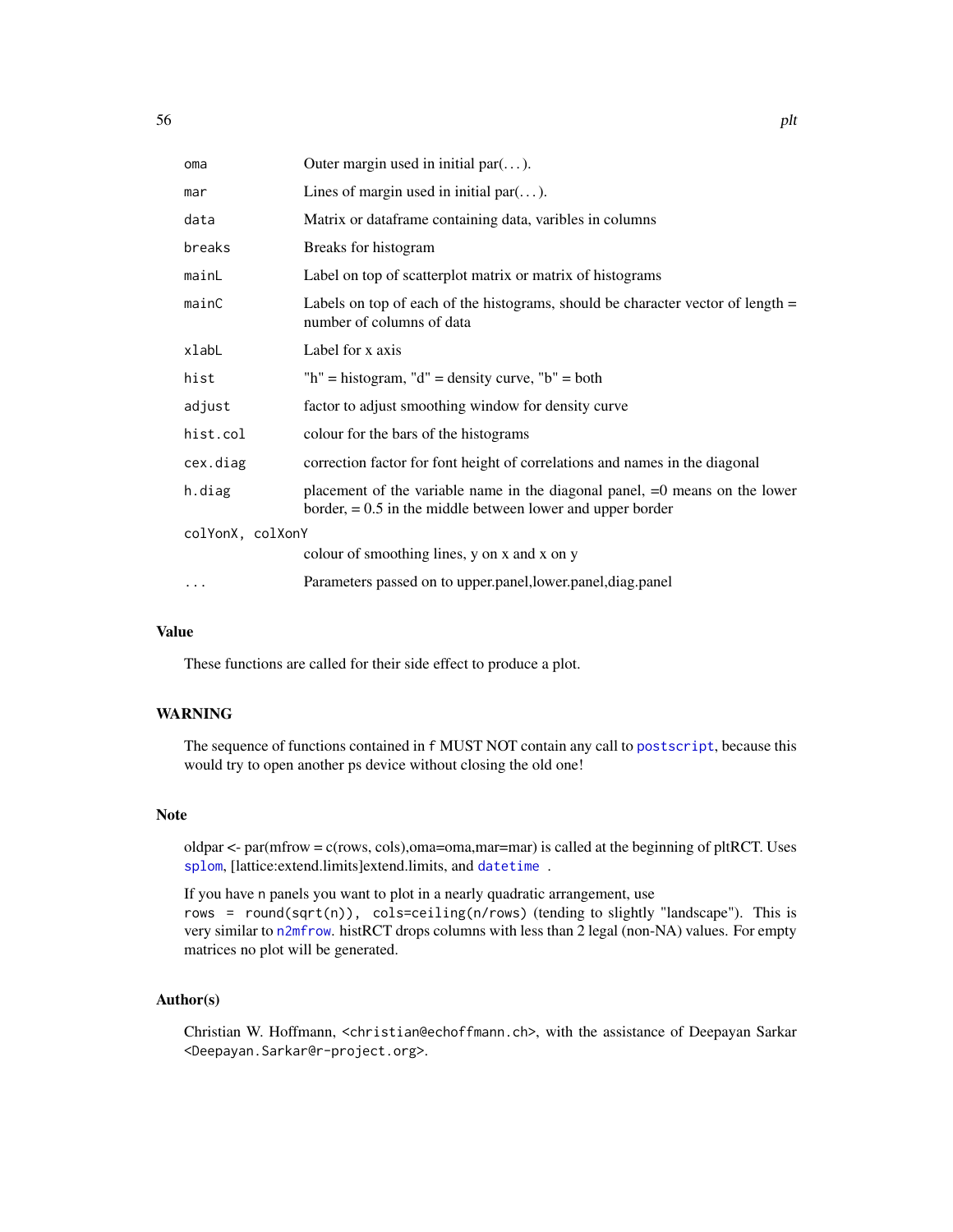| | |
|---|---|
| `oma` | Outer margin used in initial par(...). |
| `mar` | Lines of margin used in initial par(...). |
| `data` | Matrix or dataframe containing data, varibles in columns |
| `breaks` | Breaks for histogram |
| `mainL` | Label on top of scatterplot matrix or matrix of histograms |
| `mainC` | Labels on top of each of the histograms, should be character vector of length = number of columns of data |
| `xlabL` | Label for x axis |
| `hist` | "h" = histogram, "d" = density curve, "b" = both |
| `adjust` | factor to adjust smoothing window for density curve |
| `hist.col` | colour for the bars of the histograms |
| `cex.diag` | correction factor for font height of correlations and names in the diagonal |
| `h.diag` | placement of the variable name in the diagonal panel, =0 means on the lower border, = 0.5 in the middle between lower and upper border |
| `colYonX, colXonY` | colour of smoothing lines, y on x and x on y |
| `...` | Parameters passed on to upper.panel,lower.panel,diag.panel |

## Value

These functions are called for their side effect to produce a plot.

## WARNING

The sequence of functions contained in `f` MUST NOT contain any call to `postscript`, because this would try to open another ps device without closing the old one!

## Note

oldpar <- par(mfrow = c(rows, cols),oma=oma,mar=mar) is called at the beginning of pltRCT. Uses `splom`, [lattice:extend.limits]extend.limits, and `datetime` .

If you have `n` panels you want to plot in a nearly quadratic arrangement, use `rows = round(sqrt(n)), cols=ceiling(n/rows)` (tending to slightly "landscape"). This is very similar to `n2mfrow`. histRCT drops columns with less than 2 legal (non-NA) values. For empty matrices no plot will be generated.

## Author(s)

Christian W. Hoffmann, `<christian@echoffmann.ch>`, with the assistance of Deepayan Sarkar `<Deepayan.Sarkar@r-project.org>`.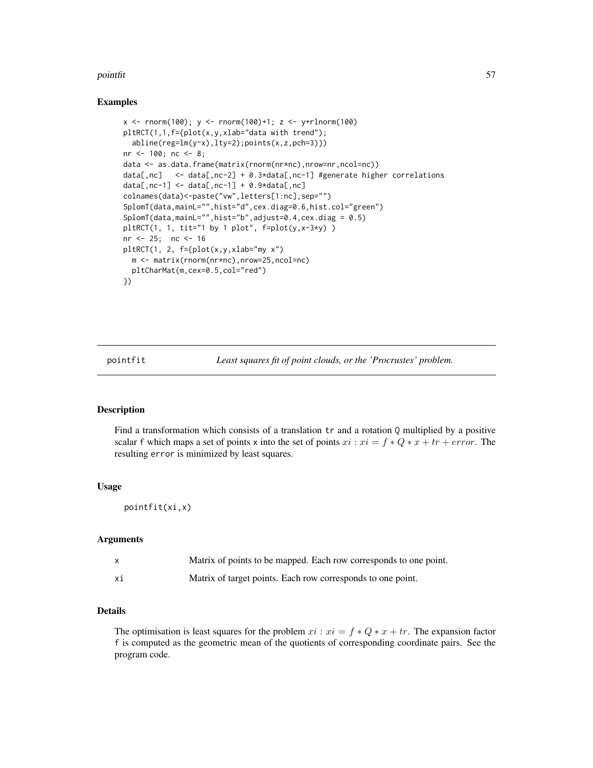## Examples

```
x <- rnorm(100); y <- rnorm(100)+1; z <- y+rlnorm(100)
pltRCT(1,1,f={plot(x,y,xlab="data with trend");
  abline(reg=lm(y~x),lty=2);points(x,z,pch=3)})
nr <- 100; nc <- 8;
data <- as.data.frame(matrix(rnorm(nr*nc),nrow=nr,ncol=nc))
data[,nc]   <- data[,nc-2] + 0.3*data[,nc-1] #generate higher correlations
data[,nc-1] <- data[,nc-1] + 0.9*data[,nc]
colnames(data)<-paste("vw",letters[1:nc],sep="")
SplomT(data,mainL="",hist="d",cex.diag=0.6,hist.col="green")
SplomT(data,mainL="",hist="b",adjust=0.4,cex.diag = 0.5)
pltRCT(1, 1, tit="1 by 1 plot", f=plot(y,x-3*y) )
nr <- 25;  nc <- 16
pltRCT(1, 2, f={plot(x,y,xlab="my x")
  m <- matrix(rnorm(nr*nc),nrow=25,ncol=nc)
  pltCharMat(m,cex=0.5,col="red")
})
```

---

# pointfit — *Least squares fit of point clouds, or the 'Procrustes' problem.*

## Description

Find a transformation which consists of a translation `tr` and a rotation `Q` multiplied by a positive scalar `f` which maps a set of points `x` into the set of points $xi : xi = f * Q * x + tr + error$. The resulting `error` is minimized by least squares.

## Usage

```
pointfit(xi,x)
```

## Arguments

| | |
|---|---|
| `x` | Matrix of points to be mapped. Each row corresponds to one point. |
| `xi` | Matrix of target points. Each row corresponds to one point. |

## Details

The optimisation is least squares for the problem $xi : xi = f * Q * x + tr$. The expansion factor `f` is computed as the geometric mean of the quotients of corresponding coordinate pairs. See the program code.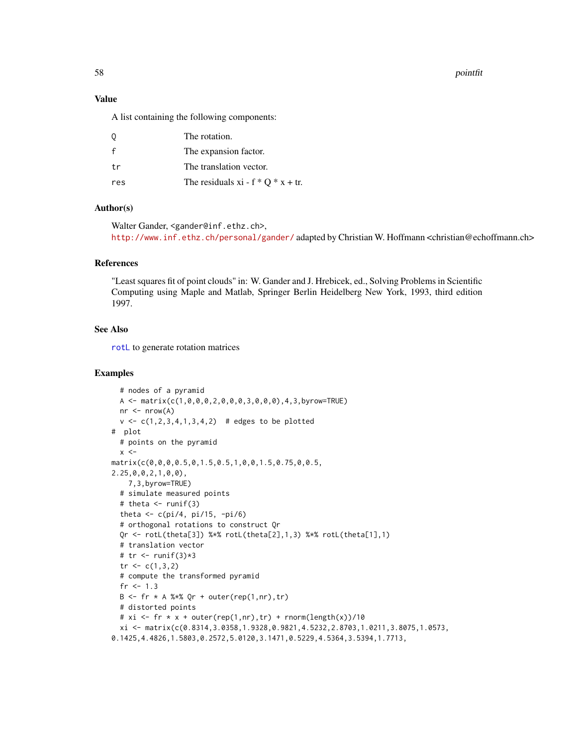## Value

A list containing the following components:

| | |
|---|---|
| Q | The rotation. |
| f | The expansion factor. |
| tr | The translation vector. |
| res | The residuals xi - f * Q * x + tr. |

## Author(s)

Walter Gander, <gander@inf.ethz.ch>,
http://www.inf.ethz.ch/personal/gander/ adapted by Christian W. Hoffmann <christian@echoffmann.ch>

## References

"Least squares fit of point clouds" in: W. Gander and J. Hrebicek, ed., Solving Problems in Scientific Computing using Maple and Matlab, Springer Berlin Heidelberg New York, 1993, third edition 1997.

## See Also

rotL to generate rotation matrices

## Examples

```
  # nodes of a pyramid
  A <- matrix(c(1,0,0,0,2,0,0,0,3,0,0,0),4,3,byrow=TRUE)
  nr <- nrow(A)
  v <- c(1,2,3,4,1,3,4,2)  # edges to be plotted
#  plot
  # points on the pyramid
  x <-
matrix(c(0,0,0,0.5,0,1.5,0.5,1,0,0,1.5,0.75,0,0.5,
2.25,0,0,2,1,0,0),
    7,3,byrow=TRUE)
  # simulate measured points
  # theta <- runif(3)
  theta <- c(pi/4, pi/15, -pi/6)
  # orthogonal rotations to construct Qr
  Qr <- rotL(theta[3]) %*% rotL(theta[2],1,3) %*% rotL(theta[1],1)
  # translation vector
  # tr <- runif(3)*3
  tr <- c(1,3,2)
  # compute the transformed pyramid
  fr <- 1.3
  B <- fr * A %*% Qr + outer(rep(1,nr),tr)
  # distorted points
  # xi <- fr * x + outer(rep(1,nr),tr) + rnorm(length(x))/10
  xi <- matrix(c(0.8314,3.0358,1.9328,0.9821,4.5232,2.8703,1.0211,3.8075,1.0573,
0.1425,4.4826,1.5803,0.2572,5.0120,3.1471,0.5229,4.5364,3.5394,1.7713,
```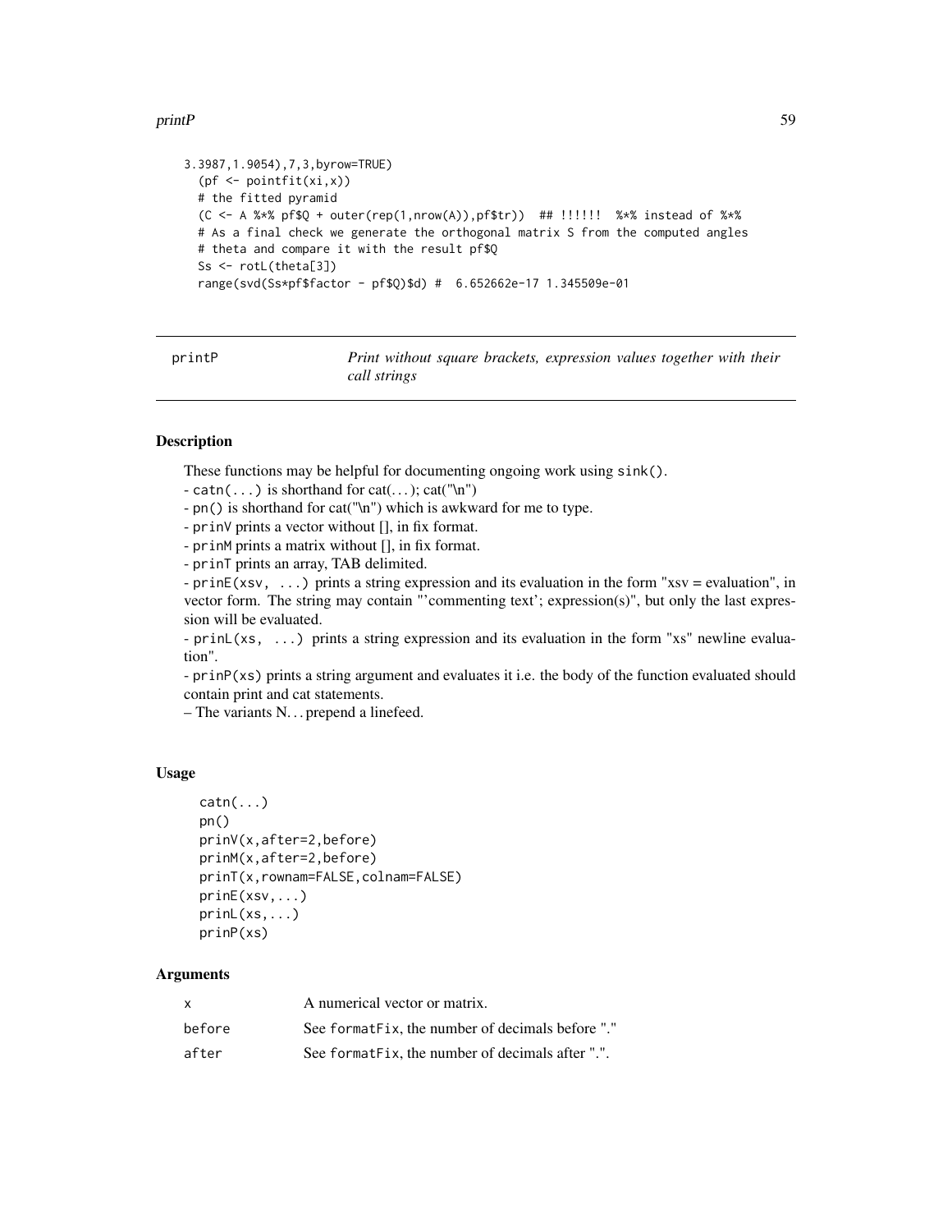```
3.3987,1.9054),7,3,byrow=TRUE)
  (pf <- pointfit(xi,x))
  # the fitted pyramid
  (C <- A %*% pf$Q + outer(rep(1,nrow(A)),pf$tr))  ## !!!!!!  %*% instead of %*%
  # As a final check we generate the orthogonal matrix S from the computed angles
  # theta and compare it with the result pf$Q
  Ss <- rotL(theta[3])
  range(svd(Ss*pf$factor - pf$Q)$d) #  6.652662e-17 1.345509e-01
```

---

printP — *Print without square brackets, expression values together with their call strings*

---

## Description

These functions may be helpful for documenting ongoing work using sink().

- catn(...) is shorthand for cat(...); cat("\n")
- pn() is shorthand for cat("\n") which is awkward for me to type.
- prinV prints a vector without [], in fix format.
- prinM prints a matrix without [], in fix format.
- prinT prints an array, TAB delimited.
- prinE(xsv, ...) prints a string expression and its evaluation in the form "xsv = evaluation", in vector form. The string may contain "'commenting text'; expression(s)", but only the last expression will be evaluated.
- prinL(xs, ...) prints a string expression and its evaluation in the form "xs" newline evaluation".
- prinP(xs) prints a string argument and evaluates it i.e. the body of the function evaluated should contain print and cat statements.

– The variants N... prepend a linefeed.

## Usage

```
catn(...)
pn()
prinV(x,after=2,before)
prinM(x,after=2,before)
prinT(x,rownam=FALSE,colnam=FALSE)
prinE(xsv,...)
prinL(xs,...)
prinP(xs)
```

## Arguments

| | |
|---|---|
| x | A numerical vector or matrix. |
| before | See formatFix, the number of decimals before "." |
| after | See formatFix, the number of decimals after ".". |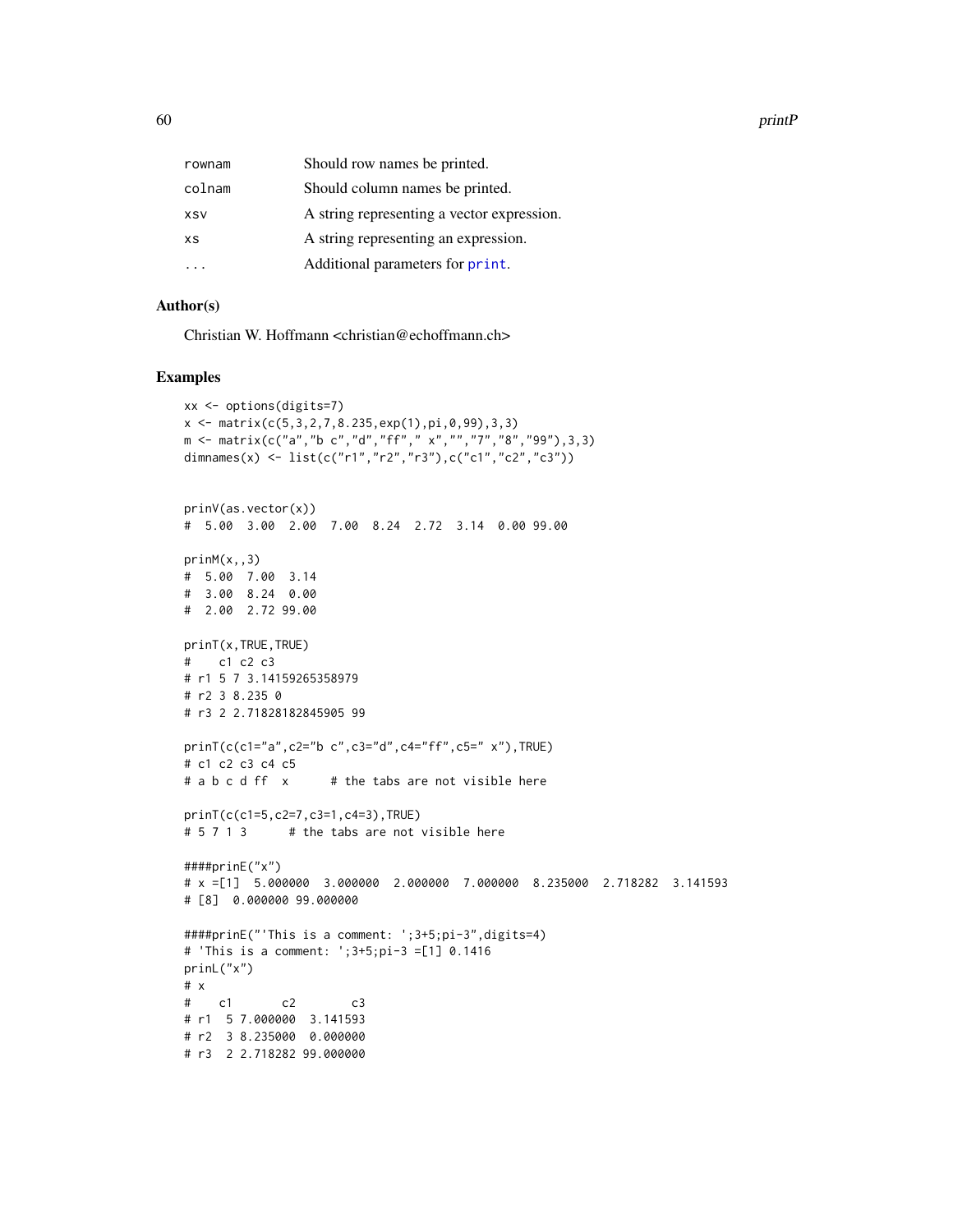| | |
|---|---|
| rownam | Should row names be printed. |
| colnam | Should column names be printed. |
| xsv | A string representing a vector expression. |
| xs | A string representing an expression. |
| ... | Additional parameters for print. |

## Author(s)

Christian W. Hoffmann <christian@echoffmann.ch>

## Examples

```
xx <- options(digits=7)
x <- matrix(c(5,3,2,7,8.235,exp(1),pi,0,99),3,3)
m <- matrix(c("a","b c","d","ff"," x","","7","8","99"),3,3)
dimnames(x) <- list(c("r1","r2","r3"),c("c1","c2","c3"))


prinV(as.vector(x))
#  5.00  3.00  2.00  7.00  8.24  2.72  3.14  0.00 99.00

prinM(x,,3)
#  5.00  7.00  3.14
#  3.00  8.24  0.00
#  2.00  2.72 99.00

prinT(x,TRUE,TRUE)
#    c1 c2 c3
# r1 5 7 3.14159265358979
# r2 3 8.235 0
# r3 2 2.71828182845905 99

prinT(c(c1="a",c2="b c",c3="d",c4="ff",c5=" x"),TRUE)
# c1 c2 c3 c4 c5
# a b c d ff  x      # the tabs are not visible here

prinT(c(c1=5,c2=7,c3=1,c4=3),TRUE)
# 5 7 1 3      # the tabs are not visible here

####prinE("x")
# x =[1]  5.000000  3.000000  2.000000  7.000000  8.235000  2.718282  3.141593
# [8]  0.000000 99.000000

####prinE("'This is a comment: ';3+5;pi-3",digits=4)
# 'This is a comment: ';3+5;pi-3 =[1] 0.1416
prinL("x")
# x
#    c1       c2        c3
# r1  5 7.000000  3.141593
# r2  3 8.235000  0.000000
# r3  2 2.718282 99.000000
```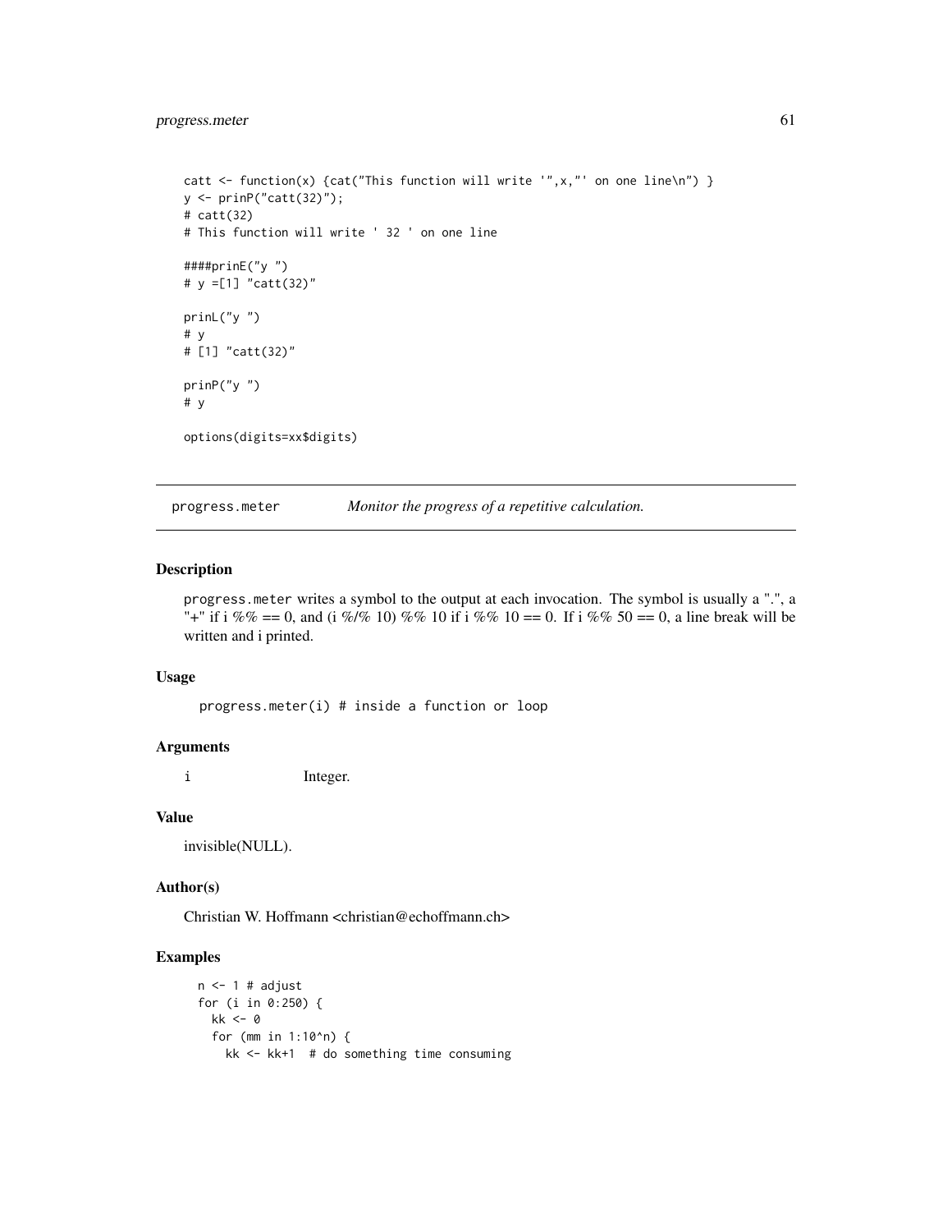```
catt <- function(x) {cat("This function will write '",x,"' on one line\n") }
y <- prinP("catt(32)");
# catt(32)
# This function will write ' 32 ' on one line

####prinE("y ")
# y =[1] "catt(32)"

prinL("y ")
# y
# [1] "catt(32)"

prinP("y ")
# y

options(digits=xx$digits)
```

---

## progress.meter — *Monitor the progress of a repetitive calculation.*

---

### Description

progress.meter writes a symbol to the output at each invocation. The symbol is usually a ".", a "+" if i %% == 0, and (i %/% 10) %% 10 if i %% 10 == 0. If i %% 50 == 0, a line break will be written and i printed.

### Usage

```
progress.meter(i) # inside a function or loop
```

### Arguments

| | |
|---|---|
| i | Integer. |

### Value

invisible(NULL).

### Author(s)

Christian W. Hoffmann <christian@echoffmann.ch>

### Examples

```
n <- 1 # adjust
for (i in 0:250) {
  kk <- 0
  for (mm in 1:10^n) {
    kk <- kk+1  # do something time consuming
```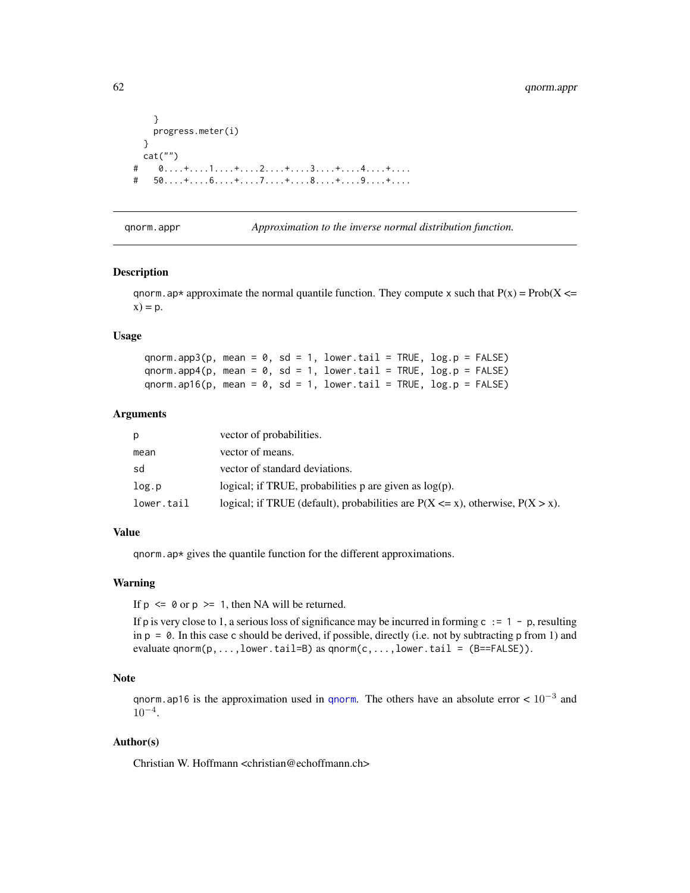```
    }
    progress.meter(i)
  }
  cat("")
#    0....+....1....+....2....+....3....+....4....+....
#   50....+....6....+....7....+....8....+....9....+....
```

---

## qnorm.appr — *Approximation to the inverse normal distribution function.*

### Description

qnorm.ap* approximate the normal quantile function. They compute x such that P(x) = Prob(X <= x) = p.

### Usage

```
qnorm.app3(p, mean = 0, sd = 1, lower.tail = TRUE, log.p = FALSE)
qnorm.app4(p, mean = 0, sd = 1, lower.tail = TRUE, log.p = FALSE)
qnorm.ap16(p, mean = 0, sd = 1, lower.tail = TRUE, log.p = FALSE)
```

### Arguments

| | |
|---|---|
| p | vector of probabilities. |
| mean | vector of means. |
| sd | vector of standard deviations. |
| log.p | logical; if TRUE, probabilities p are given as log(p). |
| lower.tail | logical; if TRUE (default), probabilities are P(X <= x), otherwise, P(X > x). |

### Value

qnorm.ap* gives the quantile function for the different approximations.

### Warning

If p <= 0 or p >= 1, then NA will be returned.

If p is very close to 1, a serious loss of significance may be incurred in forming c := 1 - p, resulting in p = 0. In this case c should be derived, if possible, directly (i.e. not by subtracting p from 1) and evaluate qnorm(p,...,lower.tail=B) as qnorm(c,...,lower.tail = (B==FALSE)).

### Note

qnorm.ap16 is the approximation used in qnorm. The others have an absolute error < $10^{-3}$ and $10^{-4}$.

### Author(s)

Christian W. Hoffmann <christian@echoffmann.ch>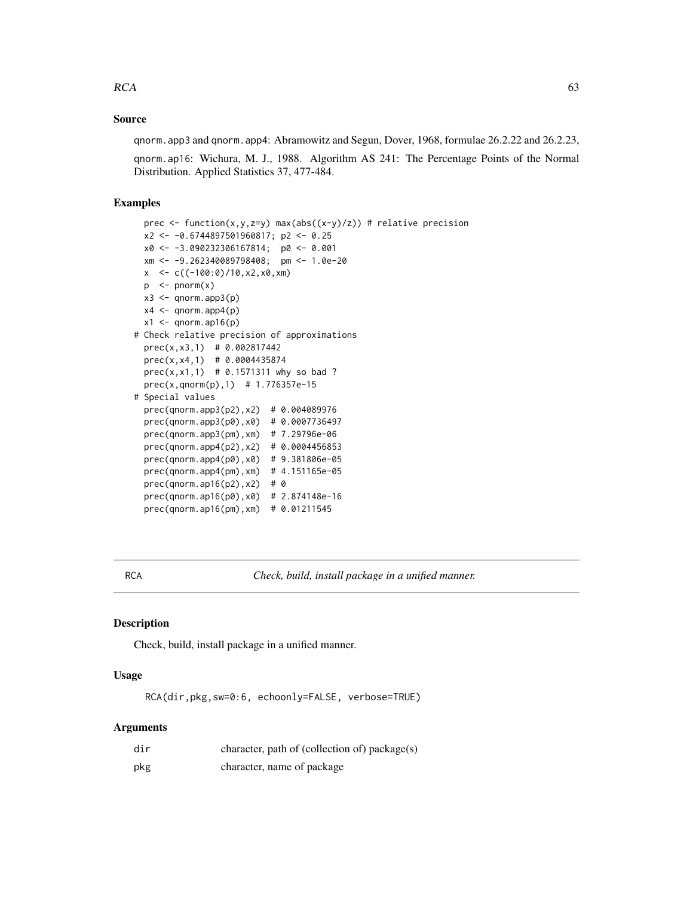## Source

qnorm.app3 and qnorm.app4: Abramowitz and Segun, Dover, 1968, formulae 26.2.22 and 26.2.23,

qnorm.ap16: Wichura, M. J., 1988. Algorithm AS 241: The Percentage Points of the Normal Distribution. Applied Statistics 37, 477-484.

## Examples

```
  prec <- function(x,y,z=y) max(abs((x-y)/z)) # relative precision
  x2 <- -0.6744897501960817; p2 <- 0.25
  x0 <- -3.090232306167814;  p0 <- 0.001
  xm <- -9.262340089798408;  pm <- 1.0e-20
  x  <- c((-100:0)/10,x2,x0,xm)
  p  <- pnorm(x)
  x3 <- qnorm.app3(p)
  x4 <- qnorm.app4(p)
  x1 <- qnorm.ap16(p)
# Check relative precision of approximations
  prec(x,x3,1)  # 0.002817442
  prec(x,x4,1)  # 0.0004435874
  prec(x,x1,1)  # 0.1571311 why so bad ?
  prec(x,qnorm(p),1)  # 1.776357e-15
# Special values
  prec(qnorm.app3(p2),x2)  # 0.004089976
  prec(qnorm.app3(p0),x0)  # 0.0007736497
  prec(qnorm.app3(pm),xm)  # 7.29796e-06
  prec(qnorm.app4(p2),x2)  # 0.0004456853
  prec(qnorm.app4(p0),x0)  # 9.381806e-05
  prec(qnorm.app4(pm),xm)  # 4.151165e-05
  prec(qnorm.ap16(p2),x2)  # 0
  prec(qnorm.ap16(p0),x0)  # 2.874148e-16
  prec(qnorm.ap16(pm),xm)  # 0.01211545
```

---

# RCA — *Check, build, install package in a unified manner.*

## Description

Check, build, install package in a unified manner.

## Usage

```
RCA(dir,pkg,sw=0:6, echoonly=FALSE, verbose=TRUE)
```

## Arguments

| | |
|---|---|
| dir | character, path of (collection of) package(s) |
| pkg | character, name of package |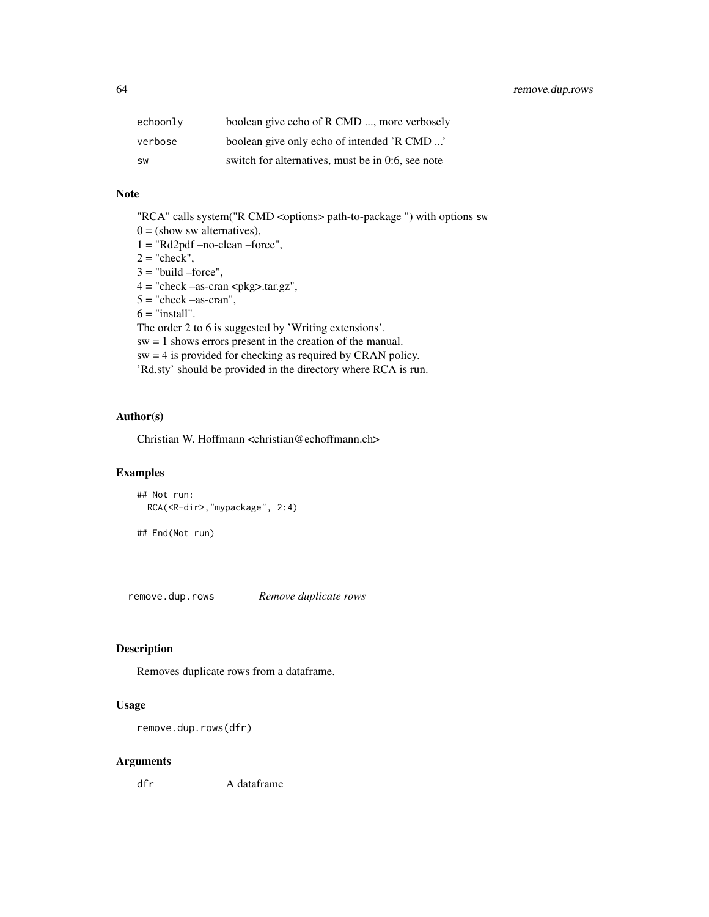| | |
|---|---|
| echoonly | boolean give echo of R CMD ..., more verbosely |
| verbose | boolean give only echo of intended 'R CMD ...' |
| sw | switch for alternatives, must be in 0:6, see note |

### Note

"RCA" calls system("R CMD <options> path-to-package ") with options sw
0 = (show sw alternatives),
1 = "Rd2pdf –no-clean –force",
2 = "check",
3 = "build –force",
4 = "check –as-cran <pkg>.tar.gz",
5 = "check –as-cran",
6 = "install".
The order 2 to 6 is suggested by 'Writing extensions'.
sw = 1 shows errors present in the creation of the manual.
sw = 4 is provided for checking as required by CRAN policy.
'Rd.sty' should be provided in the directory where RCA is run.

### Author(s)

Christian W. Hoffmann <christian@echoffmann.ch>

### Examples

```
## Not run:
  RCA(<R-dir>,"mypackage", 2:4)

## End(Not run)
```

---

## remove.dup.rows *Remove duplicate rows*

---

### Description

Removes duplicate rows from a dataframe.

### Usage

```
remove.dup.rows(dfr)
```

### Arguments

| | |
|---|---|
| dfr | A dataframe |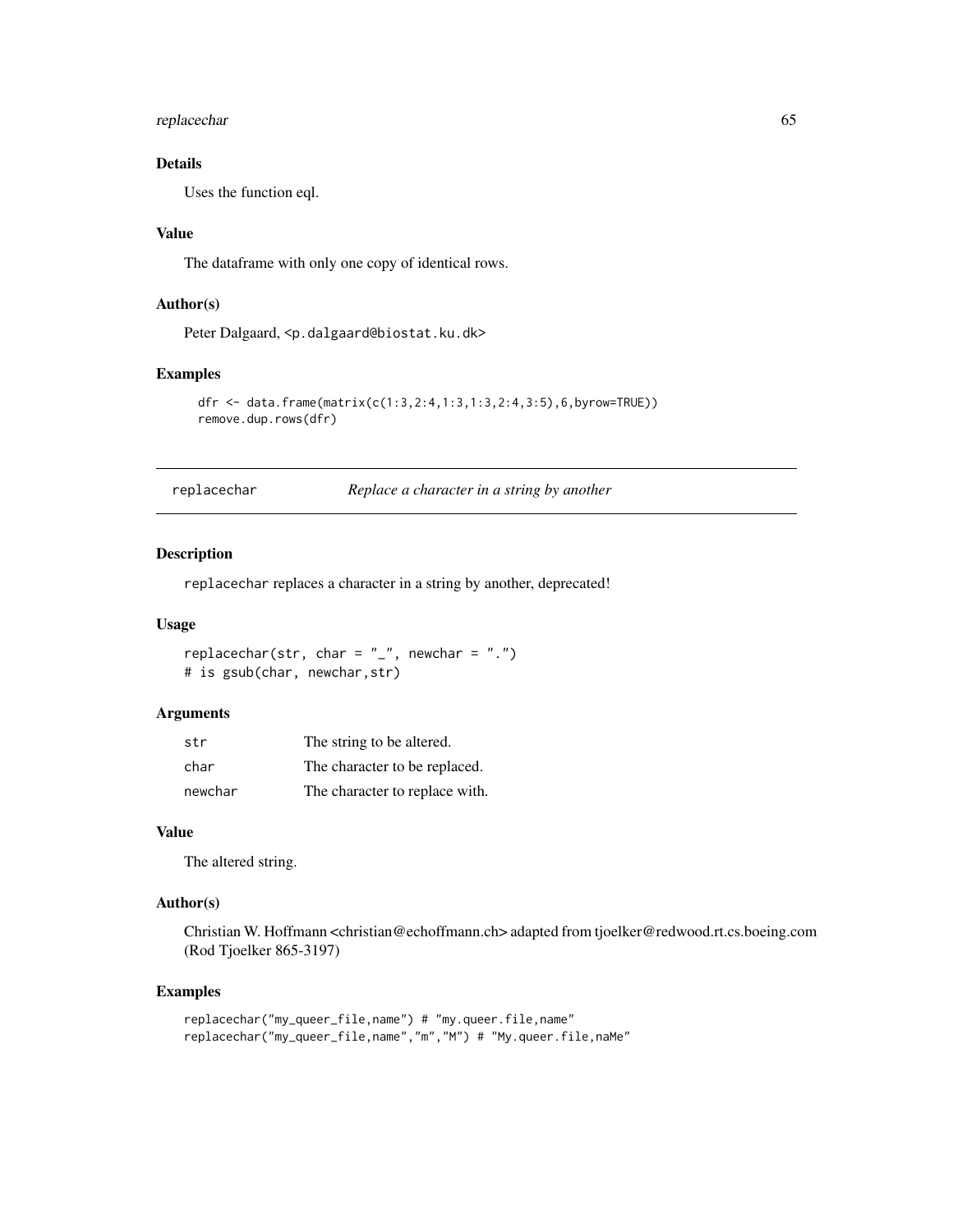### Details

Uses the function eql.

### Value

The dataframe with only one copy of identical rows.

### Author(s)

Peter Dalgaard, <p.dalgaard@biostat.ku.dk>

### Examples

```
dfr <- data.frame(matrix(c(1:3,2:4,1:3,1:3,2:4,3:5),6,byrow=TRUE))
remove.dup.rows(dfr)
```

---

## replacechar — *Replace a character in a string by another*

---

### Description

replacechar replaces a character in a string by another, deprecated!

### Usage

```
replacechar(str, char = "_", newchar = ".")
# is gsub(char, newchar,str)
```

### Arguments

| | |
|---|---|
| str | The string to be altered. |
| char | The character to be replaced. |
| newchar | The character to replace with. |

### Value

The altered string.

### Author(s)

Christian W. Hoffmann <christian@echoffmann.ch> adapted from tjoelker@redwood.rt.cs.boeing.com (Rod Tjoelker 865-3197)

### Examples

```
replacechar("my_queer_file,name") # "my.queer.file,name"
replacechar("my_queer_file,name","m","M") # "My.queer.file,naMe"
```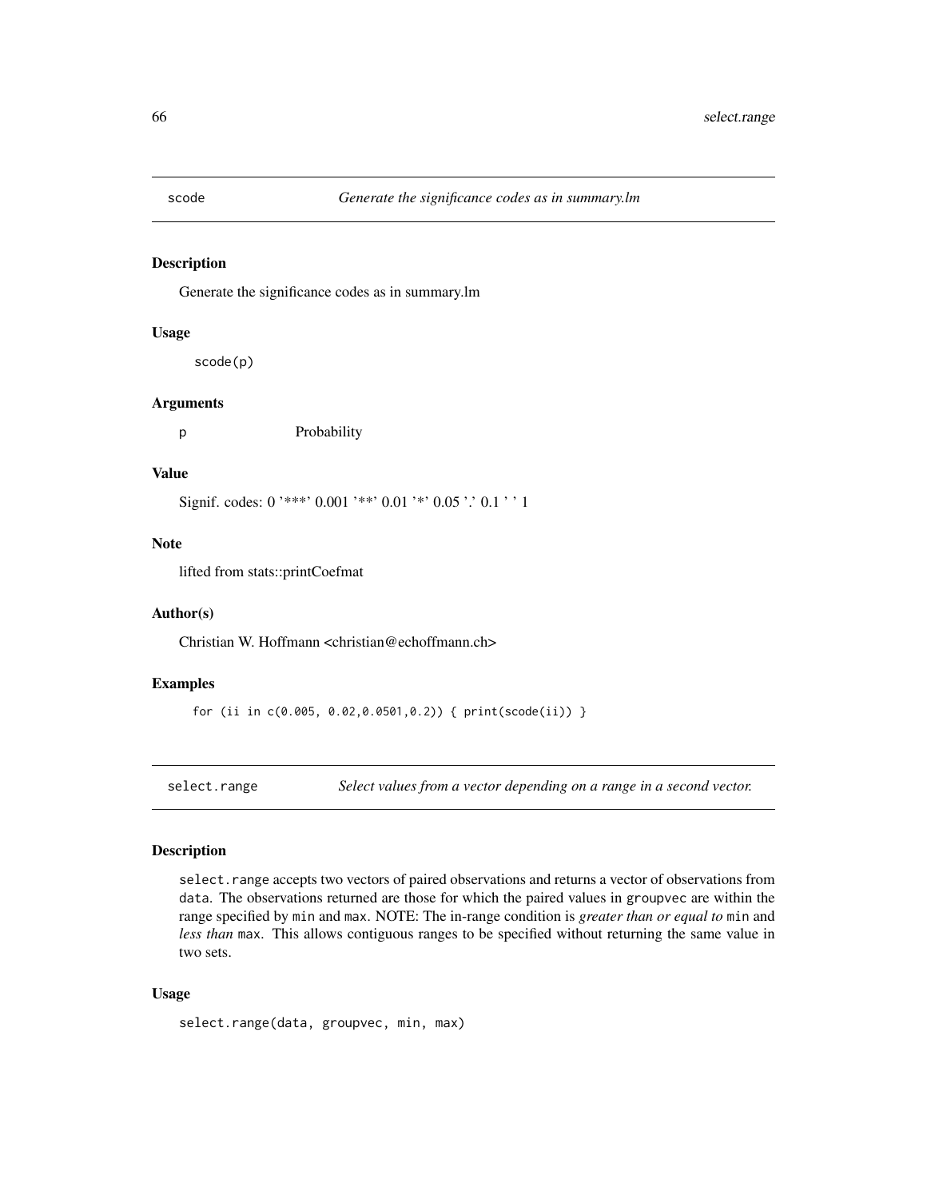## scode *Generate the significance codes as in summary.lm*

### Description

Generate the significance codes as in summary.lm

### Usage

```
scode(p)
```

### Arguments

| | |
|---|---|
| p | Probability |

### Value

Signif. codes: 0 '***' 0.001 '**' 0.01 '*' 0.05 '.' 0.1 ' ' 1

### Note

lifted from stats::printCoefmat

### Author(s)

Christian W. Hoffmann <christian@echoffmann.ch>

### Examples

```
for (ii in c(0.005, 0.02,0.0501,0.2)) { print(scode(ii)) }
```

## select.range *Select values from a vector depending on a range in a second vector.*

### Description

`select.range` accepts two vectors of paired observations and returns a vector of observations from `data`. The observations returned are those for which the paired values in `groupvec` are within the range specified by `min` and `max`. NOTE: The in-range condition is *greater than or equal to* `min` and *less than* `max`. This allows contiguous ranges to be specified without returning the same value in two sets.

### Usage

```
select.range(data, groupvec, min, max)
```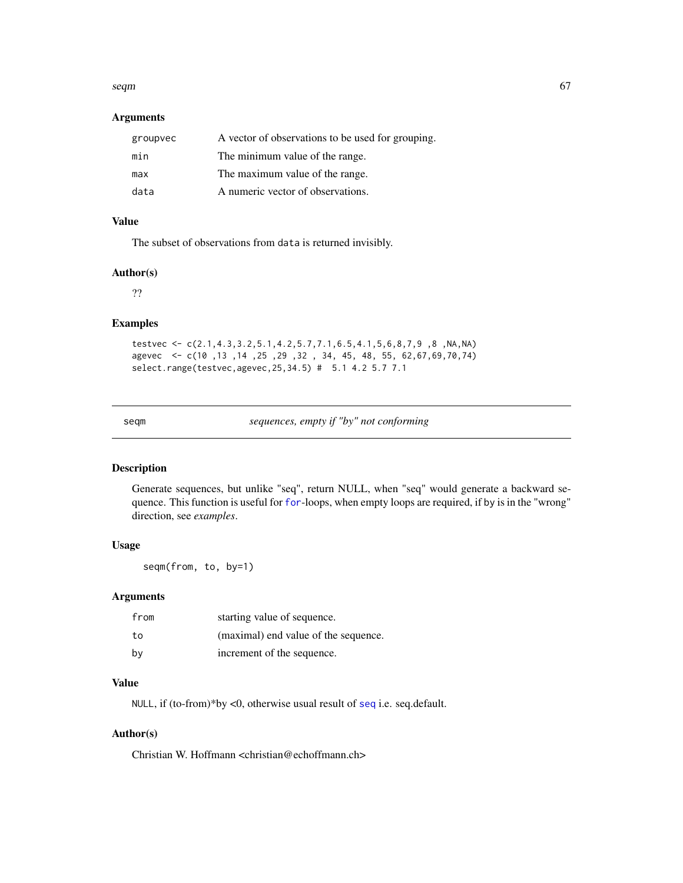### Arguments

| | |
|---|---|
| groupvec | A vector of observations to be used for grouping. |
| min | The minimum value of the range. |
| max | The maximum value of the range. |
| data | A numeric vector of observations. |

### Value

The subset of observations from data is returned invisibly.

### Author(s)

??

### Examples

```
testvec <- c(2.1,4.3,3.2,5.1,4.2,5.7,7.1,6.5,4.1,5,6,8,7,9 ,8 ,NA,NA)
agevec  <- c(10 ,13 ,14 ,25 ,29 ,32 , 34, 45, 48, 55, 62,67,69,70,74)
select.range(testvec,agevec,25,34.5) #  5.1 4.2 5.7 7.1
```

---

## seqm — *sequences, empty if "by" not conforming*

### Description

Generate sequences, but unlike "seq", return NULL, when "seq" would generate a backward sequence. This function is useful for for-loops, when empty loops are required, if by is in the "wrong" direction, see *examples*.

### Usage

```
seqm(from, to, by=1)
```

### Arguments

| | |
|---|---|
| from | starting value of sequence. |
| to | (maximal) end value of the sequence. |
| by | increment of the sequence. |

### Value

NULL, if (to-from)*by <0, otherwise usual result of seq i.e. seq.default.

### Author(s)

Christian W. Hoffmann <christian@echoffmann.ch>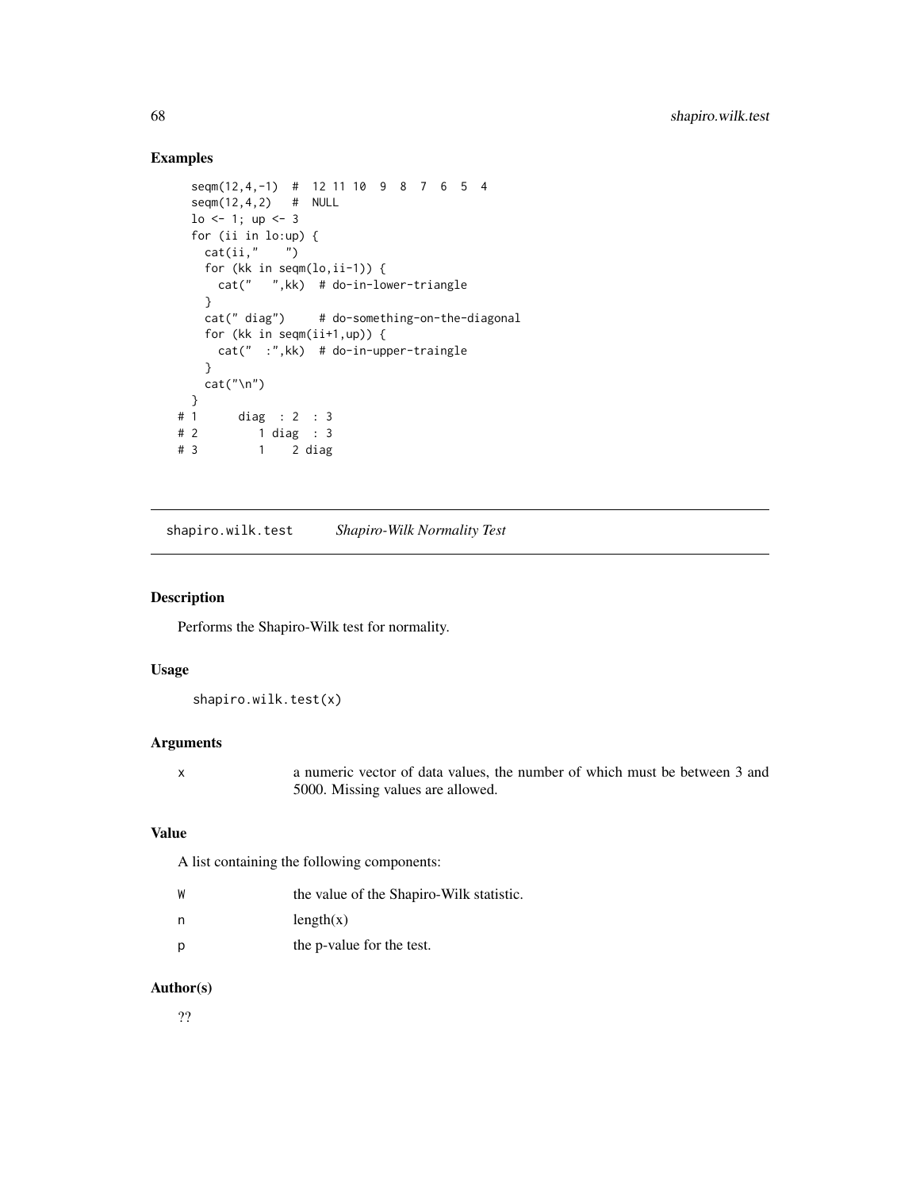### Examples

```
seqm(12,4,-1)  #  12 11 10  9  8  7  6  5  4
seqm(12,4,2)   #  NULL
lo <- 1; up <- 3
for (ii in lo:up) {
  cat(ii,"    ")
  for (kk in seqm(lo,ii-1)) {
    cat("   ",kk)  # do-in-lower-triangle
  }
  cat(" diag")     # do-something-on-the-diagonal
  for (kk in seqm(ii+1,up)) {
    cat("  :",kk)  # do-in-upper-traingle
  }
  cat("\n")
}
# 1      diag  : 2  : 3
# 2         1 diag  : 3
# 3         1    2 diag
```

---

`shapiro.wilk.test` *Shapiro-Wilk Normality Test*

---

### Description

Performs the Shapiro-Wilk test for normality.

### Usage

```
shapiro.wilk.test(x)
```

### Arguments

| | |
|---|---|
| `x` | a numeric vector of data values, the number of which must be between 3 and 5000. Missing values are allowed. |

### Value

A list containing the following components:

| | |
|---|---|
| `W` | the value of the Shapiro-Wilk statistic. |
| `n` | length(x) |
| `p` | the p-value for the test. |

### Author(s)

??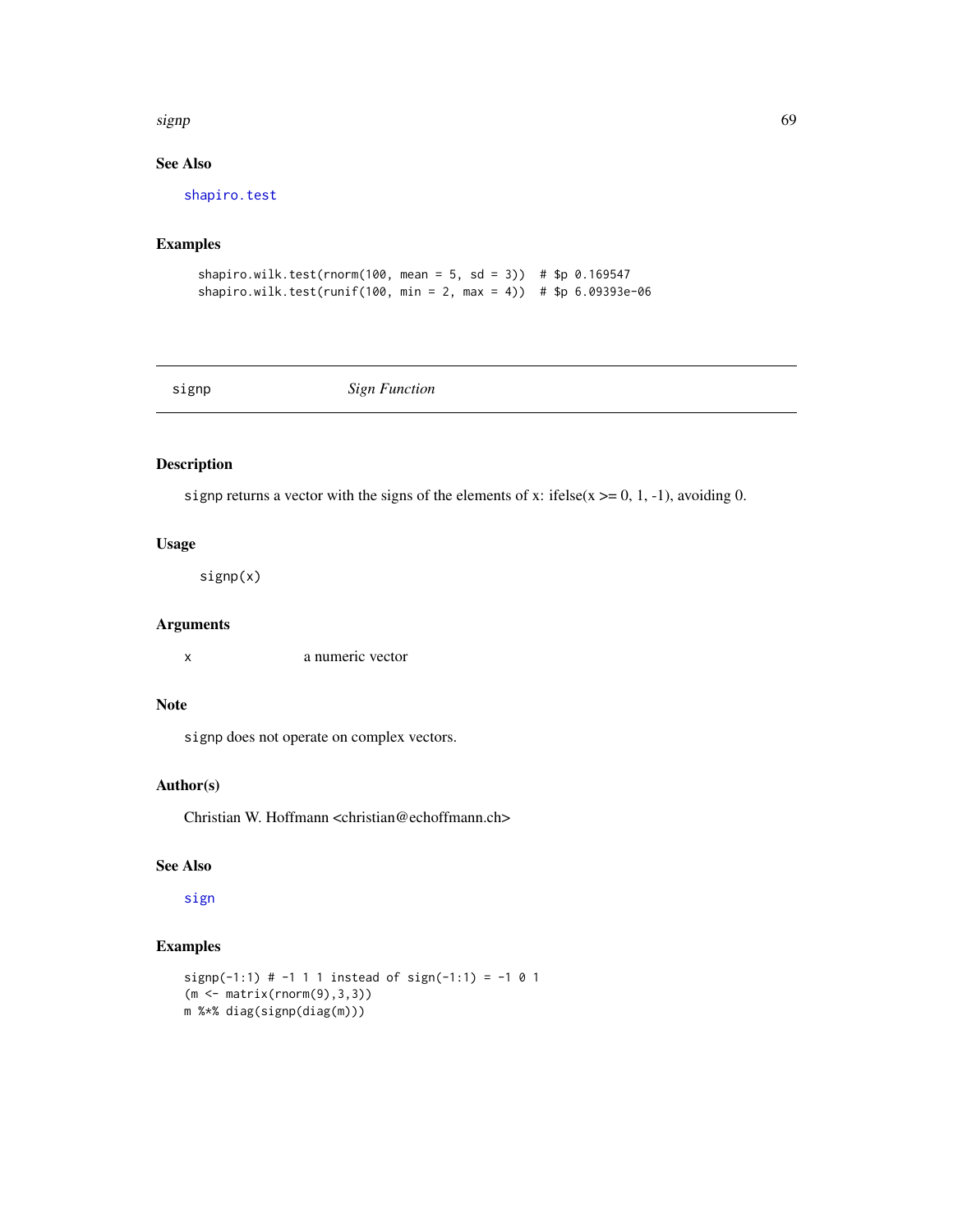### See Also

`shapiro.test`

### Examples

```
shapiro.wilk.test(rnorm(100, mean = 5, sd = 3))  # $p 0.169547
shapiro.wilk.test(runif(100, min = 2, max = 4))  # $p 6.09393e-06
```

---

## signp — *Sign Function*

---

### Description

`signp` returns a vector with the signs of the elements of x: ifelse(x >= 0, 1, -1), avoiding 0.

### Usage

```
signp(x)
```

### Arguments

| | |
|---|---|
| `x` | a numeric vector |

### Note

`signp` does not operate on complex vectors.

### Author(s)

Christian W. Hoffmann <christian@echoffmann.ch>

### See Also

`sign`

### Examples

```
signp(-1:1) # -1 1 1 instead of sign(-1:1) = -1 0 1
(m <- matrix(rnorm(9),3,3))
m %*% diag(signp(diag(m)))
```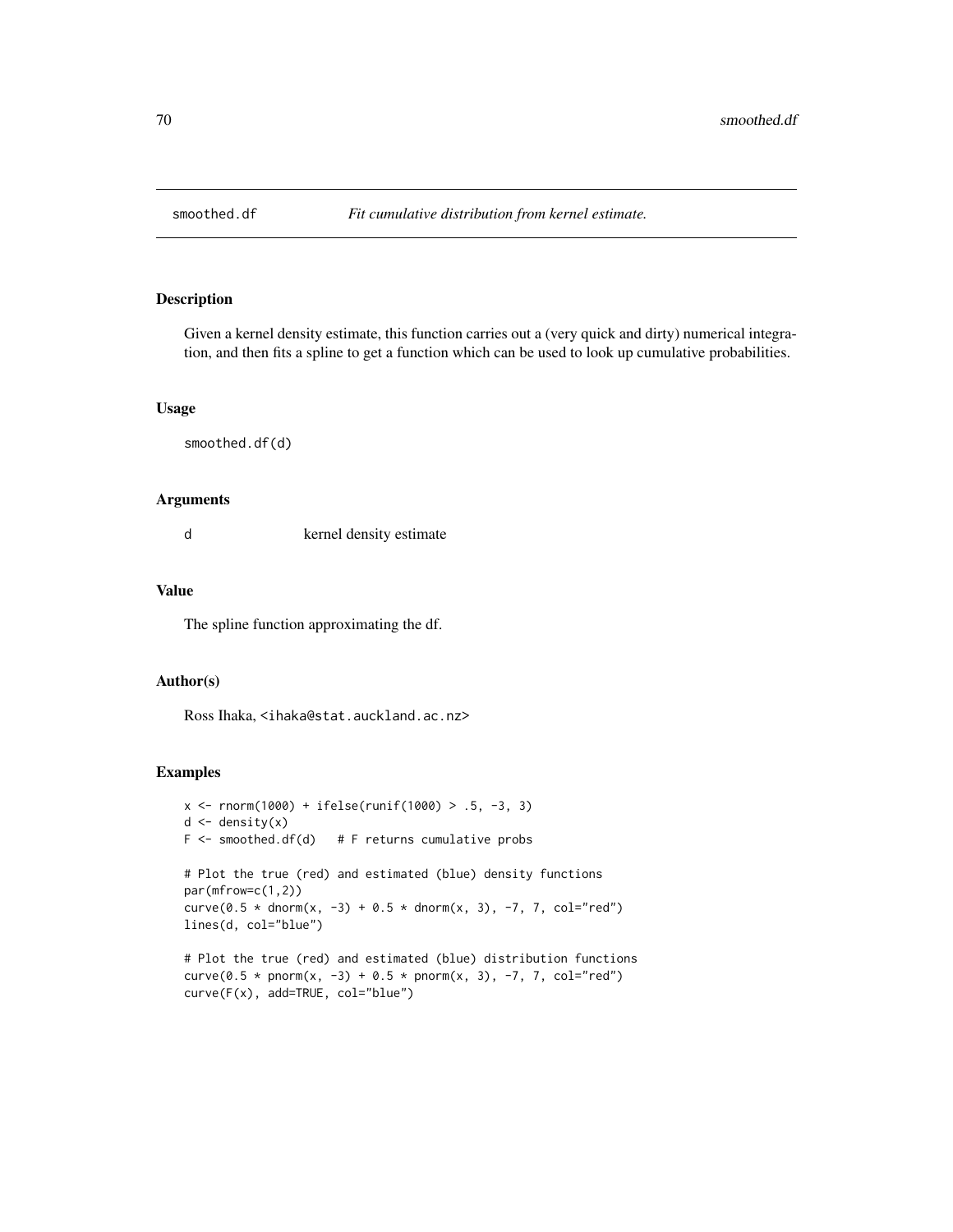`smoothed.df` *Fit cumulative distribution from kernel estimate.*

## Description

Given a kernel density estimate, this function carries out a (very quick and dirty) numerical integration, and then fits a spline to get a function which can be used to look up cumulative probabilities.

## Usage

```
smoothed.df(d)
```

## Arguments

| | |
|---|---|
| d | kernel density estimate |

## Value

The spline function approximating the df.

## Author(s)

Ross Ihaka, <ihaka@stat.auckland.ac.nz>

## Examples

```
x <- rnorm(1000) + ifelse(runif(1000) > .5, -3, 3)
d <- density(x)
F <- smoothed.df(d)   # F returns cumulative probs

# Plot the true (red) and estimated (blue) density functions
par(mfrow=c(1,2))
curve(0.5 * dnorm(x, -3) + 0.5 * dnorm(x, 3), -7, 7, col="red")
lines(d, col="blue")

# Plot the true (red) and estimated (blue) distribution functions
curve(0.5 * pnorm(x, -3) + 0.5 * pnorm(x, 3), -7, 7, col="red")
curve(F(x), add=TRUE, col="blue")
```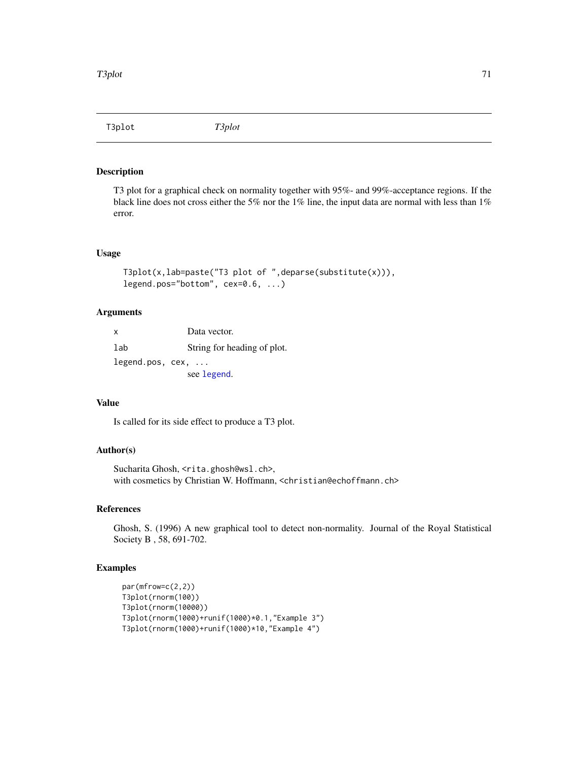T3plot *T3plot*

## Description

T3 plot for a graphical check on normality together with 95%- and 99%-acceptance regions. If the black line does not cross either the 5% nor the 1% line, the input data are normal with less than 1% error.

## Usage

```
T3plot(x,lab=paste("T3 plot of ",deparse(substitute(x))),
legend.pos="bottom", cex=0.6, ...)
```

## Arguments

| | |
|---|---|
| x | Data vector. |
| lab | String for heading of plot. |
| legend.pos, cex, ... | see legend. |

## Value

Is called for its side effect to produce a T3 plot.

## Author(s)

Sucharita Ghosh, <rita.ghosh@wsl.ch>,
with cosmetics by Christian W. Hoffmann, <christian@echoffmann.ch>

## References

Ghosh, S. (1996) A new graphical tool to detect non-normality. Journal of the Royal Statistical Society B , 58, 691-702.

## Examples

```
par(mfrow=c(2,2))
T3plot(rnorm(100))
T3plot(rnorm(10000))
T3plot(rnorm(1000)+runif(1000)*0.1,"Example 3")
T3plot(rnorm(1000)+runif(1000)*10,"Example 4")
```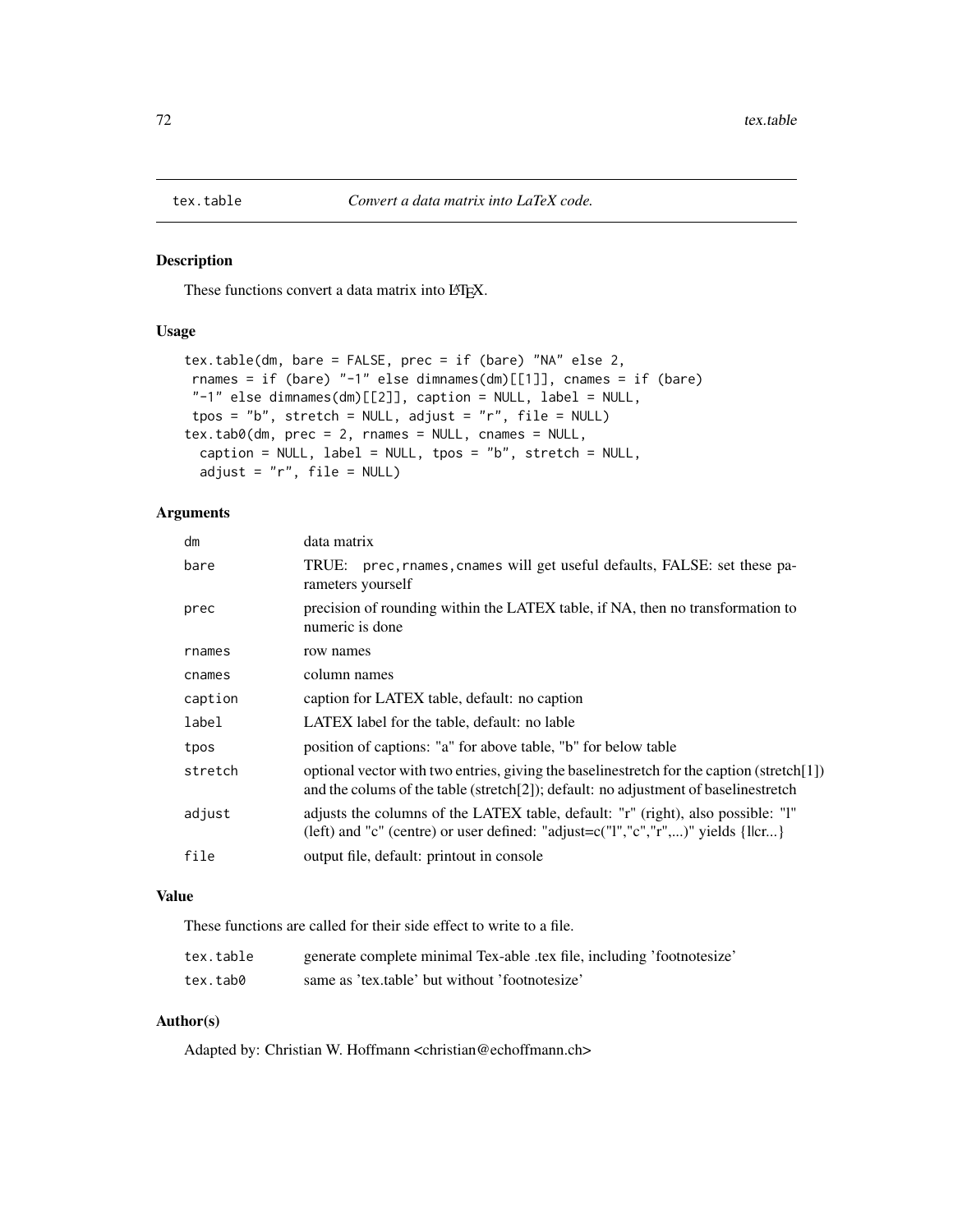tex.table *Convert a data matrix into LaTeX code.*

## Description

These functions convert a data matrix into LaTeX.

## Usage

```
tex.table(dm, bare = FALSE, prec = if (bare) "NA" else 2,
 rnames = if (bare) "-1" else dimnames(dm)[[1]], cnames = if (bare)
 "-1" else dimnames(dm)[[2]], caption = NULL, label = NULL,
 tpos = "b", stretch = NULL, adjust = "r", file = NULL)
tex.tab0(dm, prec = 2, rnames = NULL, cnames = NULL,
  caption = NULL, label = NULL, tpos = "b", stretch = NULL,
  adjust = "r", file = NULL)
```

## Arguments

| | |
|---|---|
| dm | data matrix |
| bare | TRUE: prec,rnames,cnames will get useful defaults, FALSE: set these parameters yourself |
| prec | precision of rounding within the LATEX table, if NA, then no transformation to numeric is done |
| rnames | row names |
| cnames | column names |
| caption | caption for LATEX table, default: no caption |
| label | LATEX label for the table, default: no lable |
| tpos | position of captions: "a" for above table, "b" for below table |
| stretch | optional vector with two entries, giving the baselinestretch for the caption (stretch[1]) and the colums of the table (stretch[2]); default: no adjustment of baselinestretch |
| adjust | adjusts the columns of the LATEX table, default: "r" (right), also possible: "l" (left) and "c" (centre) or user defined: "adjust=c("l","c","r",...)" yields {llcr...} |
| file | output file, default: printout in console |

## Value

These functions are called for their side effect to write to a file.

| | |
|---|---|
| tex.table | generate complete minimal Tex-able .tex file, including 'footnotesize' |
| tex.tab0 | same as 'tex.table' but without 'footnotesize' |

## Author(s)

Adapted by: Christian W. Hoffmann <christian@echoffmann.ch>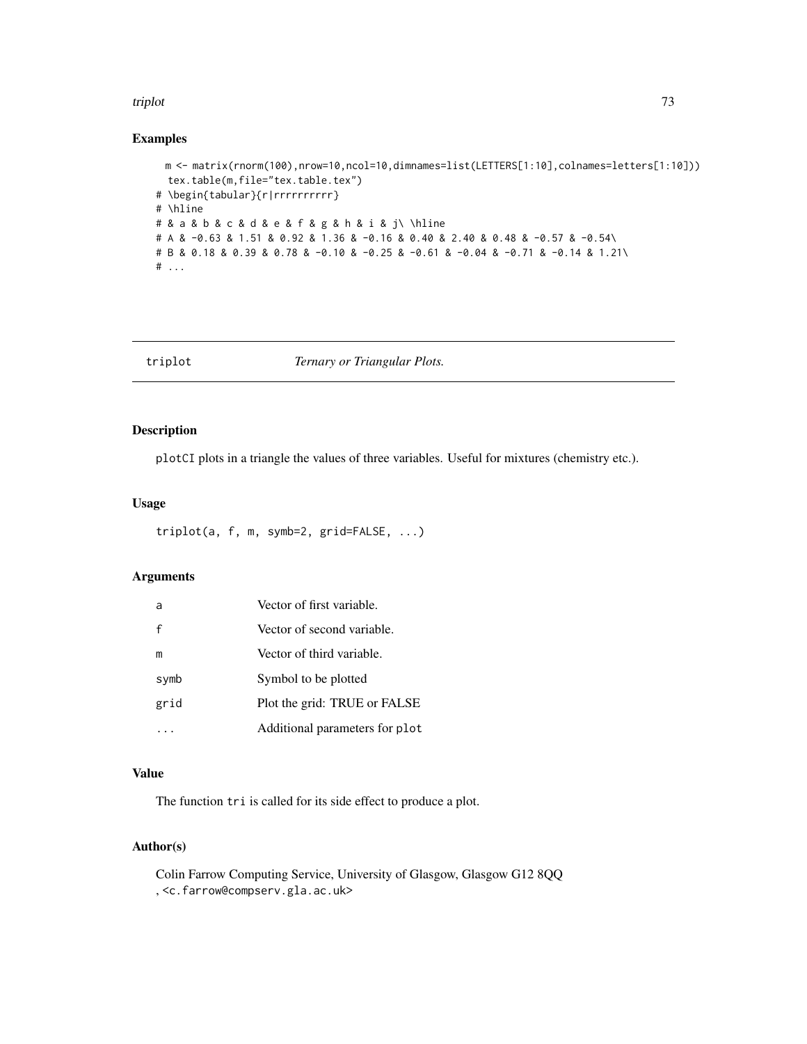## Examples

```
m <- matrix(rnorm(100),nrow=10,ncol=10,dimnames=list(LETTERS[1:10],colnames=letters[1:10]))
 tex.table(m,file="tex.table.tex")
# \begin{tabular}{r|rrrrrrrrrr}
# \hline
# & a & b & c & d & e & f & g & h & i & j\ \hline
# A & -0.63 & 1.51 & 0.92 & 1.36 & -0.16 & 0.40 & 2.40 & 0.48 & -0.57 & -0.54\
# B & 0.18 & 0.39 & 0.78 & -0.10 & -0.25 & -0.61 & -0.04 & -0.71 & -0.14 & 1.21\
# ...
```

---

triplot *Ternary or Triangular Plots.*

---

## Description

plotCI plots in a triangle the values of three variables. Useful for mixtures (chemistry etc.).

## Usage

```
triplot(a, f, m, symb=2, grid=FALSE, ...)
```

## Arguments

| | |
|---|---|
| a | Vector of first variable. |
| f | Vector of second variable. |
| m | Vector of third variable. |
| symb | Symbol to be plotted |
| grid | Plot the grid: TRUE or FALSE |
| ... | Additional parameters for plot |

## Value

The function tri is called for its side effect to produce a plot.

## Author(s)

Colin Farrow Computing Service, University of Glasgow, Glasgow G12 8QQ
, <c.farrow@compserv.gla.ac.uk>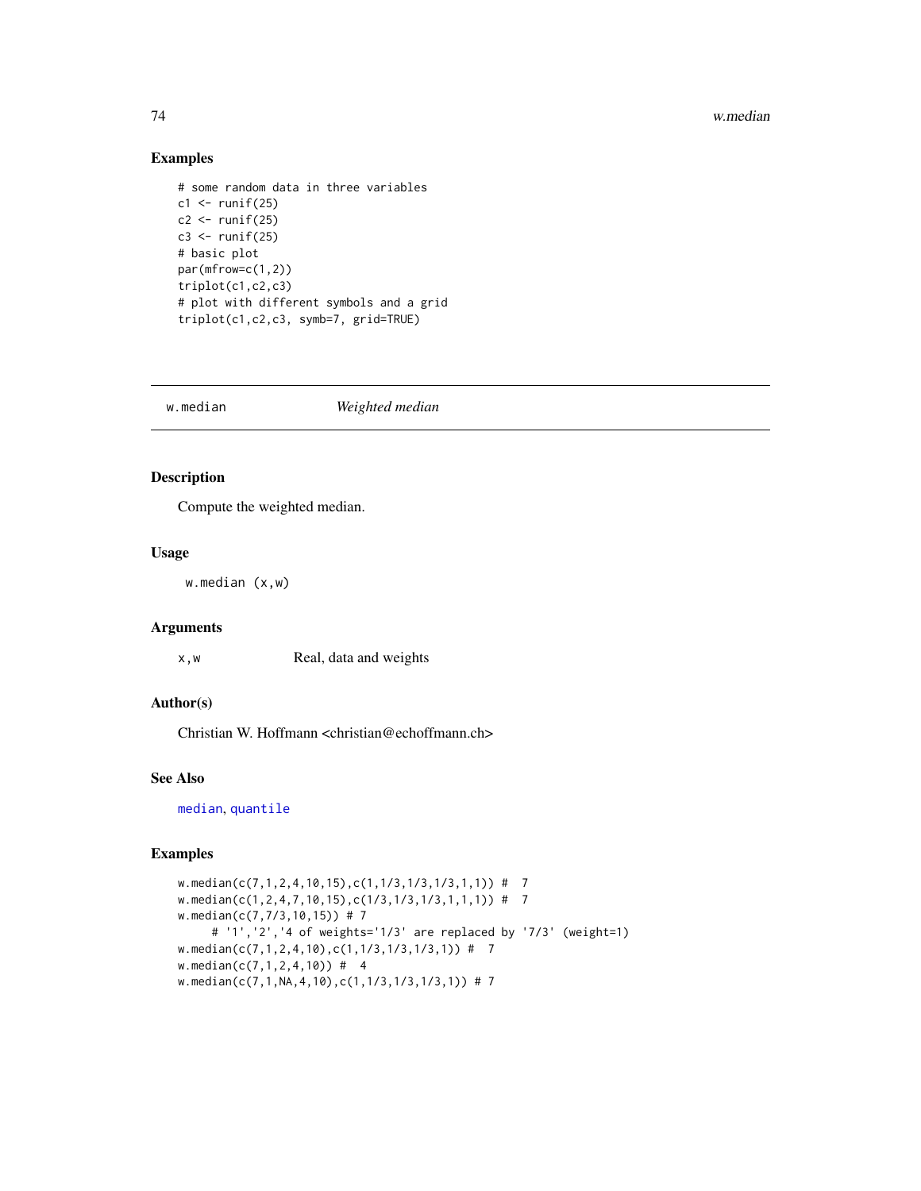## Examples

```
# some random data in three variables
c1 <- runif(25)
c2 <- runif(25)
c3 <- runif(25)
# basic plot
par(mfrow=c(1,2))
triplot(c1,c2,c3)
# plot with different symbols and a grid
triplot(c1,c2,c3, symb=7, grid=TRUE)
```

---

# w.median *Weighted median*

---

## Description

Compute the weighted median.

## Usage

```
w.median (x,w)
```

## Arguments

| | |
|---|---|
| x,w | Real, data and weights |

## Author(s)

Christian W. Hoffmann <christian@echoffmann.ch>

## See Also

median, quantile

## Examples

```
w.median(c(7,1,2,4,10,15),c(1,1/3,1/3,1/3,1,1)) #  7
w.median(c(1,2,4,7,10,15),c(1/3,1/3,1/3,1,1,1)) #  7
w.median(c(7,7/3,10,15)) # 7
     # '1','2','4 of weights='1/3' are replaced by '7/3' (weight=1)
w.median(c(7,1,2,4,10),c(1,1/3,1/3,1/3,1)) #  7
w.median(c(7,1,2,4,10)) #  4
w.median(c(7,1,NA,4,10),c(1,1/3,1/3,1/3,1)) # 7
```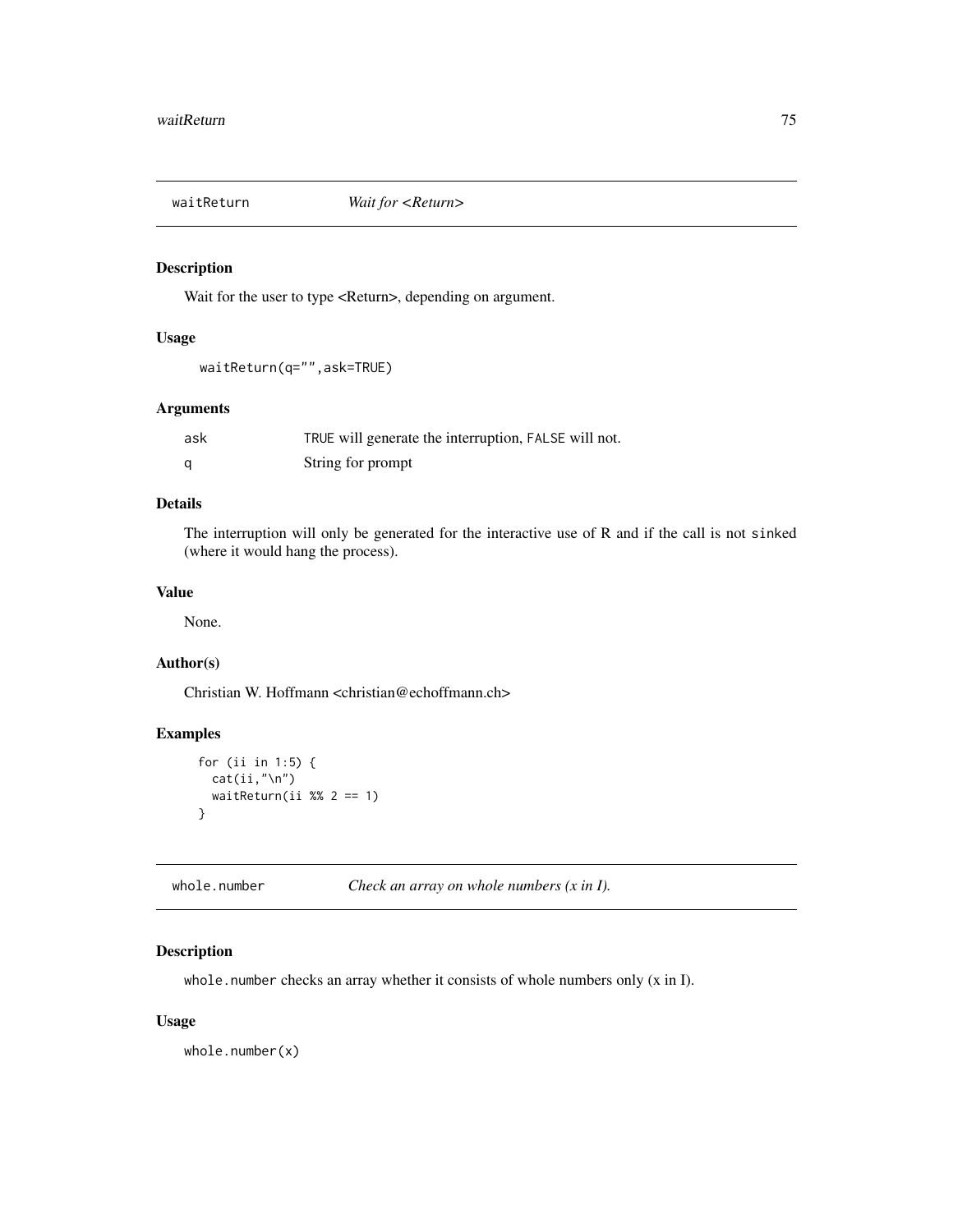## waitReturn — *Wait for <Return>*

### Description

Wait for the user to type <Return>, depending on argument.

### Usage

```
waitReturn(q="",ask=TRUE)
```

### Arguments

| | |
|---|---|
| ask | TRUE will generate the interruption, FALSE will not. |
| q | String for prompt |

### Details

The interruption will only be generated for the interactive use of R and if the call is not sinked (where it would hang the process).

### Value

None.

### Author(s)

Christian W. Hoffmann <christian@echoffmann.ch>

### Examples

```
for (ii in 1:5) {
  cat(ii,"\n")
  waitReturn(ii %% 2 == 1)
}
```

## whole.number — *Check an array on whole numbers (x in I).*

### Description

whole.number checks an array whether it consists of whole numbers only (x in I).

### Usage

```
whole.number(x)
```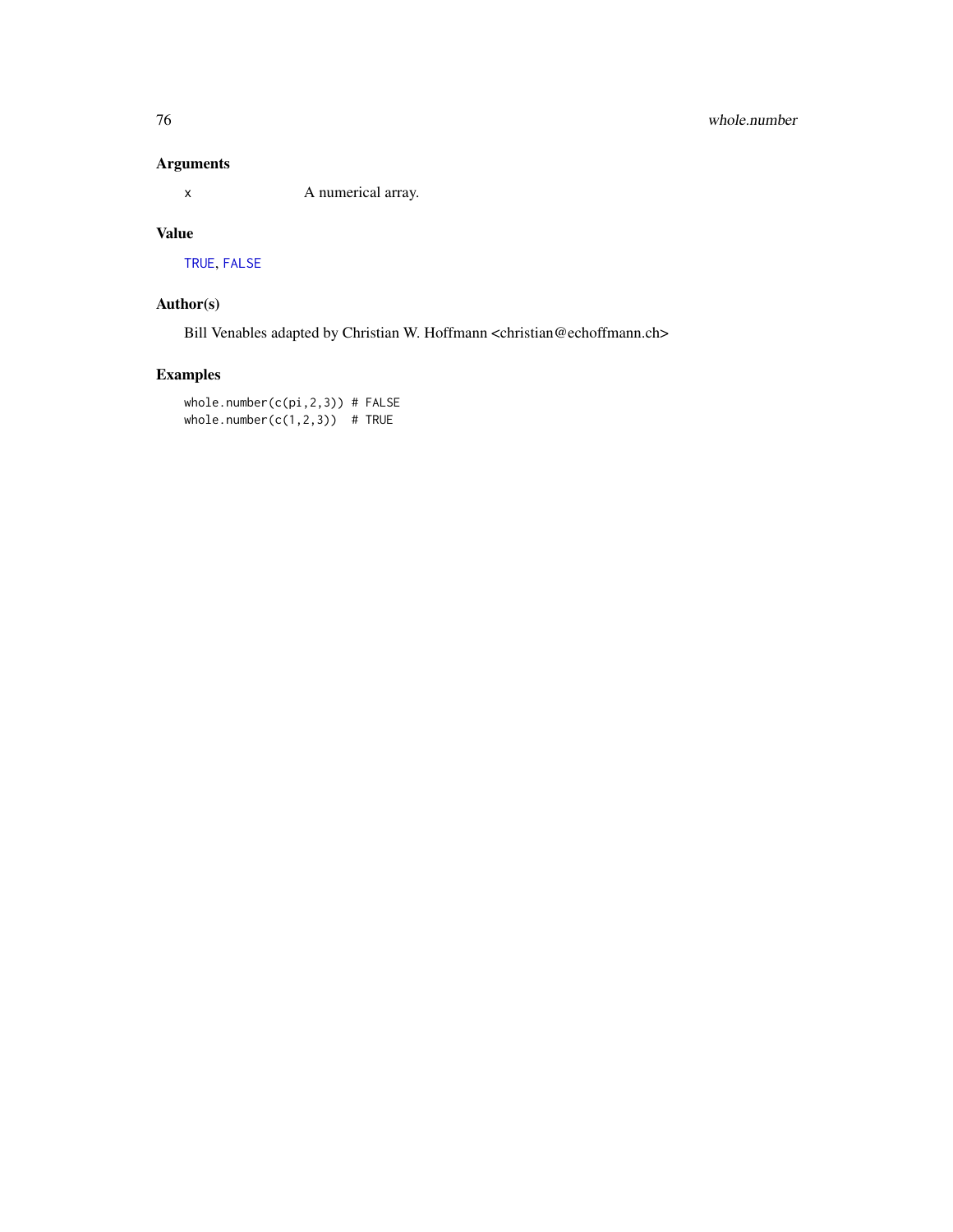## Arguments

x A numerical array.

## Value

TRUE, FALSE

## Author(s)

Bill Venables adapted by Christian W. Hoffmann <christian@echoffmann.ch>

## Examples

```
whole.number(c(pi,2,3)) # FALSE
whole.number(c(1,2,3))  # TRUE
```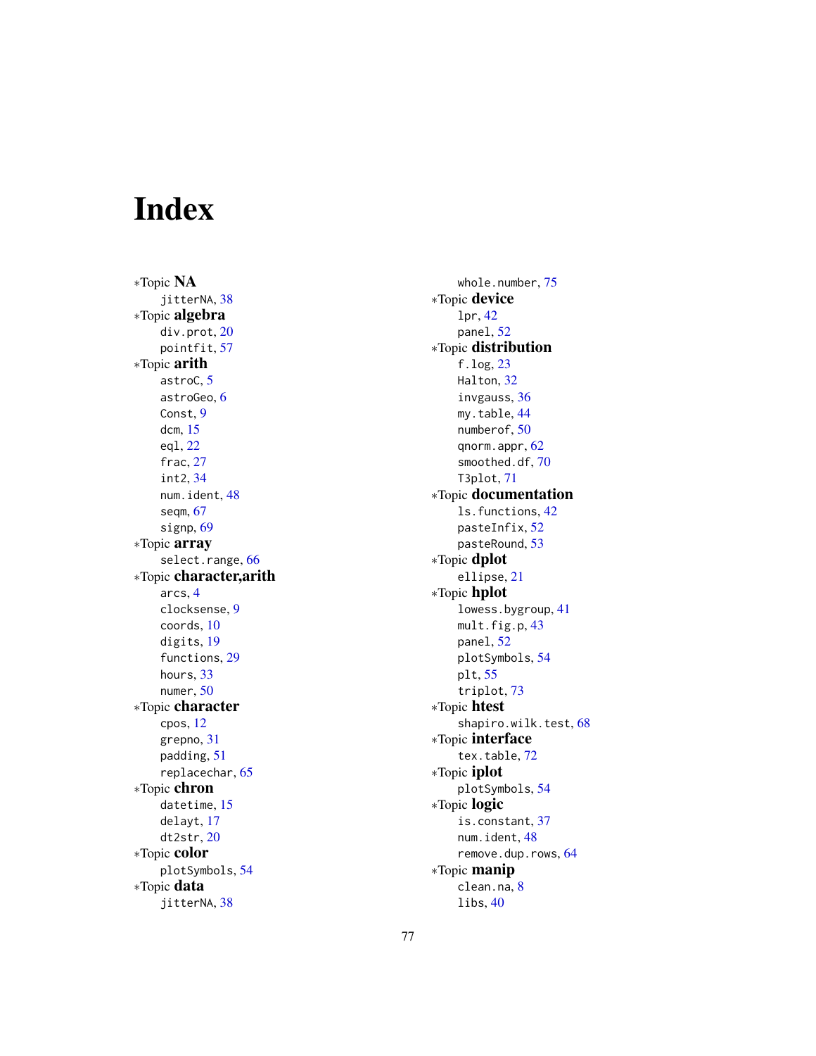# Index

*Topic **NA**
- jitterNA, 38

*Topic **algebra**
- div.prot, 20
- pointfit, 57

*Topic **arith**
- astroC, 5
- astroGeo, 6
- Const, 9
- dcm, 15
- eql, 22
- frac, 27
- int2, 34
- num.ident, 48
- seqm, 67
- signp, 69

*Topic **array**
- select.range, 66

*Topic **character,arith**
- arcs, 4
- clocksense, 9
- coords, 10
- digits, 19
- functions, 29
- hours, 33
- numer, 50

*Topic **character**
- cpos, 12
- grepno, 31
- padding, 51
- replacechar, 65

*Topic **chron**
- datetime, 15
- delayt, 17
- dt2str, 20

*Topic **color**
- plotSymbols, 54

*Topic **data**
- jitterNA, 38
- whole.number, 75

*Topic **device**
- lpr, 42
- panel, 52

*Topic **distribution**
- f.log, 23
- Halton, 32
- invgauss, 36
- my.table, 44
- numberof, 50
- qnorm.appr, 62
- smoothed.df, 70
- T3plot, 71

*Topic **documentation**
- ls.functions, 42
- pasteInfix, 52
- pasteRound, 53

*Topic **dplot**
- ellipse, 21

*Topic **hplot**
- lowess.bygroup, 41
- mult.fig.p, 43
- panel, 52
- plotSymbols, 54
- plt, 55
- triplot, 73

*Topic **htest**
- shapiro.wilk.test, 68

*Topic **interface**
- tex.table, 72

*Topic **iplot**
- plotSymbols, 54

*Topic **logic**
- is.constant, 37
- num.ident, 48
- remove.dup.rows, 64

*Topic **manip**
- clean.na, 8
- libs, 40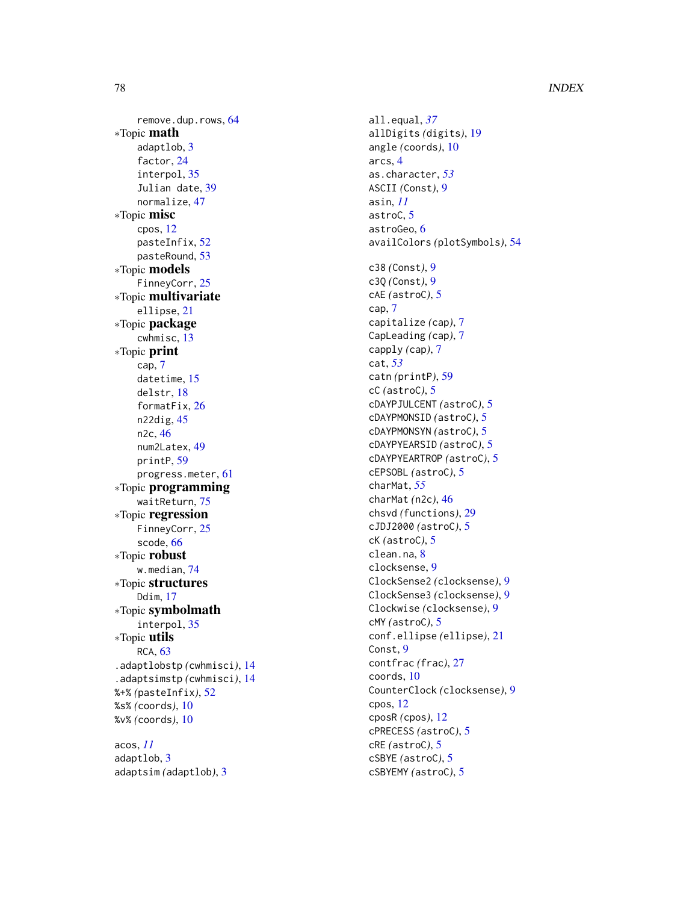remove.dup.rows, 64

*Topic **math**

adaptlob, 3
factor, 24
interpol, 35
Julian date, 39
normalize, 47

*Topic **misc**

cpos, 12
pasteInfix, 52
pasteRound, 53

*Topic **models**

FinneyCorr, 25

*Topic **multivariate**

ellipse, 21

*Topic **package**

cwhmisc, 13

*Topic **print**

cap, 7
datetime, 15
delstr, 18
formatFix, 26
n22dig, 45
n2c, 46
num2Latex, 49
printP, 59
progress.meter, 61

*Topic **programming**

waitReturn, 75

*Topic **regression**

FinneyCorr, 25
scode, 66

*Topic **robust**

w.median, 74

*Topic **structures**

Ddim, 17

*Topic **symbolmath**

interpol, 35

*Topic **utils**

RCA, 63

.adaptlobstp *(cwhmisci)*, 14
.adaptsimstp *(cwhmisci)*, 14
%+% *(pasteInfix)*, 52
%s% *(coords)*, 10
%v% *(coords)*, 10

acos, *11*
adaptlob, 3
adaptsim *(adaptlob)*, 3
all.equal, *37*
allDigits *(digits)*, 19
angle *(coords)*, 10
arcs, 4
as.character, *53*
ASCII *(Const)*, 9
asin, *11*
astroC, 5
astroGeo, 6
availColors *(plotSymbols)*, 54

c38 *(Const)*, 9
c3Q *(Const)*, 9
cAE *(astroC)*, 5
cap, 7
capitalize *(cap)*, 7
CapLeading *(cap)*, 7
capply *(cap)*, 7
cat, *53*
catn *(printP)*, 59
cC *(astroC)*, 5
cDAYPJULCENT *(astroC)*, 5
cDAYPMONSID *(astroC)*, 5
cDAYPMONSYN *(astroC)*, 5
cDAYPYEARSID *(astroC)*, 5
cDAYPYEARTROP *(astroC)*, 5
cEPSOBL *(astroC)*, 5
charMat, *55*
charMat *(n2c)*, 46
chsvd *(functions)*, 29
cJDJ2000 *(astroC)*, 5
cK *(astroC)*, 5
clean.na, 8
clocksense, 9
ClockSense2 *(clocksense)*, 9
ClockSense3 *(clocksense)*, 9
Clockwise *(clocksense)*, 9
cMY *(astroC)*, 5
conf.ellipse *(ellipse)*, 21
Const, 9
contfrac *(frac)*, 27
coords, 10
CounterClock *(clocksense)*, 9
cpos, 12
cposR *(cpos)*, 12
cPRECESS *(astroC)*, 5
cRE *(astroC)*, 5
cSBYE *(astroC)*, 5
cSBYEMY *(astroC)*, 5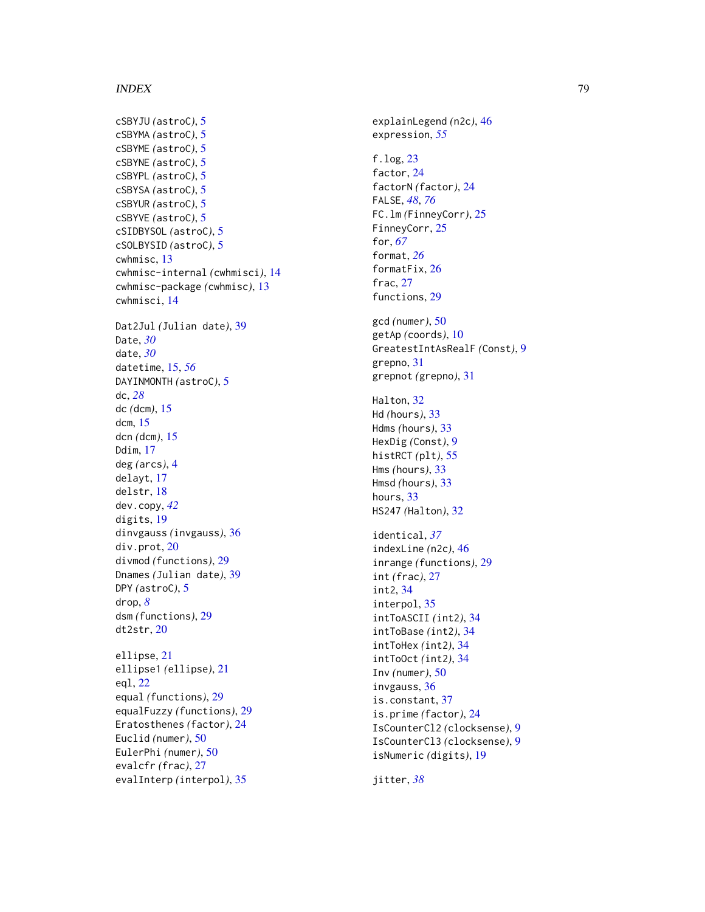cSBYJU *(astroC)*, 5
cSBYMA *(astroC)*, 5
cSBYME *(astroC)*, 5
cSBYNE *(astroC)*, 5
cSBYPL *(astroC)*, 5
cSBYSA *(astroC)*, 5
cSBYUR *(astroC)*, 5
cSBYVE *(astroC)*, 5
cSIDBYSOL *(astroC)*, 5
cSOLBYSID *(astroC)*, 5
cwhmisc, 13
cwhmisc-internal *(cwhmisci)*, 14
cwhmisc-package *(cwhmisc)*, 13
cwhmisci, 14

Dat2Jul *(Julian date)*, 39
Date, *30*
date, *30*
datetime, 15, *56*
DAYINMONTH *(astroC)*, 5
dc, *28*
dc *(dcm)*, 15
dcm, 15
dcn *(dcm)*, 15
Ddim, 17
deg *(arcs)*, 4
delayt, 17
delstr, 18
dev.copy, *42*
digits, 19
dinvgauss *(invgauss)*, 36
div.prot, 20
divmod *(functions)*, 29
Dnames *(Julian date)*, 39
DPY *(astroC)*, 5
drop, *8*
dsm *(functions)*, 29
dt2str, 20

ellipse, 21
ellipse1 *(ellipse)*, 21
eql, 22
equal *(functions)*, 29
equalFuzzy *(functions)*, 29
Eratosthenes *(factor)*, 24
Euclid *(numer)*, 50
EulerPhi *(numer)*, 50
evalcfr *(frac)*, 27
evalInterp *(interpol)*, 35

explainLegend *(n2c)*, 46
expression, *55*

f.log, 23
factor, 24
factorN *(factor)*, 24
FALSE, *48*, *76*
FC.lm *(FinneyCorr)*, 25
FinneyCorr, 25
for, *67*
format, *26*
formatFix, 26
frac, 27
functions, 29

gcd *(numer)*, 50
getAp *(coords)*, 10
GreatestIntAsRealF *(Const)*, 9
grepno, 31
grepnot *(grepno)*, 31

Halton, 32
Hd *(hours)*, 33
Hdms *(hours)*, 33
HexDig *(Const)*, 9
histRCT *(plt)*, 55
Hms *(hours)*, 33
Hmsd *(hours)*, 33
hours, 33
HS247 *(Halton)*, 32

identical, *37*
indexLine *(n2c)*, 46
inrange *(functions)*, 29
int *(frac)*, 27
int2, 34
interpol, 35
intToASCII *(int2)*, 34
intToBase *(int2)*, 34
intToHex *(int2)*, 34
intToOct *(int2)*, 34
Inv *(numer)*, 50
invgauss, 36
is.constant, 37
is.prime *(factor)*, 24
IsCounterCl2 *(clocksense)*, 9
IsCounterCl3 *(clocksense)*, 9
isNumeric *(digits)*, 19

jitter, *38*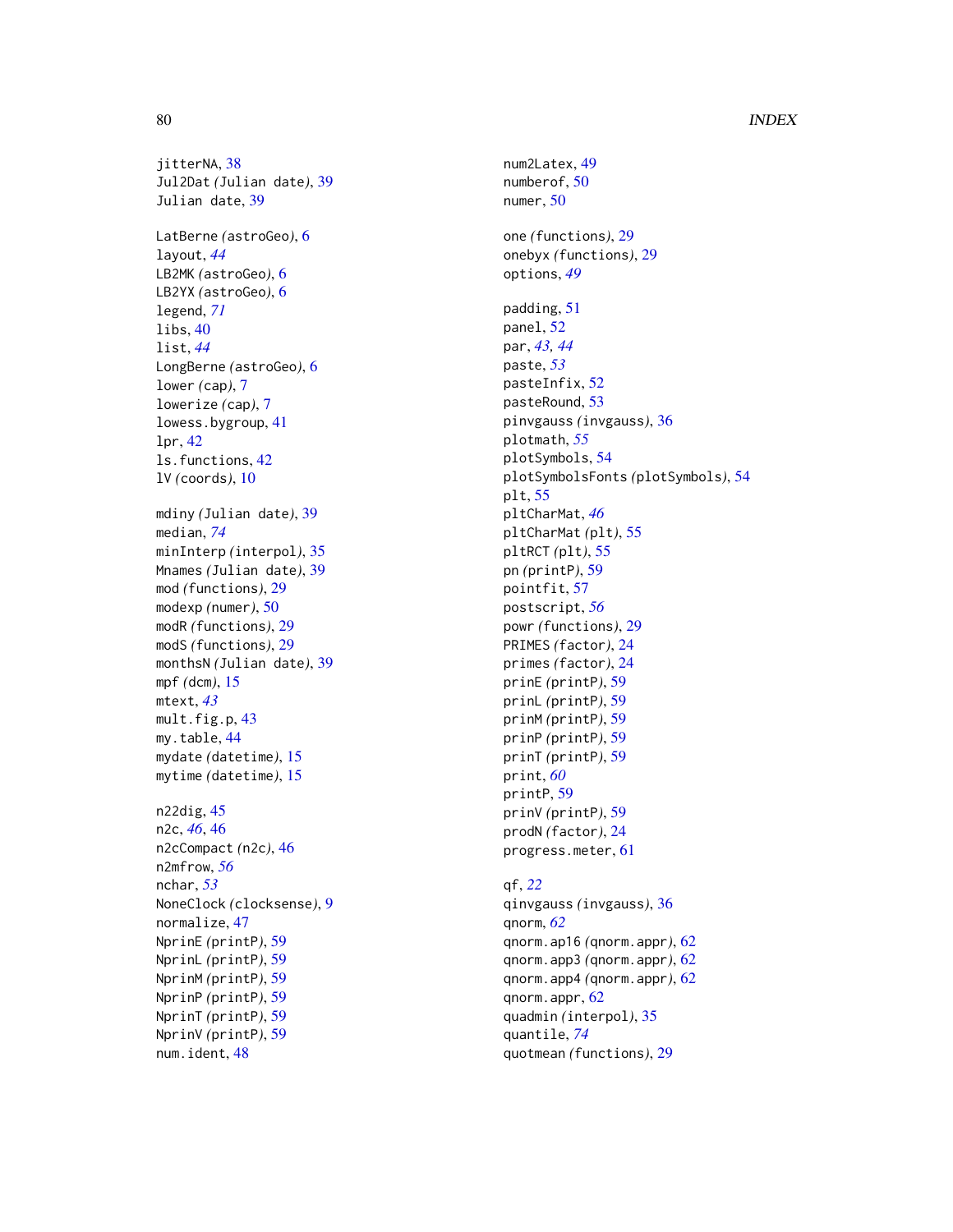jitterNA, 38
Jul2Dat *(Julian date)*, 39
Julian date, 39

LatBerne *(astroGeo)*, 6
layout, *44*
LB2MK *(astroGeo)*, 6
LB2YX *(astroGeo)*, 6
legend, *71*
libs, 40
list, *44*
LongBerne *(astroGeo)*, 6
lower *(cap)*, 7
lowerize *(cap)*, 7
lowess.bygroup, 41
lpr, 42
ls.functions, 42
lV *(coords)*, 10

mdiny *(Julian date)*, 39
median, *74*
minInterp *(interpol)*, 35
Mnames *(Julian date)*, 39
mod *(functions)*, 29
modexp *(numer)*, 50
modR *(functions)*, 29
modS *(functions)*, 29
monthsN *(Julian date)*, 39
mpf *(dcm)*, 15
mtext, *43*
mult.fig.p, 43
my.table, 44
mydate *(datetime)*, 15
mytime *(datetime)*, 15

n22dig, 45
n2c, *46*, 46
n2cCompact *(n2c)*, 46
n2mfrow, *56*
nchar, *53*
NoneClock *(clocksense)*, 9
normalize, 47
NprinE *(printP)*, 59
NprinL *(printP)*, 59
NprinM *(printP)*, 59
NprinP *(printP)*, 59
NprinT *(printP)*, 59
NprinV *(printP)*, 59
num.ident, 48

num2Latex, 49
numberof, 50
numer, 50

one *(functions)*, 29
onebyx *(functions)*, 29
options, *49*

padding, 51
panel, 52
par, *43*, *44*
paste, *53*
pasteInfix, 52
pasteRound, 53
pinvgauss *(invgauss)*, 36
plotmath, *55*
plotSymbols, 54
plotSymbolsFonts *(plotSymbols)*, 54
plt, 55
pltCharMat, *46*
pltCharMat *(plt)*, 55
pltRCT *(plt)*, 55
pn *(printP)*, 59
pointfit, 57
postscript, *56*
powr *(functions)*, 29
PRIMES *(factor)*, 24
primes *(factor)*, 24
prinE *(printP)*, 59
prinL *(printP)*, 59
prinM *(printP)*, 59
prinP *(printP)*, 59
prinT *(printP)*, 59
print, *60*
printP, 59
prinV *(printP)*, 59
prodN *(factor)*, 24
progress.meter, 61

qf, *22*
qinvgauss *(invgauss)*, 36
qnorm, *62*
qnorm.ap16 *(qnorm.appr)*, 62
qnorm.app3 *(qnorm.appr)*, 62
qnorm.app4 *(qnorm.appr)*, 62
qnorm.appr, 62
quadmin *(interpol)*, 35
quantile, *74*
quotmean *(functions)*, 29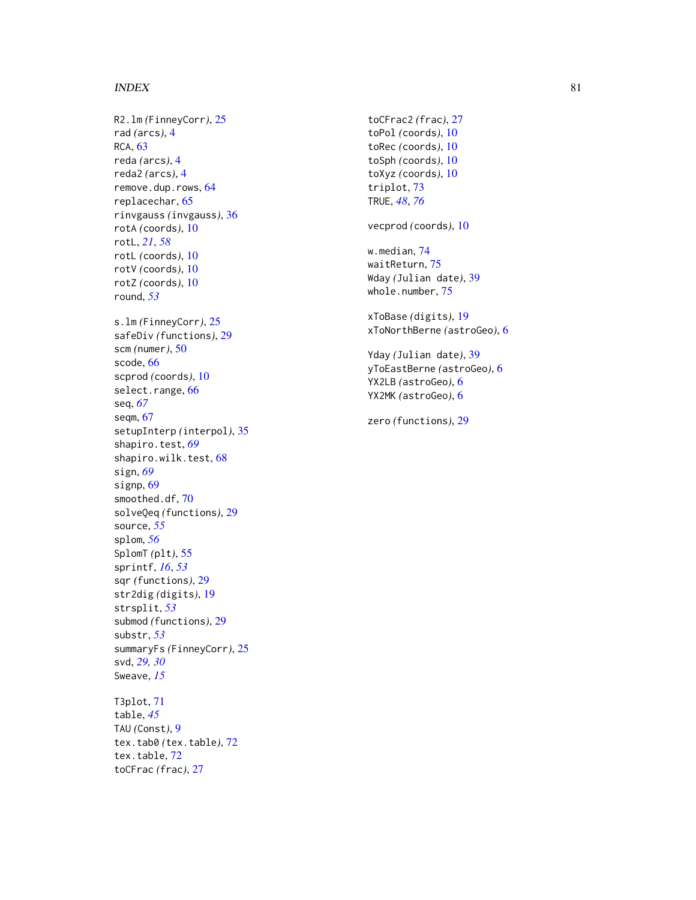R2.lm *(FinneyCorr)*, 25
rad *(arcs)*, 4
RCA, 63
reda *(arcs)*, 4
reda2 *(arcs)*, 4
remove.dup.rows, 64
replacechar, 65
rinvgauss *(invgauss)*, 36
rotA *(coords)*, 10
rotL, *21*, *58*
rotL *(coords)*, 10
rotV *(coords)*, 10
rotZ *(coords)*, 10
round, *53*

s.lm *(FinneyCorr)*, 25
safeDiv *(functions)*, 29
scm *(numer)*, 50
scode, 66
scprod *(coords)*, 10
select.range, 66
seq, *67*
seqm, 67
setupInterp *(interpol)*, 35
shapiro.test, *69*
shapiro.wilk.test, 68
sign, *69*
signp, 69
smoothed.df, 70
solveQeq *(functions)*, 29
source, *55*
splom, *56*
SplomT *(plt)*, 55
sprintf, *16*, *53*
sqr *(functions)*, 29
str2dig *(digits)*, 19
strsplit, *53*
submod *(functions)*, 29
substr, *53*
summaryFs *(FinneyCorr)*, 25
svd, *29, 30*
Sweave, *15*

T3plot, 71
table, *45*
TAU *(Const)*, 9
tex.tab0 *(tex.table)*, 72
tex.table, 72
toCFrac *(frac)*, 27
toCFrac2 *(frac)*, 27
toPol *(coords)*, 10
toRec *(coords)*, 10
toSph *(coords)*, 10
toXyz *(coords)*, 10
triplot, 73
TRUE, *48*, *76*

vecprod *(coords)*, 10

w.median, 74
waitReturn, 75
Wday *(Julian date)*, 39
whole.number, 75

xToBase *(digits)*, 19
xToNorthBerne *(astroGeo)*, 6

Yday *(Julian date)*, 39
yToEastBerne *(astroGeo)*, 6
YX2LB *(astroGeo)*, 6
YX2MK *(astroGeo)*, 6

zero *(functions)*, 29